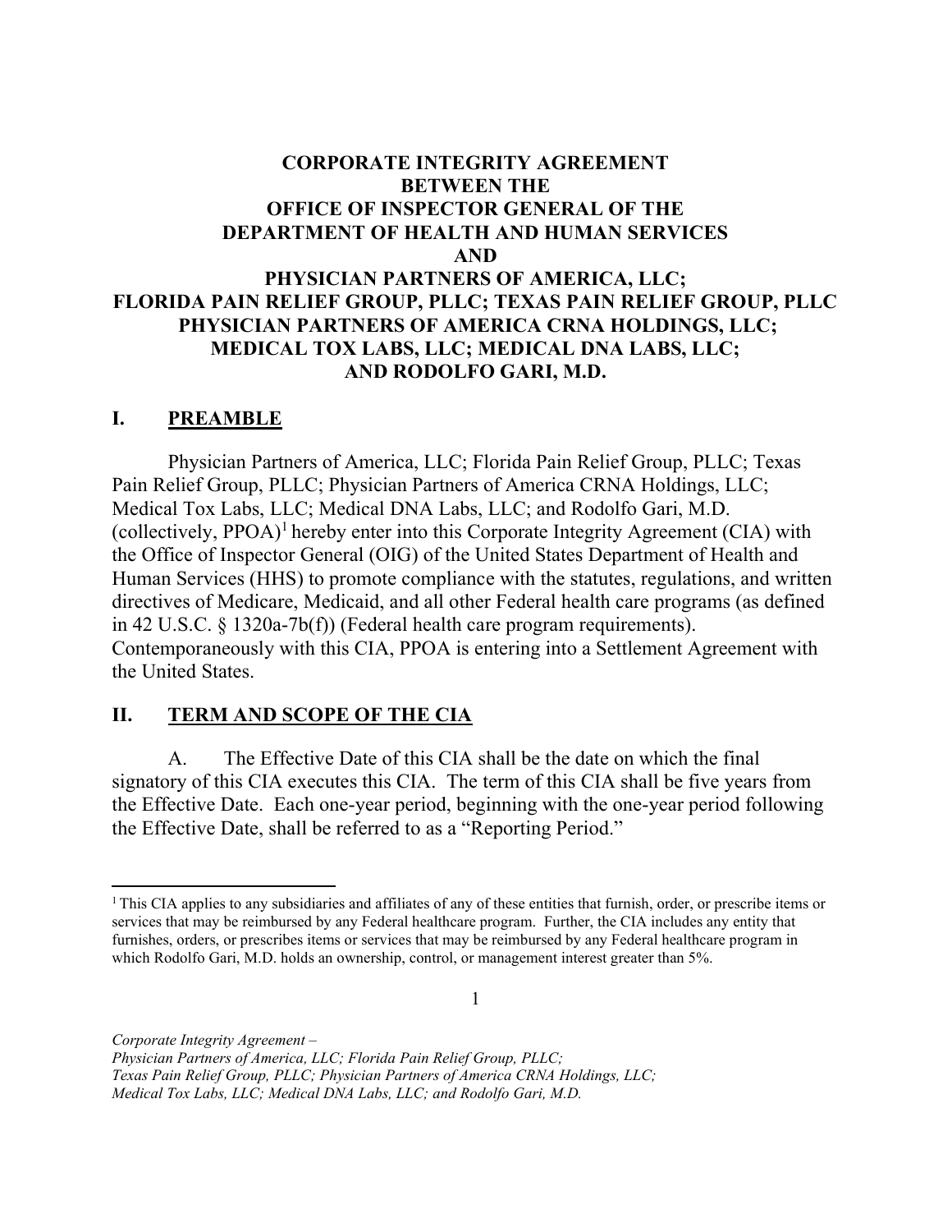# CORPORATE INTEGRITY AGREEMENT BETWEEN THE OFFICE OF INSPECTOR GENERAL OF THE DEPARTMENT OF HEALTH AND HUMAN SERVICES AND PHYSICIAN PARTNERS OF AMERICA, LLC; FLORIDA PAIN RELIEF GROUP, PLLC; TEXAS PAIN RELIEF GROUP, PLLC PHYSICIAN PARTNERS OF AMERICA CRNA HOLDINGS, LLC; MEDICAL TOX LABS, LLC; MEDICAL DNA LABS, LLC; AND RODOLFO GARI, M.D.

## I. PREAMBLE

Physician Partners of America, LLC; Florida Pain Relief Group, PLLC; Texas Pain Relief Group, PLLC; Physician Partners of America CRNA Holdings, LLC; Medical Tox Labs, LLC; Medical DNA Labs, LLC; and Rodolfo Gari, M.D. (collectively, PPOA)[1] hereby enter into this Corporate Integrity Agreement (CIA) with the Office of Inspector General (OIG) of the United States Department of Health and Human Services (HHS) to promote compliance with the statutes, regulations, and written directives of Medicare, Medicaid, and all other Federal health care programs (as defined in 42 U.S.C. § 1320a-7b(f)) (Federal health care program requirements). Contemporaneously with this CIA, PPOA is entering into a Settlement Agreement with the United States.

## II. TERM AND SCOPE OF THE CIA

A. The Effective Date of this CIA shall be the date on which the final signatory of this CIA executes this CIA. The term of this CIA shall be five years from the Effective Date. Each one-year period, beginning with the one-year period following the Effective Date, shall be referred to as a "Reporting Period."

---

[1] This CIA applies to any subsidiaries and affiliates of any of these entities that furnish, order, or prescribe items or services that may be reimbursed by any Federal healthcare program. Further, the CIA includes any entity that furnishes, orders, or prescribes items or services that may be reimbursed by any Federal healthcare program in which Rodolfo Gari, M.D. holds an ownership, control, or management interest greater than 5%.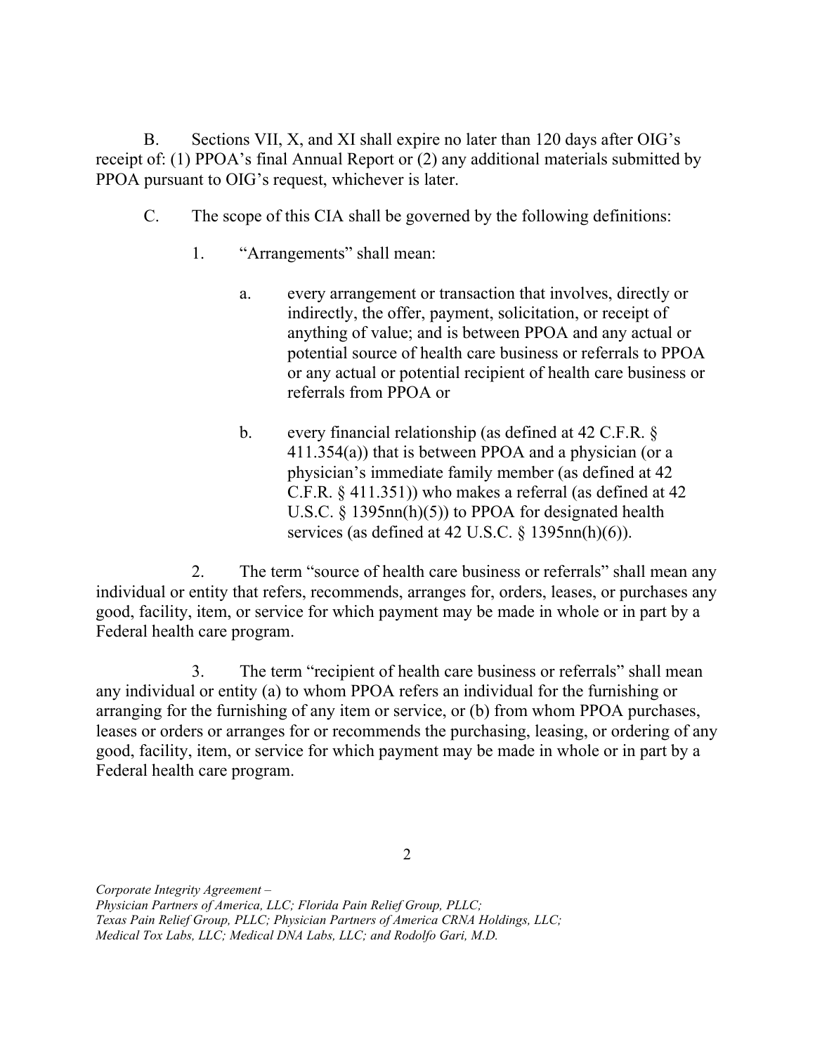B. Sections VII, X, and XI shall expire no later than 120 days after OIG's receipt of: (1) PPOA's final Annual Report or (2) any additional materials submitted by PPOA pursuant to OIG's request, whichever is later.

C. The scope of this CIA shall be governed by the following definitions:

1. "Arrangements" shall mean:

   a. every arrangement or transaction that involves, directly or indirectly, the offer, payment, solicitation, or receipt of anything of value; and is between PPOA and any actual or potential source of health care business or referrals to PPOA or any actual or potential recipient of health care business or referrals from PPOA or

   b. every financial relationship (as defined at 42 C.F.R. § 411.354(a)) that is between PPOA and a physician (or a physician's immediate family member (as defined at 42 C.F.R. § 411.351)) who makes a referral (as defined at 42 U.S.C. § 1395nn(h)(5)) to PPOA for designated health services (as defined at 42 U.S.C. § 1395nn(h)(6)).

2. The term "source of health care business or referrals" shall mean any individual or entity that refers, recommends, arranges for, orders, leases, or purchases any good, facility, item, or service for which payment may be made in whole or in part by a Federal health care program.

3. The term "recipient of health care business or referrals" shall mean any individual or entity (a) to whom PPOA refers an individual for the furnishing or arranging for the furnishing of any item or service, or (b) from whom PPOA purchases, leases or orders or arranges for or recommends the purchasing, leasing, or ordering of any good, facility, item, or service for which payment may be made in whole or in part by a Federal health care program.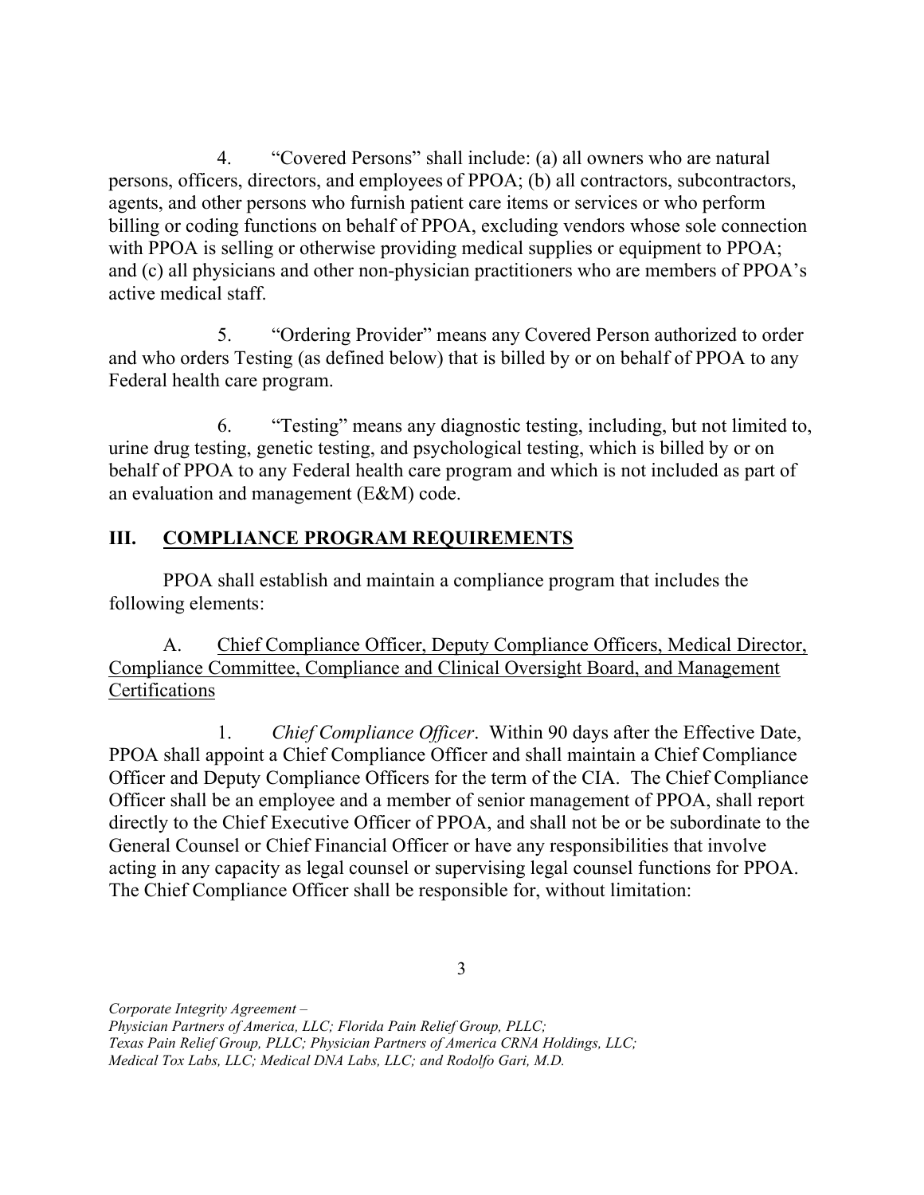4. "Covered Persons" shall include: (a) all owners who are natural persons, officers, directors, and employees of PPOA; (b) all contractors, subcontractors, agents, and other persons who furnish patient care items or services or who perform billing or coding functions on behalf of PPOA, excluding vendors whose sole connection with PPOA is selling or otherwise providing medical supplies or equipment to PPOA; and (c) all physicians and other non-physician practitioners who are members of PPOA's active medical staff.

5. "Ordering Provider" means any Covered Person authorized to order and who orders Testing (as defined below) that is billed by or on behalf of PPOA to any Federal health care program.

6. "Testing" means any diagnostic testing, including, but not limited to, urine drug testing, genetic testing, and psychological testing, which is billed by or on behalf of PPOA to any Federal health care program and which is not included as part of an evaluation and management (E&M) code.

## III. COMPLIANCE PROGRAM REQUIREMENTS

PPOA shall establish and maintain a compliance program that includes the following elements:

### A. Chief Compliance Officer, Deputy Compliance Officers, Medical Director, Compliance Committee, Compliance and Clinical Oversight Board, and Management Certifications

1. *Chief Compliance Officer*. Within 90 days after the Effective Date, PPOA shall appoint a Chief Compliance Officer and shall maintain a Chief Compliance Officer and Deputy Compliance Officers for the term of the CIA. The Chief Compliance Officer shall be an employee and a member of senior management of PPOA, shall report directly to the Chief Executive Officer of PPOA, and shall not be or be subordinate to the General Counsel or Chief Financial Officer or have any responsibilities that involve acting in any capacity as legal counsel or supervising legal counsel functions for PPOA. The Chief Compliance Officer shall be responsible for, without limitation: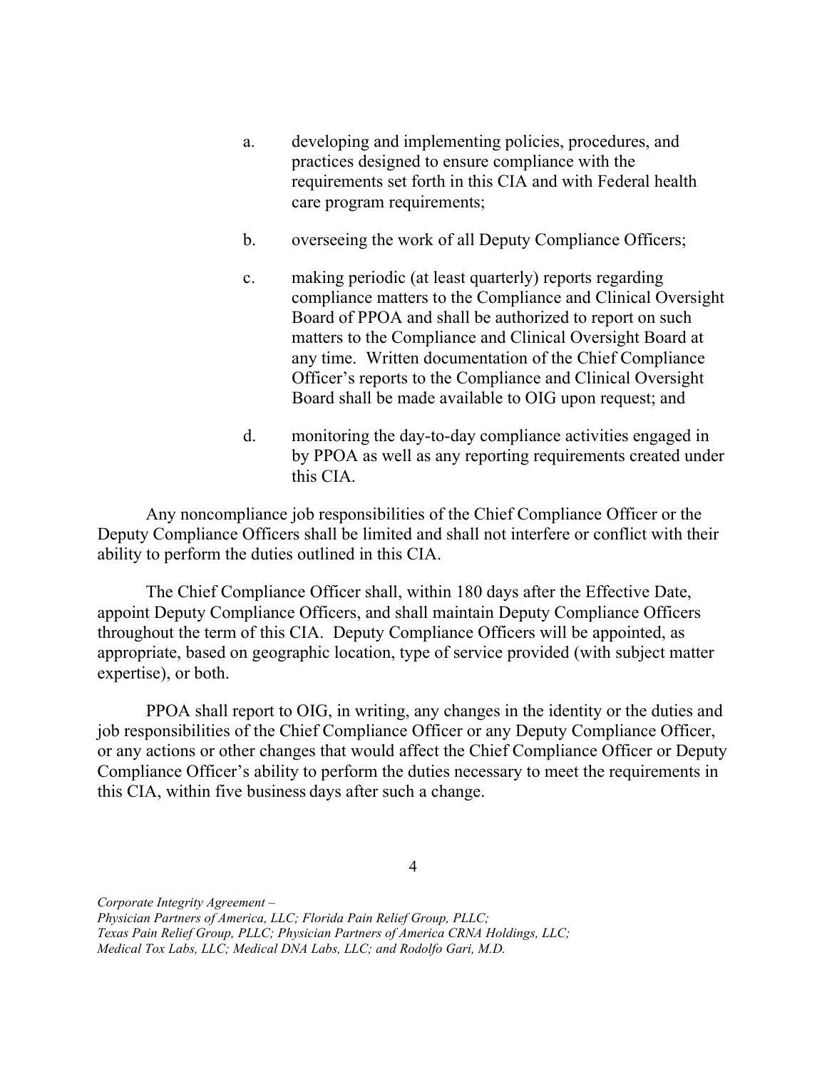a. developing and implementing policies, procedures, and practices designed to ensure compliance with the requirements set forth in this CIA and with Federal health care program requirements;

b. overseeing the work of all Deputy Compliance Officers;

c. making periodic (at least quarterly) reports regarding compliance matters to the Compliance and Clinical Oversight Board of PPOA and shall be authorized to report on such matters to the Compliance and Clinical Oversight Board at any time. Written documentation of the Chief Compliance Officer's reports to the Compliance and Clinical Oversight Board shall be made available to OIG upon request; and

d. monitoring the day-to-day compliance activities engaged in by PPOA as well as any reporting requirements created under this CIA.

Any noncompliance job responsibilities of the Chief Compliance Officer or the Deputy Compliance Officers shall be limited and shall not interfere or conflict with their ability to perform the duties outlined in this CIA.

The Chief Compliance Officer shall, within 180 days after the Effective Date, appoint Deputy Compliance Officers, and shall maintain Deputy Compliance Officers throughout the term of this CIA. Deputy Compliance Officers will be appointed, as appropriate, based on geographic location, type of service provided (with subject matter expertise), or both.

PPOA shall report to OIG, in writing, any changes in the identity or the duties and job responsibilities of the Chief Compliance Officer or any Deputy Compliance Officer, or any actions or other changes that would affect the Chief Compliance Officer or Deputy Compliance Officer's ability to perform the duties necessary to meet the requirements in this CIA, within five business days after such a change.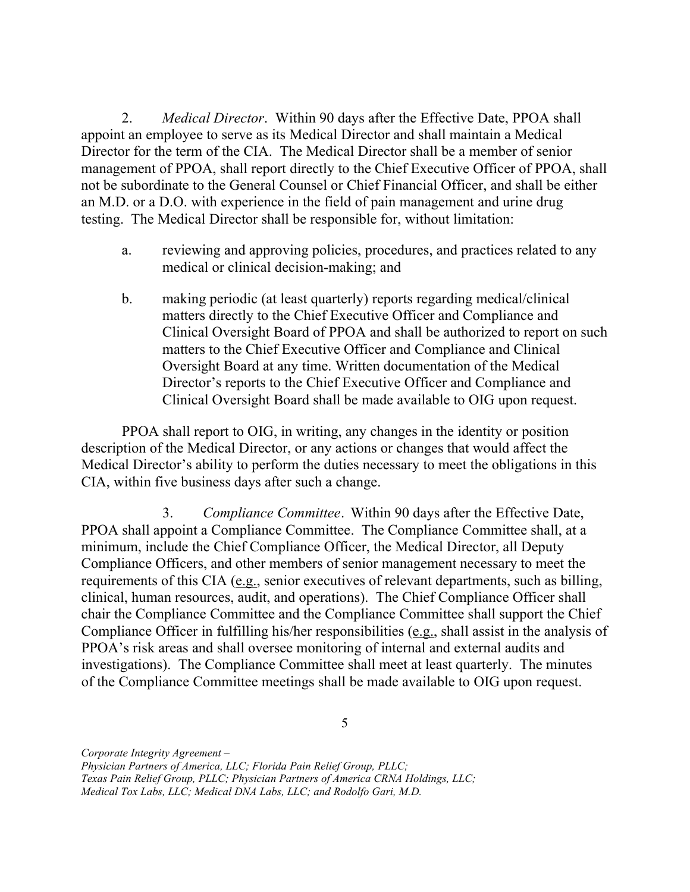2. *Medical Director*. Within 90 days after the Effective Date, PPOA shall appoint an employee to serve as its Medical Director and shall maintain a Medical Director for the term of the CIA. The Medical Director shall be a member of senior management of PPOA, shall report directly to the Chief Executive Officer of PPOA, shall not be subordinate to the General Counsel or Chief Financial Officer, and shall be either an M.D. or a D.O. with experience in the field of pain management and urine drug testing. The Medical Director shall be responsible for, without limitation:

a. reviewing and approving policies, procedures, and practices related to any medical or clinical decision-making; and

b. making periodic (at least quarterly) reports regarding medical/clinical matters directly to the Chief Executive Officer and Compliance and Clinical Oversight Board of PPOA and shall be authorized to report on such matters to the Chief Executive Officer and Compliance and Clinical Oversight Board at any time. Written documentation of the Medical Director's reports to the Chief Executive Officer and Compliance and Clinical Oversight Board shall be made available to OIG upon request.

PPOA shall report to OIG, in writing, any changes in the identity or position description of the Medical Director, or any actions or changes that would affect the Medical Director's ability to perform the duties necessary to meet the obligations in this CIA, within five business days after such a change.

3. *Compliance Committee*. Within 90 days after the Effective Date, PPOA shall appoint a Compliance Committee. The Compliance Committee shall, at a minimum, include the Chief Compliance Officer, the Medical Director, all Deputy Compliance Officers, and other members of senior management necessary to meet the requirements of this CIA (e.g., senior executives of relevant departments, such as billing, clinical, human resources, audit, and operations). The Chief Compliance Officer shall chair the Compliance Committee and the Compliance Committee shall support the Chief Compliance Officer in fulfilling his/her responsibilities (e.g., shall assist in the analysis of PPOA's risk areas and shall oversee monitoring of internal and external audits and investigations). The Compliance Committee shall meet at least quarterly. The minutes of the Compliance Committee meetings shall be made available to OIG upon request.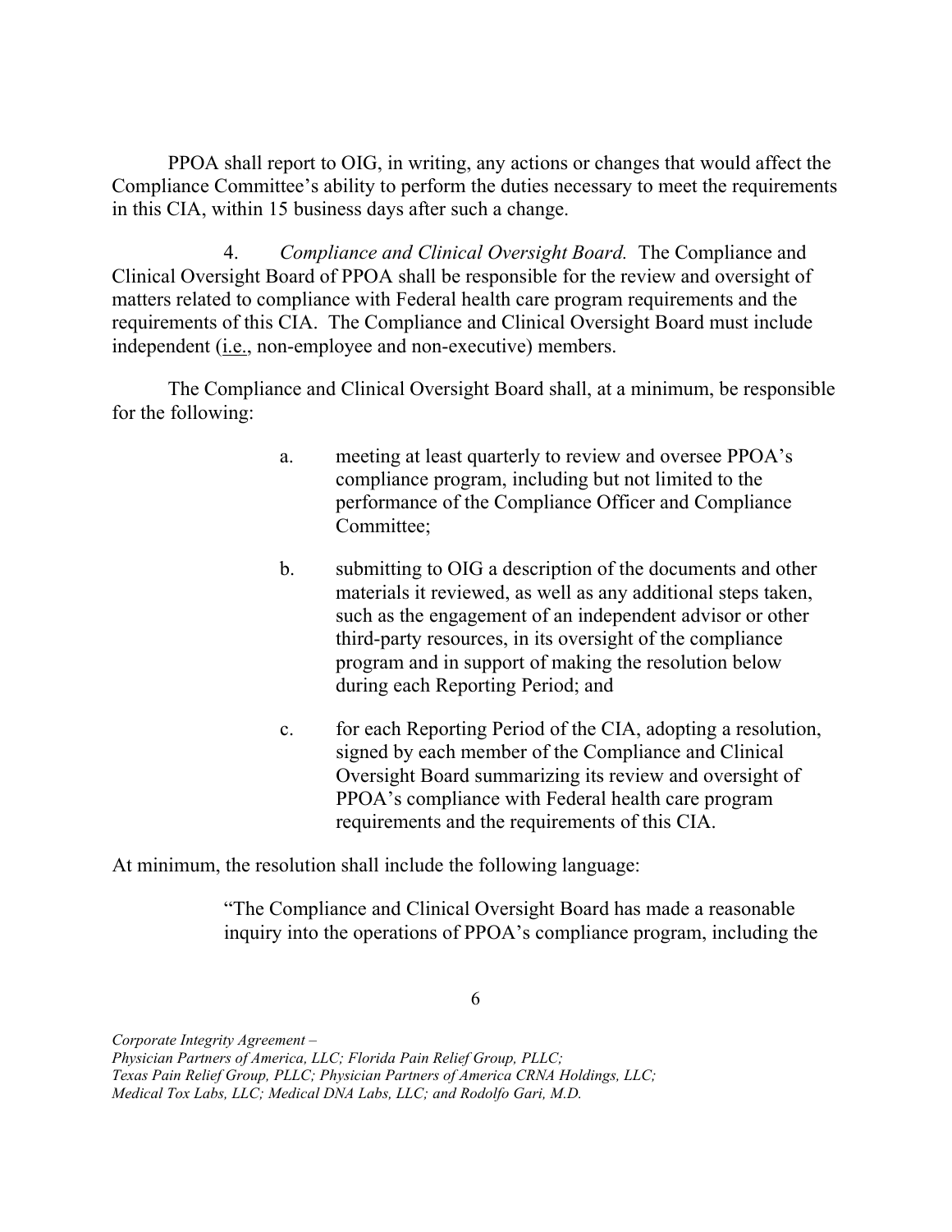PPOA shall report to OIG, in writing, any actions or changes that would affect the Compliance Committee's ability to perform the duties necessary to meet the requirements in this CIA, within 15 business days after such a change.

4. *Compliance and Clinical Oversight Board.* The Compliance and Clinical Oversight Board of PPOA shall be responsible for the review and oversight of matters related to compliance with Federal health care program requirements and the requirements of this CIA. The Compliance and Clinical Oversight Board must include independent (i.e., non-employee and non-executive) members.

The Compliance and Clinical Oversight Board shall, at a minimum, be responsible for the following:

a. meeting at least quarterly to review and oversee PPOA's compliance program, including but not limited to the performance of the Compliance Officer and Compliance Committee;

b. submitting to OIG a description of the documents and other materials it reviewed, as well as any additional steps taken, such as the engagement of an independent advisor or other third-party resources, in its oversight of the compliance program and in support of making the resolution below during each Reporting Period; and

c. for each Reporting Period of the CIA, adopting a resolution, signed by each member of the Compliance and Clinical Oversight Board summarizing its review and oversight of PPOA's compliance with Federal health care program requirements and the requirements of this CIA.

At minimum, the resolution shall include the following language:

> "The Compliance and Clinical Oversight Board has made a reasonable inquiry into the operations of PPOA's compliance program, including the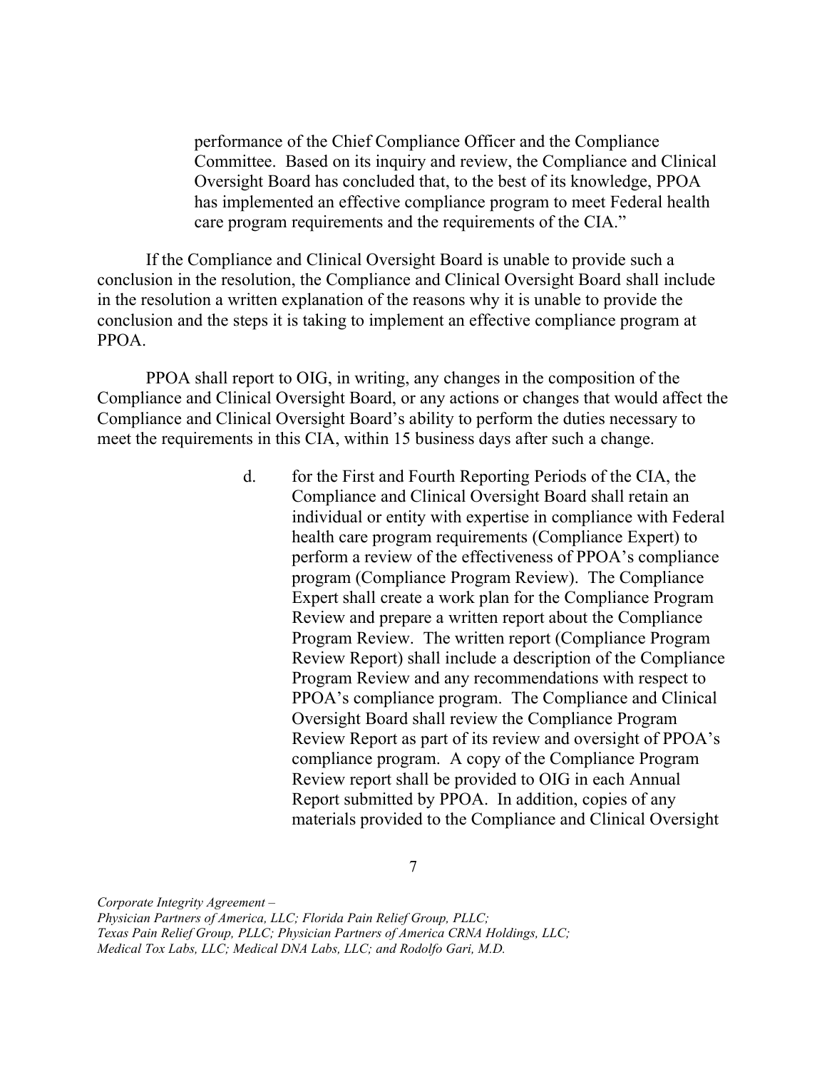performance of the Chief Compliance Officer and the Compliance Committee. Based on its inquiry and review, the Compliance and Clinical Oversight Board has concluded that, to the best of its knowledge, PPOA has implemented an effective compliance program to meet Federal health care program requirements and the requirements of the CIA."

If the Compliance and Clinical Oversight Board is unable to provide such a conclusion in the resolution, the Compliance and Clinical Oversight Board shall include in the resolution a written explanation of the reasons why it is unable to provide the conclusion and the steps it is taking to implement an effective compliance program at PPOA.

PPOA shall report to OIG, in writing, any changes in the composition of the Compliance and Clinical Oversight Board, or any actions or changes that would affect the Compliance and Clinical Oversight Board's ability to perform the duties necessary to meet the requirements in this CIA, within 15 business days after such a change.

d. for the First and Fourth Reporting Periods of the CIA, the Compliance and Clinical Oversight Board shall retain an individual or entity with expertise in compliance with Federal health care program requirements (Compliance Expert) to perform a review of the effectiveness of PPOA's compliance program (Compliance Program Review). The Compliance Expert shall create a work plan for the Compliance Program Review and prepare a written report about the Compliance Program Review. The written report (Compliance Program Review Report) shall include a description of the Compliance Program Review and any recommendations with respect to PPOA's compliance program. The Compliance and Clinical Oversight Board shall review the Compliance Program Review Report as part of its review and oversight of PPOA's compliance program. A copy of the Compliance Program Review report shall be provided to OIG in each Annual Report submitted by PPOA. In addition, copies of any materials provided to the Compliance and Clinical Oversight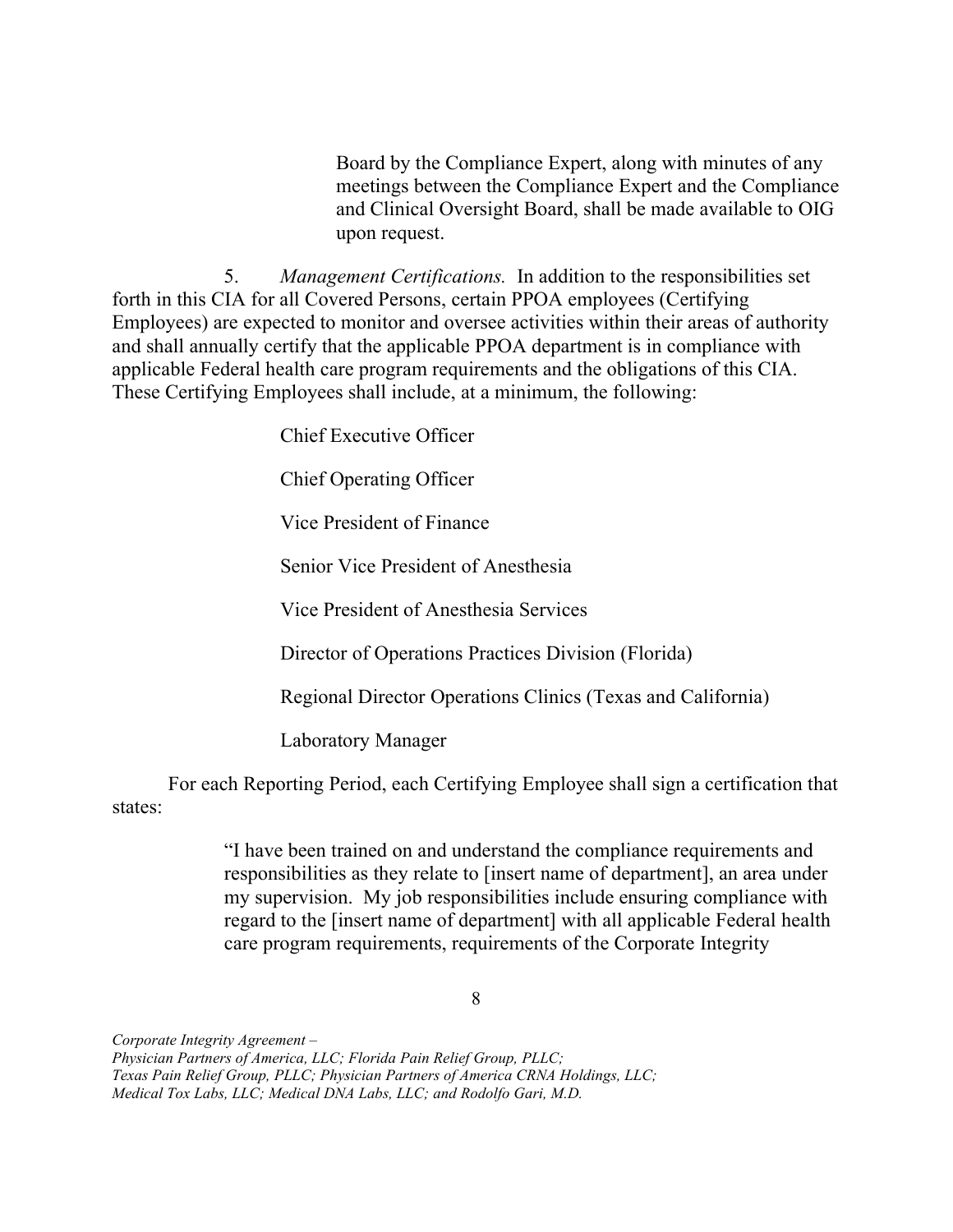Board by the Compliance Expert, along with minutes of any meetings between the Compliance Expert and the Compliance and Clinical Oversight Board, shall be made available to OIG upon request.

5. *Management Certifications.* In addition to the responsibilities set forth in this CIA for all Covered Persons, certain PPOA employees (Certifying Employees) are expected to monitor and oversee activities within their areas of authority and shall annually certify that the applicable PPOA department is in compliance with applicable Federal health care program requirements and the obligations of this CIA. These Certifying Employees shall include, at a minimum, the following:

Chief Executive Officer

Chief Operating Officer

Vice President of Finance

Senior Vice President of Anesthesia

Vice President of Anesthesia Services

Director of Operations Practices Division (Florida)

Regional Director Operations Clinics (Texas and California)

Laboratory Manager

For each Reporting Period, each Certifying Employee shall sign a certification that states:

> "I have been trained on and understand the compliance requirements and responsibilities as they relate to [insert name of department], an area under my supervision. My job responsibilities include ensuring compliance with regard to the [insert name of department] with all applicable Federal health care program requirements, requirements of the Corporate Integrity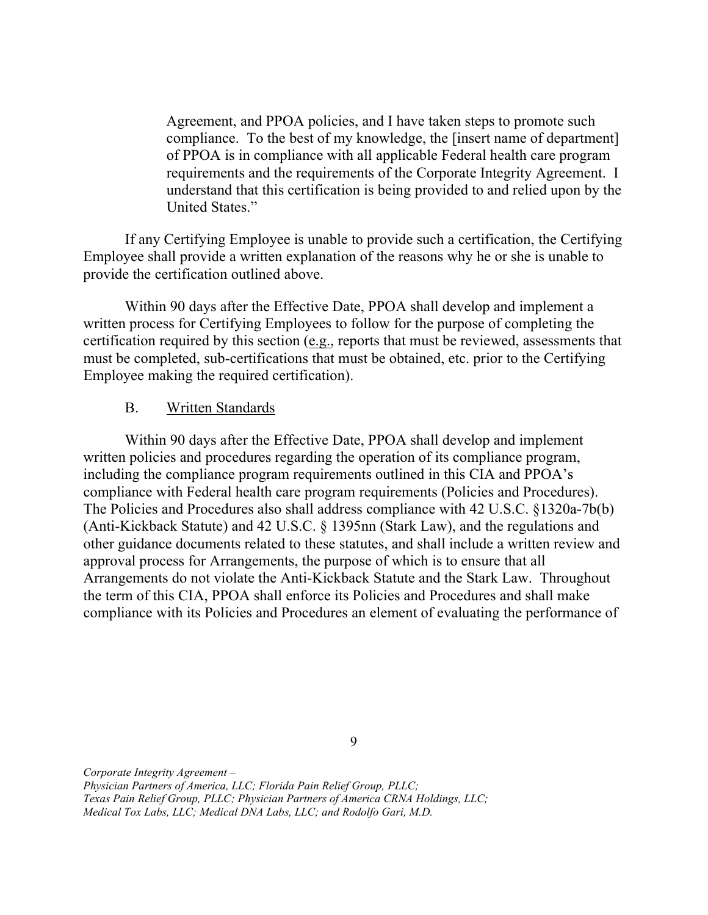> Agreement, and PPOA policies, and I have taken steps to promote such compliance. To the best of my knowledge, the [insert name of department] of PPOA is in compliance with all applicable Federal health care program requirements and the requirements of the Corporate Integrity Agreement. I understand that this certification is being provided to and relied upon by the United States."

If any Certifying Employee is unable to provide such a certification, the Certifying Employee shall provide a written explanation of the reasons why he or she is unable to provide the certification outlined above.

Within 90 days after the Effective Date, PPOA shall develop and implement a written process for Certifying Employees to follow for the purpose of completing the certification required by this section (e.g., reports that must be reviewed, assessments that must be completed, sub-certifications that must be obtained, etc. prior to the Certifying Employee making the required certification).

### B. Written Standards

Within 90 days after the Effective Date, PPOA shall develop and implement written policies and procedures regarding the operation of its compliance program, including the compliance program requirements outlined in this CIA and PPOA's compliance with Federal health care program requirements (Policies and Procedures). The Policies and Procedures also shall address compliance with 42 U.S.C. §1320a-7b(b) (Anti-Kickback Statute) and 42 U.S.C. § 1395nn (Stark Law), and the regulations and other guidance documents related to these statutes, and shall include a written review and approval process for Arrangements, the purpose of which is to ensure that all Arrangements do not violate the Anti-Kickback Statute and the Stark Law. Throughout the term of this CIA, PPOA shall enforce its Policies and Procedures and shall make compliance with its Policies and Procedures an element of evaluating the performance of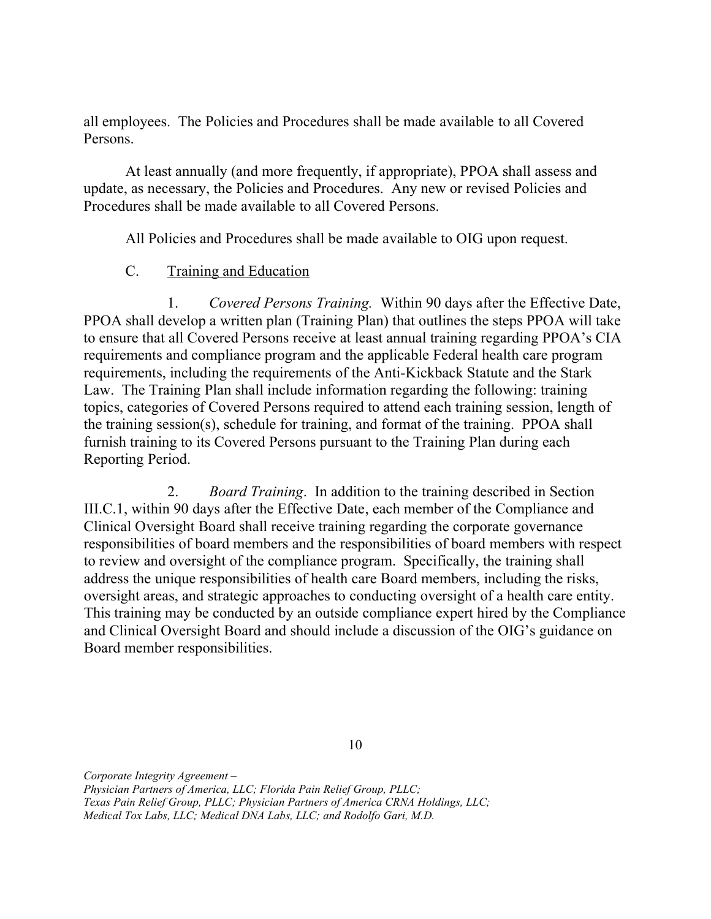all employees. The Policies and Procedures shall be made available to all Covered Persons.

At least annually (and more frequently, if appropriate), PPOA shall assess and update, as necessary, the Policies and Procedures. Any new or revised Policies and Procedures shall be made available to all Covered Persons.

All Policies and Procedures shall be made available to OIG upon request.

C. Training and Education

1. *Covered Persons Training.* Within 90 days after the Effective Date, PPOA shall develop a written plan (Training Plan) that outlines the steps PPOA will take to ensure that all Covered Persons receive at least annual training regarding PPOA's CIA requirements and compliance program and the applicable Federal health care program requirements, including the requirements of the Anti-Kickback Statute and the Stark Law. The Training Plan shall include information regarding the following: training topics, categories of Covered Persons required to attend each training session, length of the training session(s), schedule for training, and format of the training. PPOA shall furnish training to its Covered Persons pursuant to the Training Plan during each Reporting Period.

2. *Board Training*. In addition to the training described in Section III.C.1, within 90 days after the Effective Date, each member of the Compliance and Clinical Oversight Board shall receive training regarding the corporate governance responsibilities of board members and the responsibilities of board members with respect to review and oversight of the compliance program. Specifically, the training shall address the unique responsibilities of health care Board members, including the risks, oversight areas, and strategic approaches to conducting oversight of a health care entity. This training may be conducted by an outside compliance expert hired by the Compliance and Clinical Oversight Board and should include a discussion of the OIG's guidance on Board member responsibilities.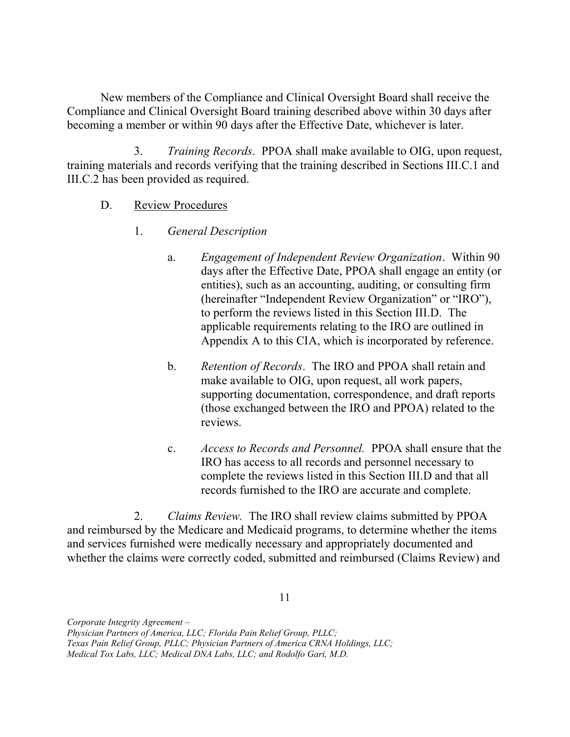New members of the Compliance and Clinical Oversight Board shall receive the Compliance and Clinical Oversight Board training described above within 30 days after becoming a member or within 90 days after the Effective Date, whichever is later.

3. *Training Records*. PPOA shall make available to OIG, upon request, training materials and records verifying that the training described in Sections III.C.1 and III.C.2 has been provided as required.

D. Review Procedures

1. *General Description*

a. *Engagement of Independent Review Organization*. Within 90 days after the Effective Date, PPOA shall engage an entity (or entities), such as an accounting, auditing, or consulting firm (hereinafter "Independent Review Organization" or "IRO"), to perform the reviews listed in this Section III.D. The applicable requirements relating to the IRO are outlined in Appendix A to this CIA, which is incorporated by reference.

b. *Retention of Records*. The IRO and PPOA shall retain and make available to OIG, upon request, all work papers, supporting documentation, correspondence, and draft reports (those exchanged between the IRO and PPOA) related to the reviews.

c. *Access to Records and Personnel.* PPOA shall ensure that the IRO has access to all records and personnel necessary to complete the reviews listed in this Section III.D and that all records furnished to the IRO are accurate and complete.

2. *Claims Review.* The IRO shall review claims submitted by PPOA and reimbursed by the Medicare and Medicaid programs, to determine whether the items and services furnished were medically necessary and appropriately documented and whether the claims were correctly coded, submitted and reimbursed (Claims Review) and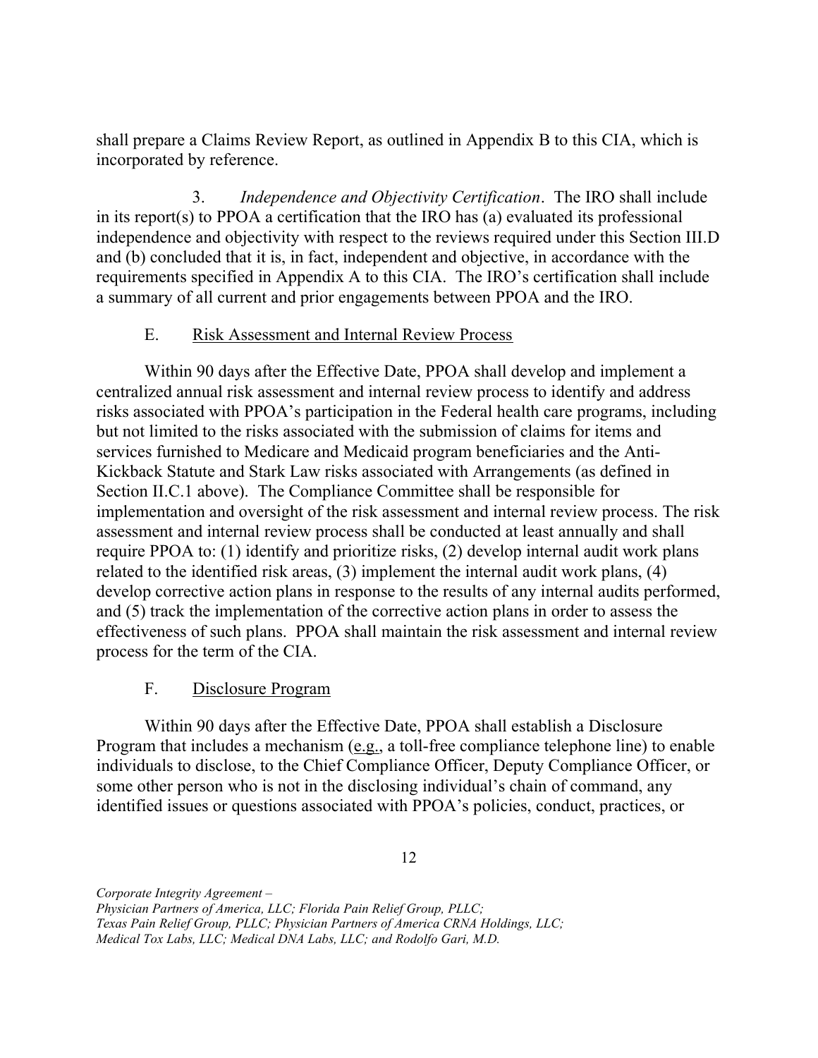shall prepare a Claims Review Report, as outlined in Appendix B to this CIA, which is incorporated by reference.

3. *Independence and Objectivity Certification*. The IRO shall include in its report(s) to PPOA a certification that the IRO has (a) evaluated its professional independence and objectivity with respect to the reviews required under this Section III.D and (b) concluded that it is, in fact, independent and objective, in accordance with the requirements specified in Appendix A to this CIA. The IRO's certification shall include a summary of all current and prior engagements between PPOA and the IRO.

E. <u>Risk Assessment and Internal Review Process</u>

Within 90 days after the Effective Date, PPOA shall develop and implement a centralized annual risk assessment and internal review process to identify and address risks associated with PPOA's participation in the Federal health care programs, including but not limited to the risks associated with the submission of claims for items and services furnished to Medicare and Medicaid program beneficiaries and the Anti-Kickback Statute and Stark Law risks associated with Arrangements (as defined in Section II.C.1 above). The Compliance Committee shall be responsible for implementation and oversight of the risk assessment and internal review process. The risk assessment and internal review process shall be conducted at least annually and shall require PPOA to: (1) identify and prioritize risks, (2) develop internal audit work plans related to the identified risk areas, (3) implement the internal audit work plans, (4) develop corrective action plans in response to the results of any internal audits performed, and (5) track the implementation of the corrective action plans in order to assess the effectiveness of such plans. PPOA shall maintain the risk assessment and internal review process for the term of the CIA.

F. <u>Disclosure Program</u>

Within 90 days after the Effective Date, PPOA shall establish a Disclosure Program that includes a mechanism (<u>e.g.</u>, a toll-free compliance telephone line) to enable individuals to disclose, to the Chief Compliance Officer, Deputy Compliance Officer, or some other person who is not in the disclosing individual's chain of command, any identified issues or questions associated with PPOA's policies, conduct, practices, or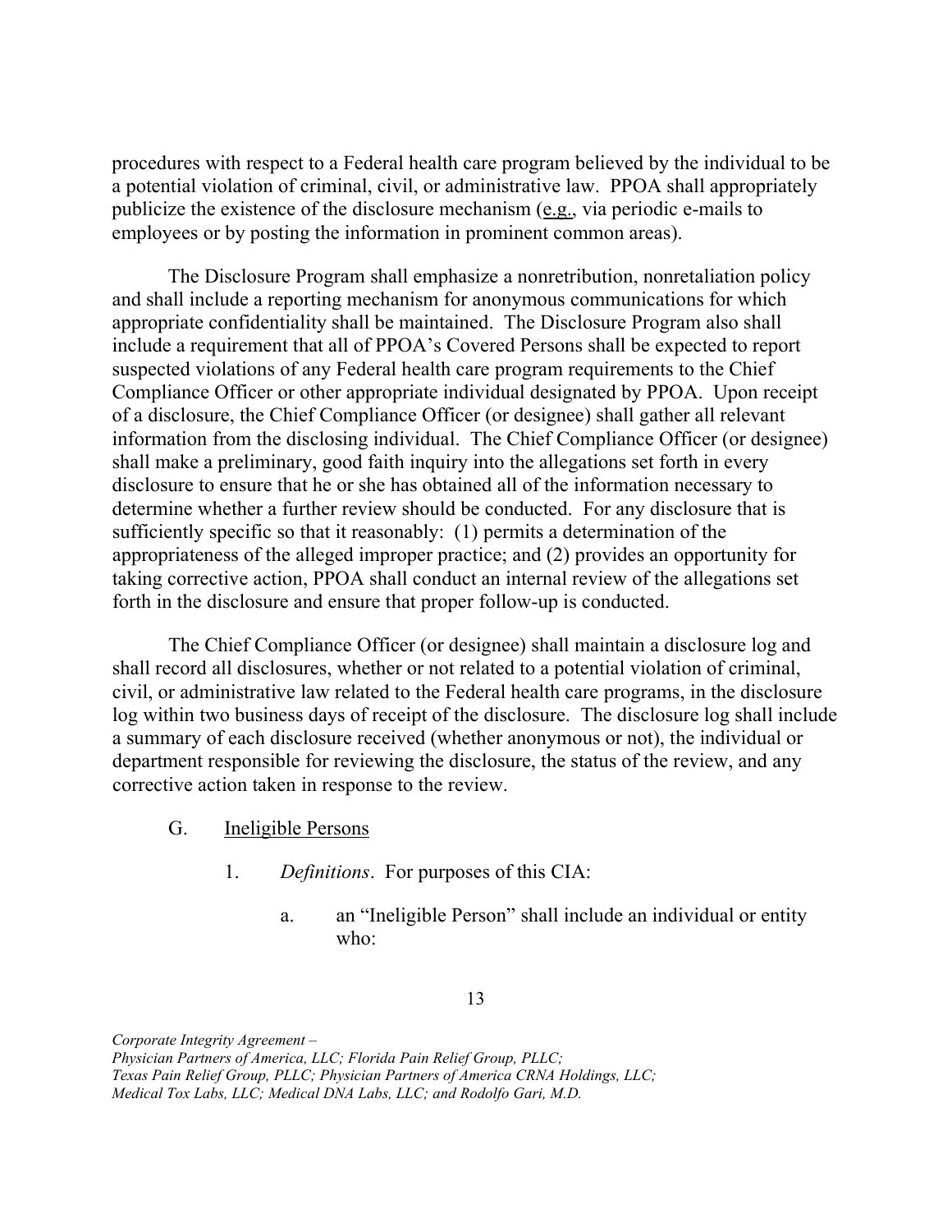procedures with respect to a Federal health care program believed by the individual to be a potential violation of criminal, civil, or administrative law. PPOA shall appropriately publicize the existence of the disclosure mechanism (e.g., via periodic e-mails to employees or by posting the information in prominent common areas).

The Disclosure Program shall emphasize a nonretribution, nonretaliation policy and shall include a reporting mechanism for anonymous communications for which appropriate confidentiality shall be maintained. The Disclosure Program also shall include a requirement that all of PPOA's Covered Persons shall be expected to report suspected violations of any Federal health care program requirements to the Chief Compliance Officer or other appropriate individual designated by PPOA. Upon receipt of a disclosure, the Chief Compliance Officer (or designee) shall gather all relevant information from the disclosing individual. The Chief Compliance Officer (or designee) shall make a preliminary, good faith inquiry into the allegations set forth in every disclosure to ensure that he or she has obtained all of the information necessary to determine whether a further review should be conducted. For any disclosure that is sufficiently specific so that it reasonably: (1) permits a determination of the appropriateness of the alleged improper practice; and (2) provides an opportunity for taking corrective action, PPOA shall conduct an internal review of the allegations set forth in the disclosure and ensure that proper follow-up is conducted.

The Chief Compliance Officer (or designee) shall maintain a disclosure log and shall record all disclosures, whether or not related to a potential violation of criminal, civil, or administrative law related to the Federal health care programs, in the disclosure log within two business days of receipt of the disclosure. The disclosure log shall include a summary of each disclosure received (whether anonymous or not), the individual or department responsible for reviewing the disclosure, the status of the review, and any corrective action taken in response to the review.

G. Ineligible Persons

1. *Definitions*. For purposes of this CIA:

a. an "Ineligible Person" shall include an individual or entity who: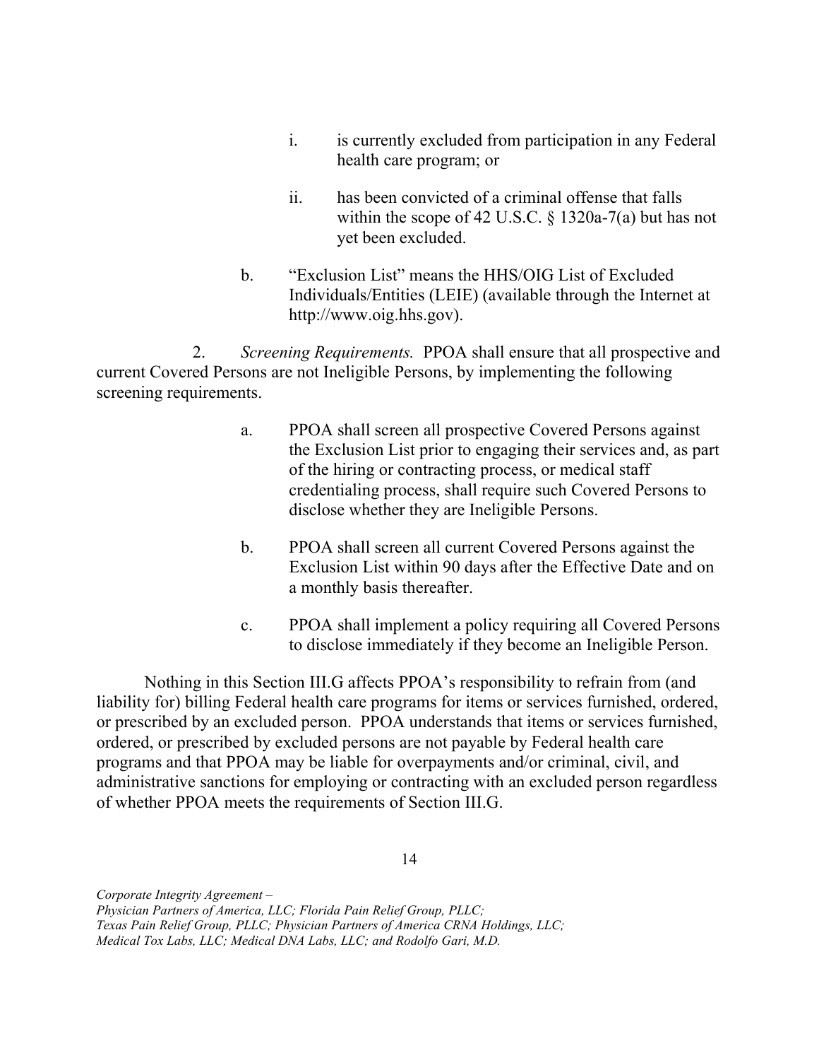i. is currently excluded from participation in any Federal health care program; or

ii. has been convicted of a criminal offense that falls within the scope of 42 U.S.C. § 1320a-7(a) but has not yet been excluded.

b. "Exclusion List" means the HHS/OIG List of Excluded Individuals/Entities (LEIE) (available through the Internet at http://www.oig.hhs.gov).

2. *Screening Requirements.* PPOA shall ensure that all prospective and current Covered Persons are not Ineligible Persons, by implementing the following screening requirements.

a. PPOA shall screen all prospective Covered Persons against the Exclusion List prior to engaging their services and, as part of the hiring or contracting process, or medical staff credentialing process, shall require such Covered Persons to disclose whether they are Ineligible Persons.

b. PPOA shall screen all current Covered Persons against the Exclusion List within 90 days after the Effective Date and on a monthly basis thereafter.

c. PPOA shall implement a policy requiring all Covered Persons to disclose immediately if they become an Ineligible Person.

Nothing in this Section III.G affects PPOA's responsibility to refrain from (and liability for) billing Federal health care programs for items or services furnished, ordered, or prescribed by an excluded person. PPOA understands that items or services furnished, ordered, or prescribed by excluded persons are not payable by Federal health care programs and that PPOA may be liable for overpayments and/or criminal, civil, and administrative sanctions for employing or contracting with an excluded person regardless of whether PPOA meets the requirements of Section III.G.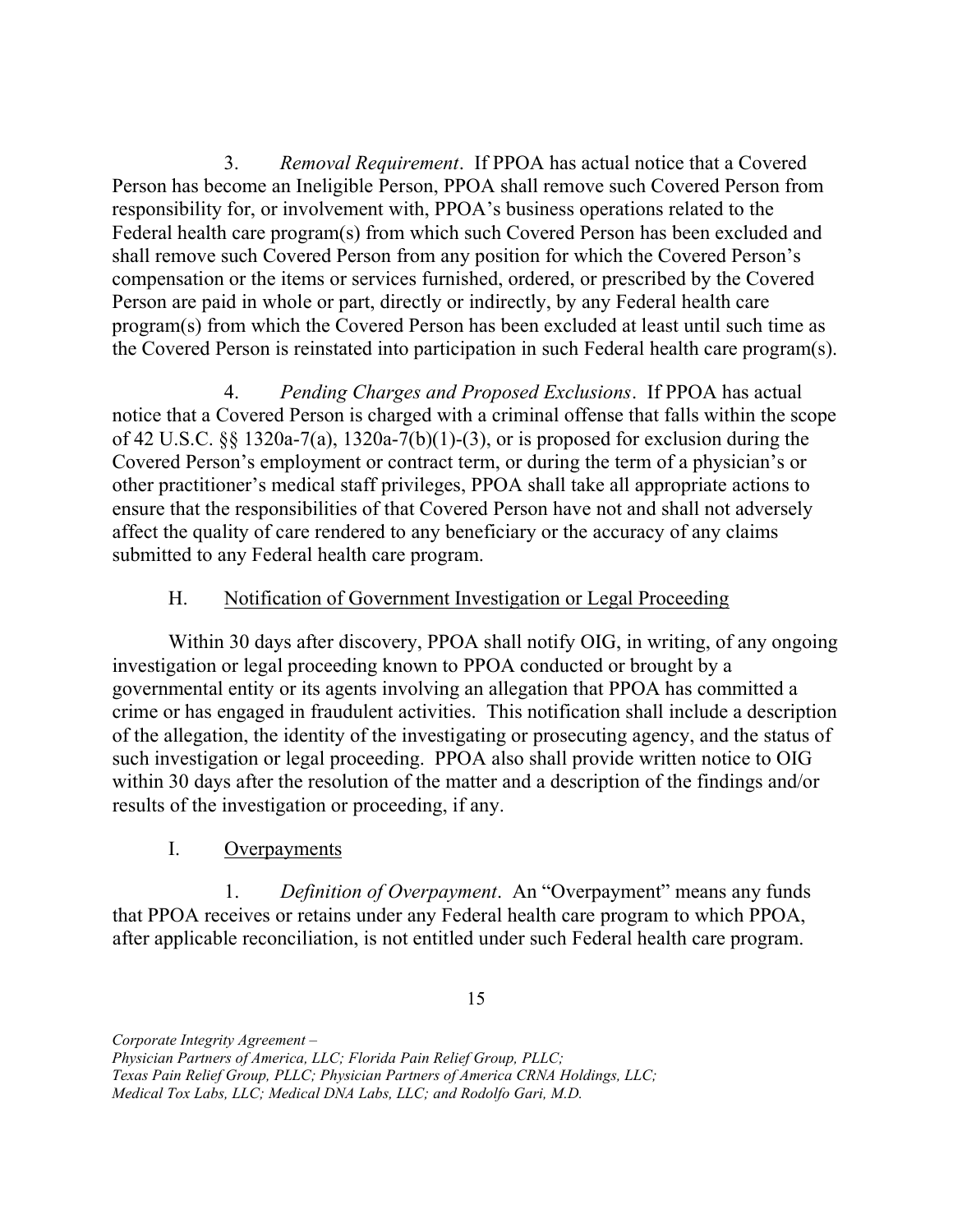3. *Removal Requirement*. If PPOA has actual notice that a Covered Person has become an Ineligible Person, PPOA shall remove such Covered Person from responsibility for, or involvement with, PPOA's business operations related to the Federal health care program(s) from which such Covered Person has been excluded and shall remove such Covered Person from any position for which the Covered Person's compensation or the items or services furnished, ordered, or prescribed by the Covered Person are paid in whole or part, directly or indirectly, by any Federal health care program(s) from which the Covered Person has been excluded at least until such time as the Covered Person is reinstated into participation in such Federal health care program(s).

4. *Pending Charges and Proposed Exclusions*. If PPOA has actual notice that a Covered Person is charged with a criminal offense that falls within the scope of 42 U.S.C. §§ 1320a-7(a), 1320a-7(b)(1)-(3), or is proposed for exclusion during the Covered Person's employment or contract term, or during the term of a physician's or other practitioner's medical staff privileges, PPOA shall take all appropriate actions to ensure that the responsibilities of that Covered Person have not and shall not adversely affect the quality of care rendered to any beneficiary or the accuracy of any claims submitted to any Federal health care program.

## H. Notification of Government Investigation or Legal Proceeding

Within 30 days after discovery, PPOA shall notify OIG, in writing, of any ongoing investigation or legal proceeding known to PPOA conducted or brought by a governmental entity or its agents involving an allegation that PPOA has committed a crime or has engaged in fraudulent activities. This notification shall include a description of the allegation, the identity of the investigating or prosecuting agency, and the status of such investigation or legal proceeding. PPOA also shall provide written notice to OIG within 30 days after the resolution of the matter and a description of the findings and/or results of the investigation or proceeding, if any.

## I. Overpayments

1. *Definition of Overpayment*. An "Overpayment" means any funds that PPOA receives or retains under any Federal health care program to which PPOA, after applicable reconciliation, is not entitled under such Federal health care program.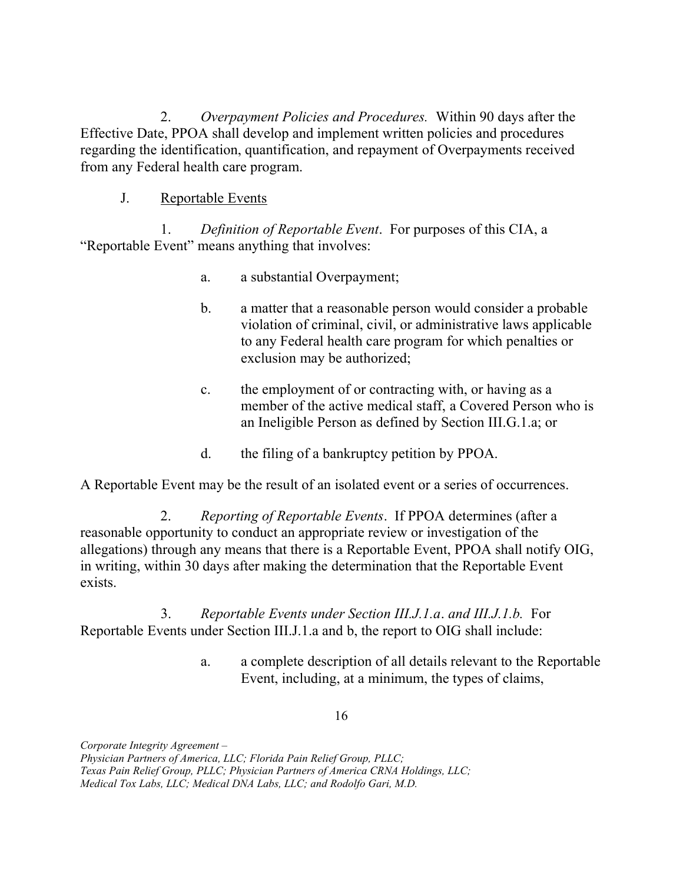2. *Overpayment Policies and Procedures.* Within 90 days after the Effective Date, PPOA shall develop and implement written policies and procedures regarding the identification, quantification, and repayment of Overpayments received from any Federal health care program.

J. <u>Reportable Events</u>

1. *Definition of Reportable Event*. For purposes of this CIA, a "Reportable Event" means anything that involves:

a. a substantial Overpayment;

b. a matter that a reasonable person would consider a probable violation of criminal, civil, or administrative laws applicable to any Federal health care program for which penalties or exclusion may be authorized;

c. the employment of or contracting with, or having as a member of the active medical staff, a Covered Person who is an Ineligible Person as defined by Section III.G.1.a; or

d. the filing of a bankruptcy petition by PPOA.

A Reportable Event may be the result of an isolated event or a series of occurrences.

2. *Reporting of Reportable Events*. If PPOA determines (after a reasonable opportunity to conduct an appropriate review or investigation of the allegations) through any means that there is a Reportable Event, PPOA shall notify OIG, in writing, within 30 days after making the determination that the Reportable Event exists.

3. *Reportable Events under Section III.J.1.a. and III.J.1.b.* For Reportable Events under Section III.J.1.a and b, the report to OIG shall include:

a. a complete description of all details relevant to the Reportable Event, including, at a minimum, the types of claims,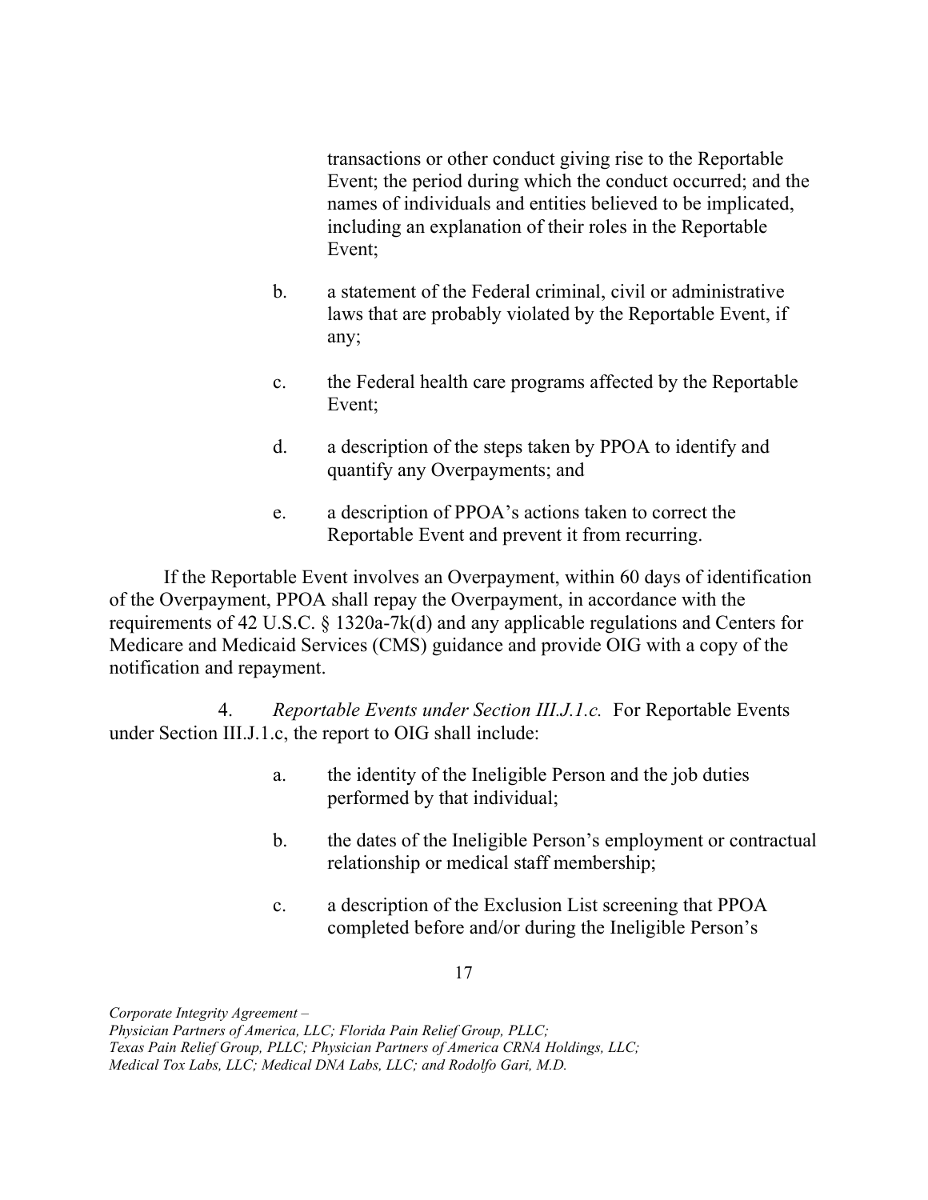transactions or other conduct giving rise to the Reportable Event; the period during which the conduct occurred; and the names of individuals and entities believed to be implicated, including an explanation of their roles in the Reportable Event;

b. a statement of the Federal criminal, civil or administrative laws that are probably violated by the Reportable Event, if any;

c. the Federal health care programs affected by the Reportable Event;

d. a description of the steps taken by PPOA to identify and quantify any Overpayments; and

e. a description of PPOA's actions taken to correct the Reportable Event and prevent it from recurring.

If the Reportable Event involves an Overpayment, within 60 days of identification of the Overpayment, PPOA shall repay the Overpayment, in accordance with the requirements of 42 U.S.C. § 1320a-7k(d) and any applicable regulations and Centers for Medicare and Medicaid Services (CMS) guidance and provide OIG with a copy of the notification and repayment.

4. *Reportable Events under Section III.J.1.c.* For Reportable Events under Section III.J.1.c, the report to OIG shall include:

a. the identity of the Ineligible Person and the job duties performed by that individual;

b. the dates of the Ineligible Person's employment or contractual relationship or medical staff membership;

c. a description of the Exclusion List screening that PPOA completed before and/or during the Ineligible Person's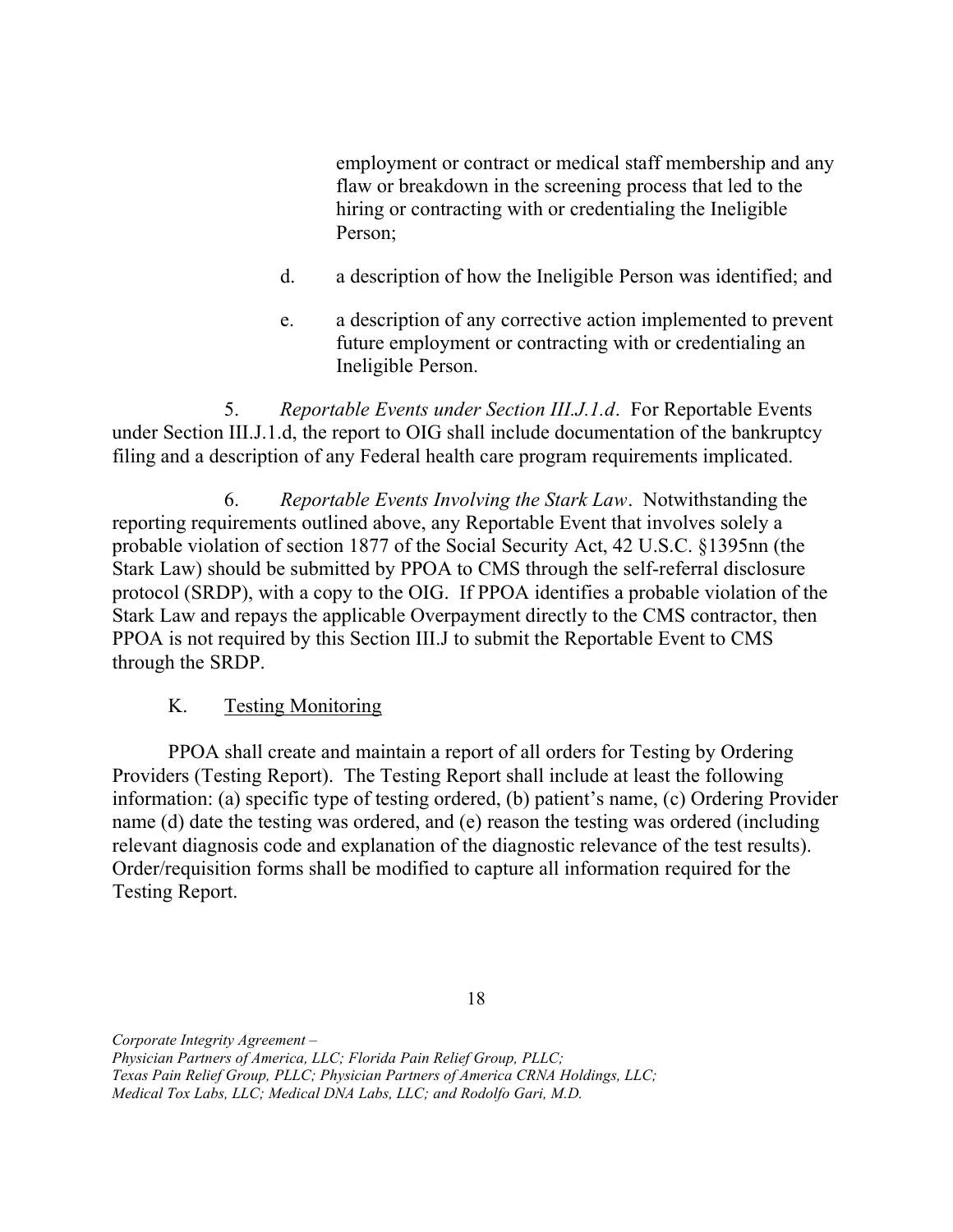employment or contract or medical staff membership and any flaw or breakdown in the screening process that led to the hiring or contracting with or credentialing the Ineligible Person;

d. a description of how the Ineligible Person was identified; and

e. a description of any corrective action implemented to prevent future employment or contracting with or credentialing an Ineligible Person.

5. *Reportable Events under Section III.J.1.d*. For Reportable Events under Section III.J.1.d, the report to OIG shall include documentation of the bankruptcy filing and a description of any Federal health care program requirements implicated.

6. *Reportable Events Involving the Stark Law*. Notwithstanding the reporting requirements outlined above, any Reportable Event that involves solely a probable violation of section 1877 of the Social Security Act, 42 U.S.C. §1395nn (the Stark Law) should be submitted by PPOA to CMS through the self-referral disclosure protocol (SRDP), with a copy to the OIG. If PPOA identifies a probable violation of the Stark Law and repays the applicable Overpayment directly to the CMS contractor, then PPOA is not required by this Section III.J to submit the Reportable Event to CMS through the SRDP.

K. Testing Monitoring

PPOA shall create and maintain a report of all orders for Testing by Ordering Providers (Testing Report). The Testing Report shall include at least the following information: (a) specific type of testing ordered, (b) patient's name, (c) Ordering Provider name (d) date the testing was ordered, and (e) reason the testing was ordered (including relevant diagnosis code and explanation of the diagnostic relevance of the test results). Order/requisition forms shall be modified to capture all information required for the Testing Report.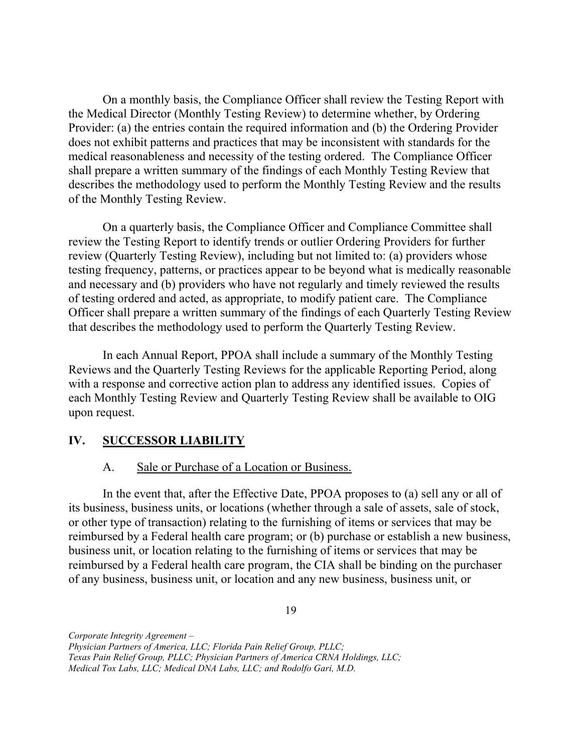On a monthly basis, the Compliance Officer shall review the Testing Report with the Medical Director (Monthly Testing Review) to determine whether, by Ordering Provider: (a) the entries contain the required information and (b) the Ordering Provider does not exhibit patterns and practices that may be inconsistent with standards for the medical reasonableness and necessity of the testing ordered. The Compliance Officer shall prepare a written summary of the findings of each Monthly Testing Review that describes the methodology used to perform the Monthly Testing Review and the results of the Monthly Testing Review.

On a quarterly basis, the Compliance Officer and Compliance Committee shall review the Testing Report to identify trends or outlier Ordering Providers for further review (Quarterly Testing Review), including but not limited to: (a) providers whose testing frequency, patterns, or practices appear to be beyond what is medically reasonable and necessary and (b) providers who have not regularly and timely reviewed the results of testing ordered and acted, as appropriate, to modify patient care. The Compliance Officer shall prepare a written summary of the findings of each Quarterly Testing Review that describes the methodology used to perform the Quarterly Testing Review.

In each Annual Report, PPOA shall include a summary of the Monthly Testing Reviews and the Quarterly Testing Reviews for the applicable Reporting Period, along with a response and corrective action plan to address any identified issues. Copies of each Monthly Testing Review and Quarterly Testing Review shall be available to OIG upon request.

## IV. SUCCESSOR LIABILITY

### A. Sale or Purchase of a Location or Business.

In the event that, after the Effective Date, PPOA proposes to (a) sell any or all of its business, business units, or locations (whether through a sale of assets, sale of stock, or other type of transaction) relating to the furnishing of items or services that may be reimbursed by a Federal health care program; or (b) purchase or establish a new business, business unit, or location relating to the furnishing of items or services that may be reimbursed by a Federal health care program, the CIA shall be binding on the purchaser of any business, business unit, or location and any new business, business unit, or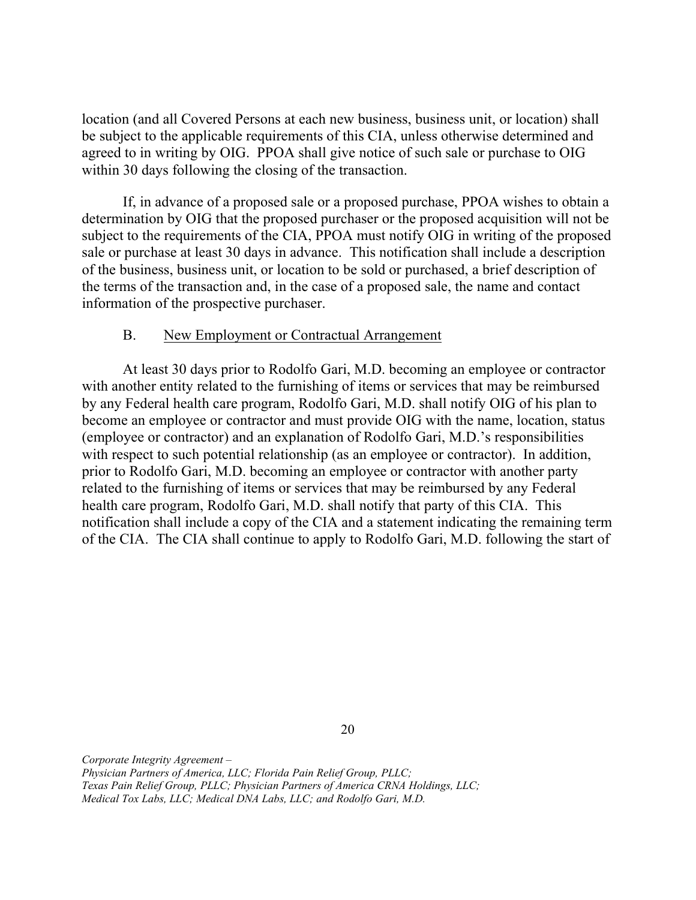location (and all Covered Persons at each new business, business unit, or location) shall be subject to the applicable requirements of this CIA, unless otherwise determined and agreed to in writing by OIG. PPOA shall give notice of such sale or purchase to OIG within 30 days following the closing of the transaction.

If, in advance of a proposed sale or a proposed purchase, PPOA wishes to obtain a determination by OIG that the proposed purchaser or the proposed acquisition will not be subject to the requirements of the CIA, PPOA must notify OIG in writing of the proposed sale or purchase at least 30 days in advance. This notification shall include a description of the business, business unit, or location to be sold or purchased, a brief description of the terms of the transaction and, in the case of a proposed sale, the name and contact information of the prospective purchaser.

B. <u>New Employment or Contractual Arrangement</u>

At least 30 days prior to Rodolfo Gari, M.D. becoming an employee or contractor with another entity related to the furnishing of items or services that may be reimbursed by any Federal health care program, Rodolfo Gari, M.D. shall notify OIG of his plan to become an employee or contractor and must provide OIG with the name, location, status (employee or contractor) and an explanation of Rodolfo Gari, M.D.'s responsibilities with respect to such potential relationship (as an employee or contractor). In addition, prior to Rodolfo Gari, M.D. becoming an employee or contractor with another party related to the furnishing of items or services that may be reimbursed by any Federal health care program, Rodolfo Gari, M.D. shall notify that party of this CIA. This notification shall include a copy of the CIA and a statement indicating the remaining term of the CIA. The CIA shall continue to apply to Rodolfo Gari, M.D. following the start of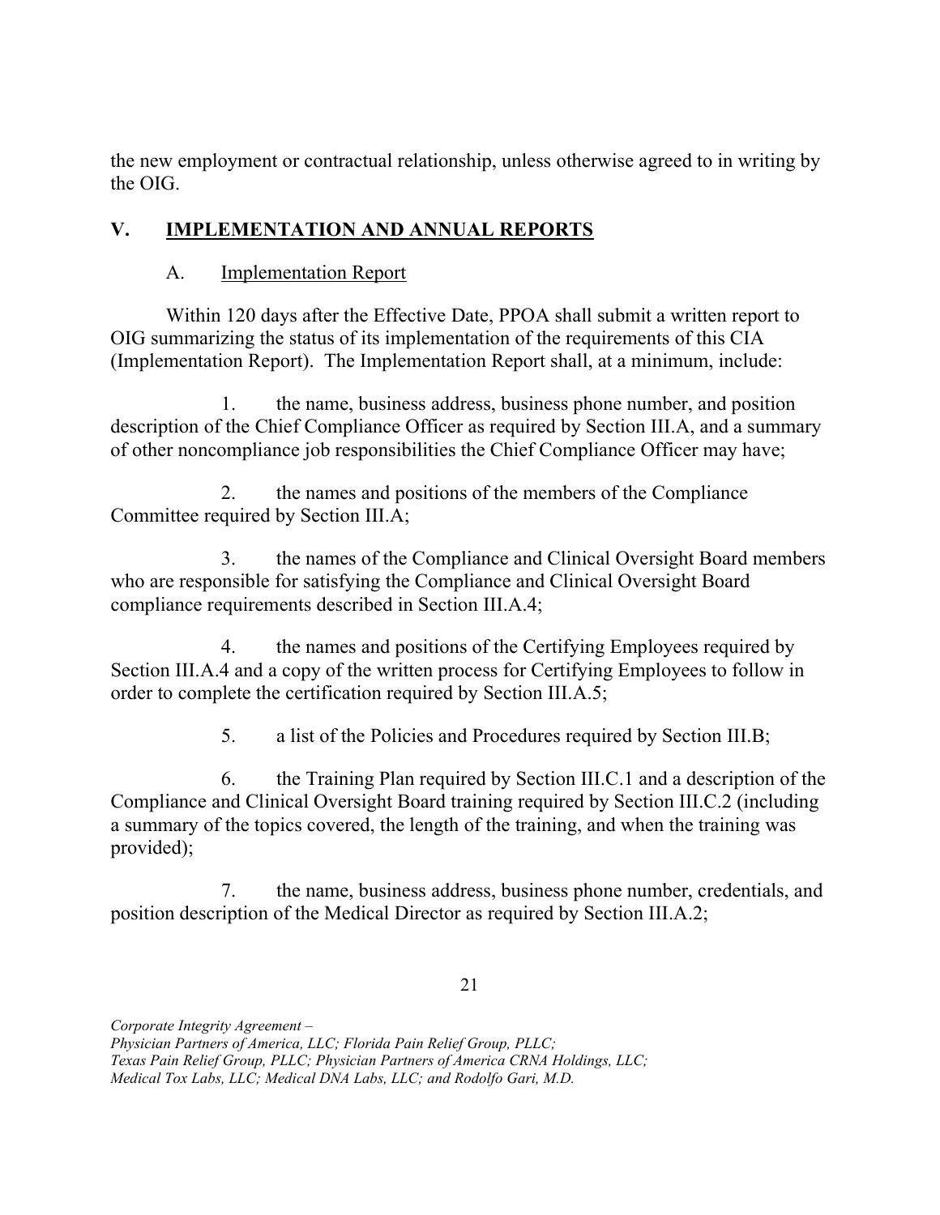the new employment or contractual relationship, unless otherwise agreed to in writing by the OIG.

## V. IMPLEMENTATION AND ANNUAL REPORTS

### A. Implementation Report

Within 120 days after the Effective Date, PPOA shall submit a written report to OIG summarizing the status of its implementation of the requirements of this CIA (Implementation Report). The Implementation Report shall, at a minimum, include:

1. the name, business address, business phone number, and position description of the Chief Compliance Officer as required by Section III.A, and a summary of other noncompliance job responsibilities the Chief Compliance Officer may have;

2. the names and positions of the members of the Compliance Committee required by Section III.A;

3. the names of the Compliance and Clinical Oversight Board members who are responsible for satisfying the Compliance and Clinical Oversight Board compliance requirements described in Section III.A.4;

4. the names and positions of the Certifying Employees required by Section III.A.4 and a copy of the written process for Certifying Employees to follow in order to complete the certification required by Section III.A.5;

5. a list of the Policies and Procedures required by Section III.B;

6. the Training Plan required by Section III.C.1 and a description of the Compliance and Clinical Oversight Board training required by Section III.C.2 (including a summary of the topics covered, the length of the training, and when the training was provided);

7. the name, business address, business phone number, credentials, and position description of the Medical Director as required by Section III.A.2;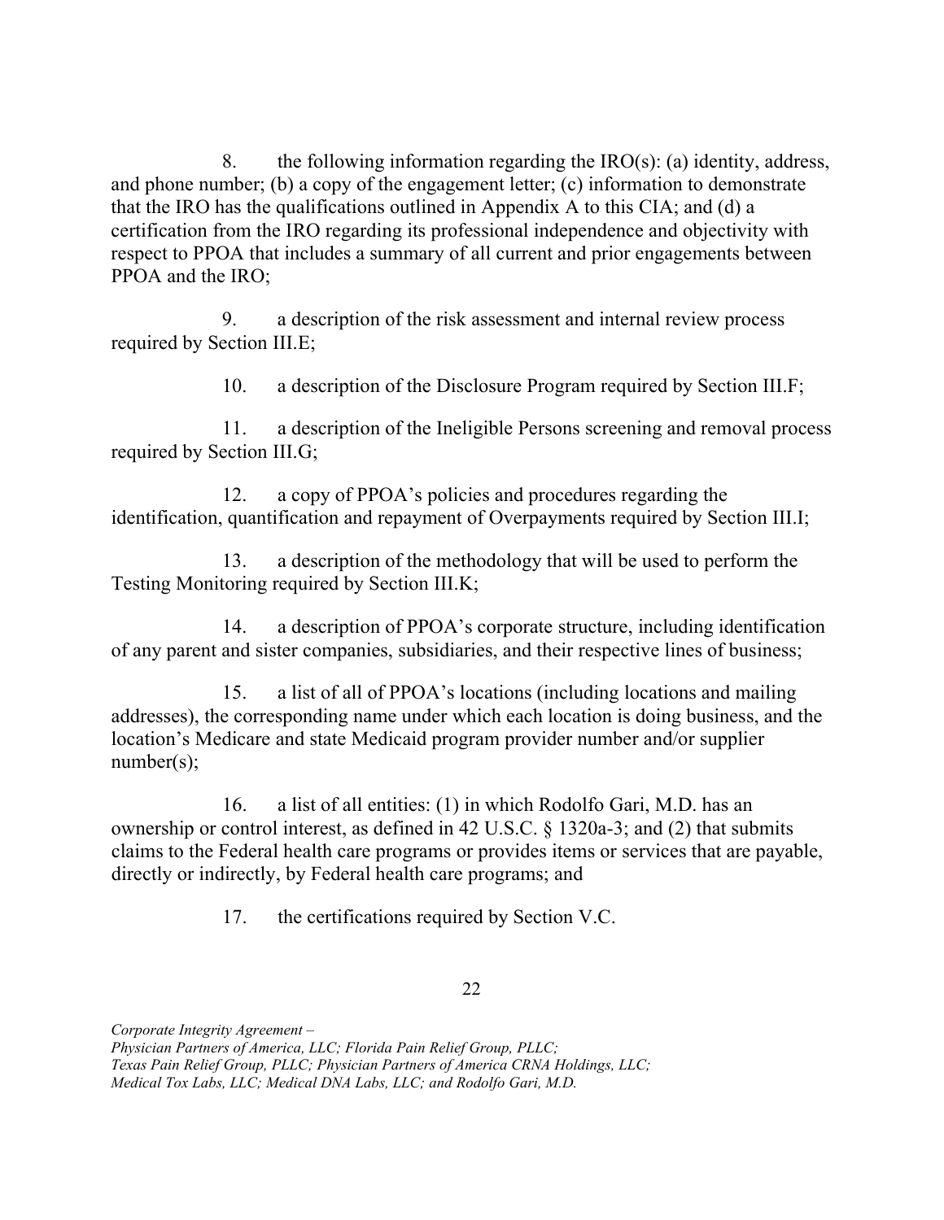8. the following information regarding the IRO(s): (a) identity, address, and phone number; (b) a copy of the engagement letter; (c) information to demonstrate that the IRO has the qualifications outlined in Appendix A to this CIA; and (d) a certification from the IRO regarding its professional independence and objectivity with respect to PPOA that includes a summary of all current and prior engagements between PPOA and the IRO;

9. a description of the risk assessment and internal review process required by Section III.E;

10. a description of the Disclosure Program required by Section III.F;

11. a description of the Ineligible Persons screening and removal process required by Section III.G;

12. a copy of PPOA's policies and procedures regarding the identification, quantification and repayment of Overpayments required by Section III.I;

13. a description of the methodology that will be used to perform the Testing Monitoring required by Section III.K;

14. a description of PPOA's corporate structure, including identification of any parent and sister companies, subsidiaries, and their respective lines of business;

15. a list of all of PPOA's locations (including locations and mailing addresses), the corresponding name under which each location is doing business, and the location's Medicare and state Medicaid program provider number and/or supplier number(s);

16. a list of all entities: (1) in which Rodolfo Gari, M.D. has an ownership or control interest, as defined in 42 U.S.C. § 1320a-3; and (2) that submits claims to the Federal health care programs or provides items or services that are payable, directly or indirectly, by Federal health care programs; and

17. the certifications required by Section V.C.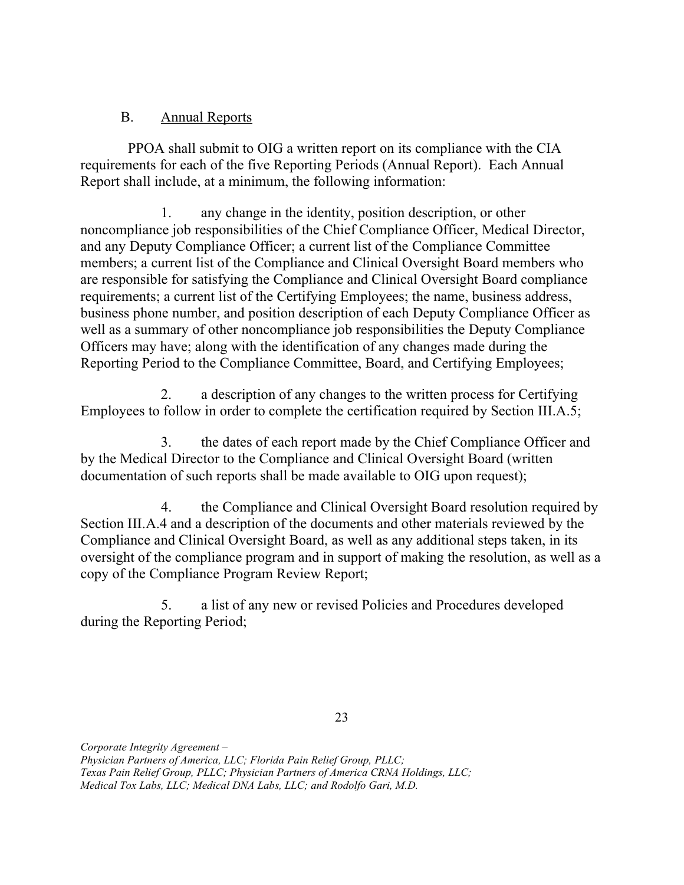## B. Annual Reports

PPOA shall submit to OIG a written report on its compliance with the CIA requirements for each of the five Reporting Periods (Annual Report). Each Annual Report shall include, at a minimum, the following information:

1. any change in the identity, position description, or other noncompliance job responsibilities of the Chief Compliance Officer, Medical Director, and any Deputy Compliance Officer; a current list of the Compliance Committee members; a current list of the Compliance and Clinical Oversight Board members who are responsible for satisfying the Compliance and Clinical Oversight Board compliance requirements; a current list of the Certifying Employees; the name, business address, business phone number, and position description of each Deputy Compliance Officer as well as a summary of other noncompliance job responsibilities the Deputy Compliance Officers may have; along with the identification of any changes made during the Reporting Period to the Compliance Committee, Board, and Certifying Employees;

2. a description of any changes to the written process for Certifying Employees to follow in order to complete the certification required by Section III.A.5;

3. the dates of each report made by the Chief Compliance Officer and by the Medical Director to the Compliance and Clinical Oversight Board (written documentation of such reports shall be made available to OIG upon request);

4. the Compliance and Clinical Oversight Board resolution required by Section III.A.4 and a description of the documents and other materials reviewed by the Compliance and Clinical Oversight Board, as well as any additional steps taken, in its oversight of the compliance program and in support of making the resolution, as well as a copy of the Compliance Program Review Report;

5. a list of any new or revised Policies and Procedures developed during the Reporting Period;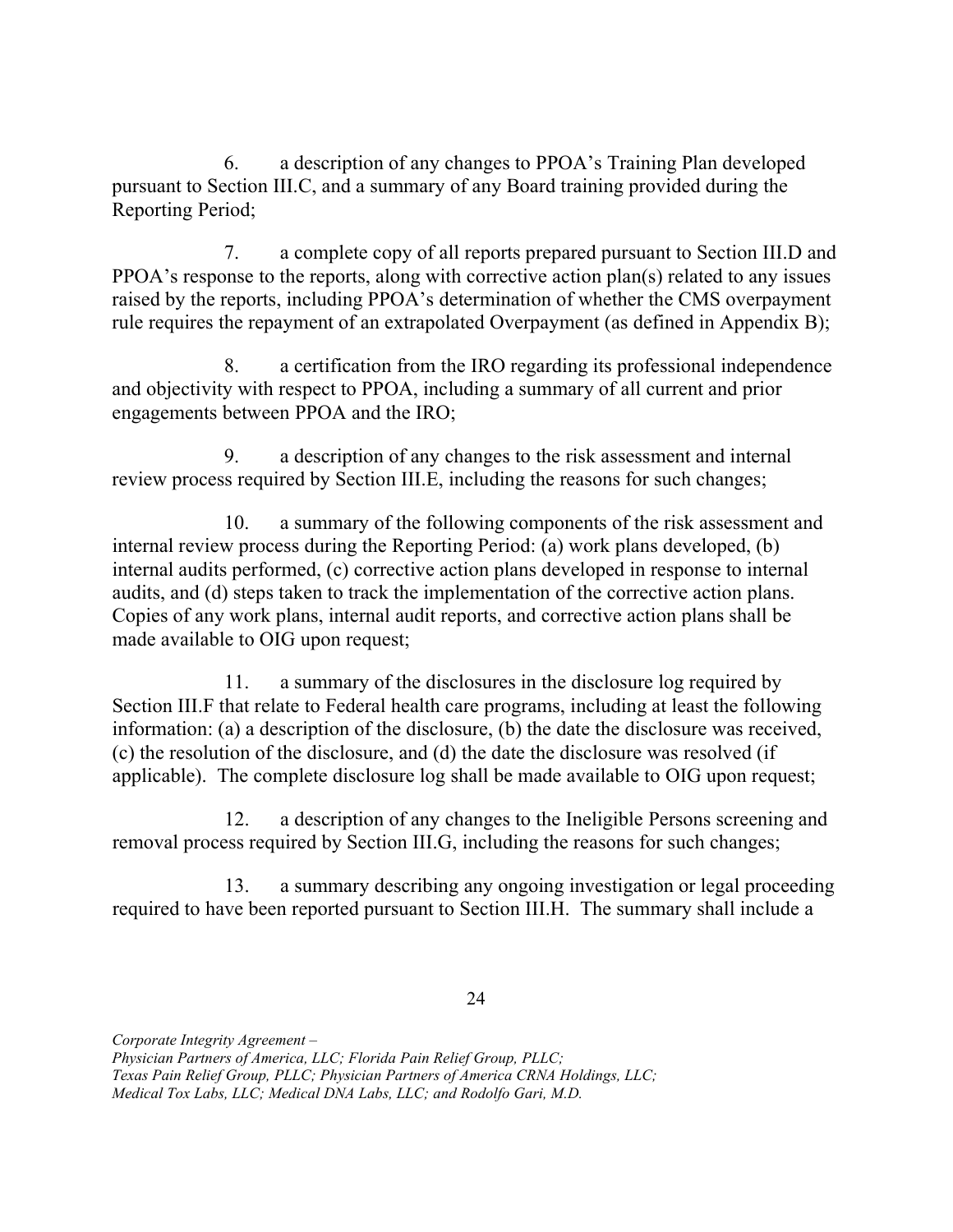6. a description of any changes to PPOA's Training Plan developed pursuant to Section III.C, and a summary of any Board training provided during the Reporting Period;

7. a complete copy of all reports prepared pursuant to Section III.D and PPOA's response to the reports, along with corrective action plan(s) related to any issues raised by the reports, including PPOA's determination of whether the CMS overpayment rule requires the repayment of an extrapolated Overpayment (as defined in Appendix B);

8. a certification from the IRO regarding its professional independence and objectivity with respect to PPOA, including a summary of all current and prior engagements between PPOA and the IRO;

9. a description of any changes to the risk assessment and internal review process required by Section III.E, including the reasons for such changes;

10. a summary of the following components of the risk assessment and internal review process during the Reporting Period: (a) work plans developed, (b) internal audits performed, (c) corrective action plans developed in response to internal audits, and (d) steps taken to track the implementation of the corrective action plans. Copies of any work plans, internal audit reports, and corrective action plans shall be made available to OIG upon request;

11. a summary of the disclosures in the disclosure log required by Section III.F that relate to Federal health care programs, including at least the following information: (a) a description of the disclosure, (b) the date the disclosure was received, (c) the resolution of the disclosure, and (d) the date the disclosure was resolved (if applicable). The complete disclosure log shall be made available to OIG upon request;

12. a description of any changes to the Ineligible Persons screening and removal process required by Section III.G, including the reasons for such changes;

13. a summary describing any ongoing investigation or legal proceeding required to have been reported pursuant to Section III.H. The summary shall include a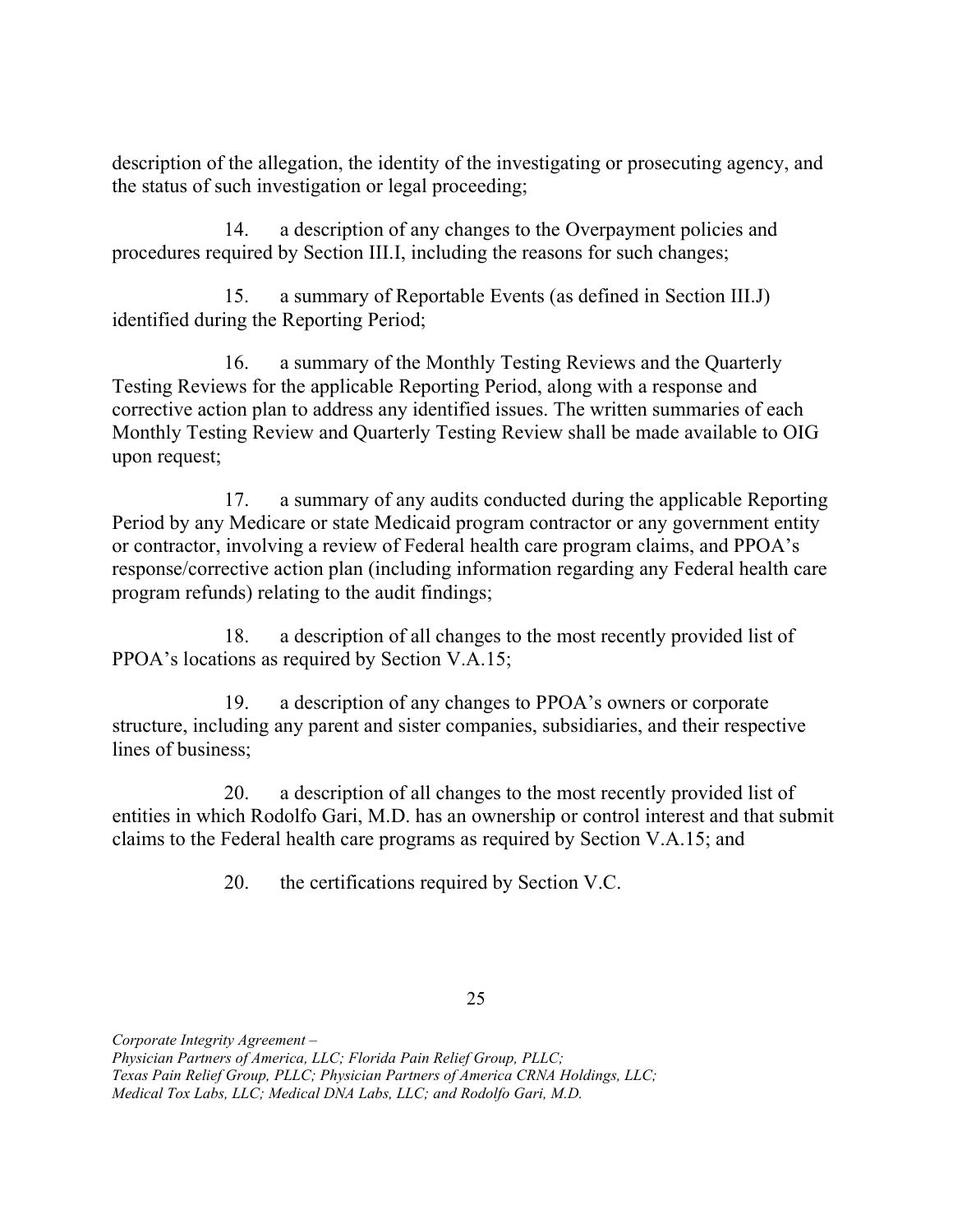description of the allegation, the identity of the investigating or prosecuting agency, and the status of such investigation or legal proceeding;

14. a description of any changes to the Overpayment policies and procedures required by Section III.I, including the reasons for such changes;

15. a summary of Reportable Events (as defined in Section III.J) identified during the Reporting Period;

16. a summary of the Monthly Testing Reviews and the Quarterly Testing Reviews for the applicable Reporting Period, along with a response and corrective action plan to address any identified issues. The written summaries of each Monthly Testing Review and Quarterly Testing Review shall be made available to OIG upon request;

17. a summary of any audits conducted during the applicable Reporting Period by any Medicare or state Medicaid program contractor or any government entity or contractor, involving a review of Federal health care program claims, and PPOA's response/corrective action plan (including information regarding any Federal health care program refunds) relating to the audit findings;

18. a description of all changes to the most recently provided list of PPOA's locations as required by Section V.A.15;

19. a description of any changes to PPOA's owners or corporate structure, including any parent and sister companies, subsidiaries, and their respective lines of business;

20. a description of all changes to the most recently provided list of entities in which Rodolfo Gari, M.D. has an ownership or control interest and that submit claims to the Federal health care programs as required by Section V.A.15; and

20. the certifications required by Section V.C.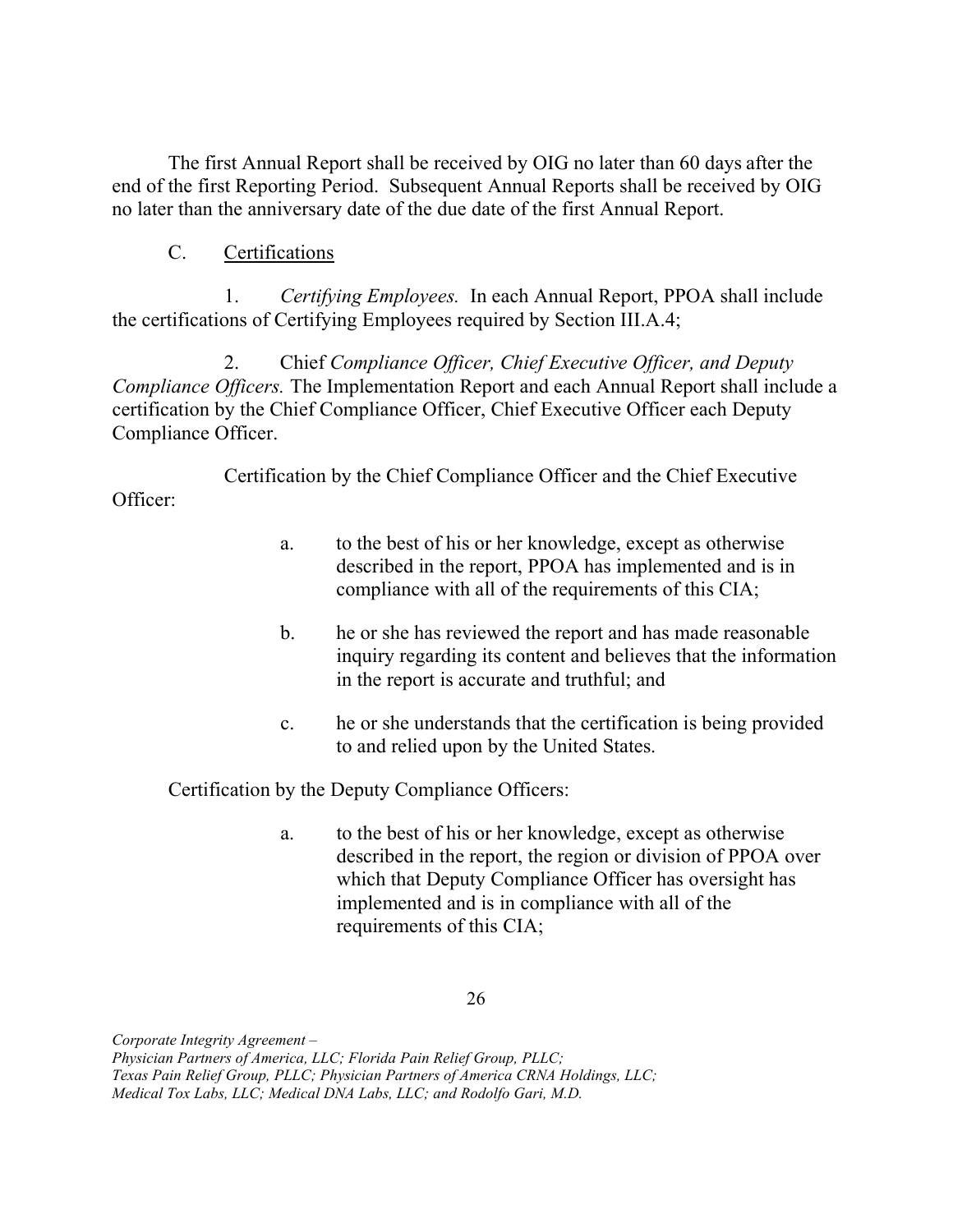The first Annual Report shall be received by OIG no later than 60 days after the end of the first Reporting Period. Subsequent Annual Reports shall be received by OIG no later than the anniversary date of the due date of the first Annual Report.

C. <u>Certifications</u>

1. *Certifying Employees.* In each Annual Report, PPOA shall include the certifications of Certifying Employees required by Section III.A.4;

2. Chief *Compliance Officer, Chief Executive Officer, and Deputy Compliance Officers.* The Implementation Report and each Annual Report shall include a certification by the Chief Compliance Officer, Chief Executive Officer each Deputy Compliance Officer.

Certification by the Chief Compliance Officer and the Chief Executive Officer:

a. to the best of his or her knowledge, except as otherwise described in the report, PPOA has implemented and is in compliance with all of the requirements of this CIA;

b. he or she has reviewed the report and has made reasonable inquiry regarding its content and believes that the information in the report is accurate and truthful; and

c. he or she understands that the certification is being provided to and relied upon by the United States.

Certification by the Deputy Compliance Officers:

a. to the best of his or her knowledge, except as otherwise described in the report, the region or division of PPOA over which that Deputy Compliance Officer has oversight has implemented and is in compliance with all of the requirements of this CIA;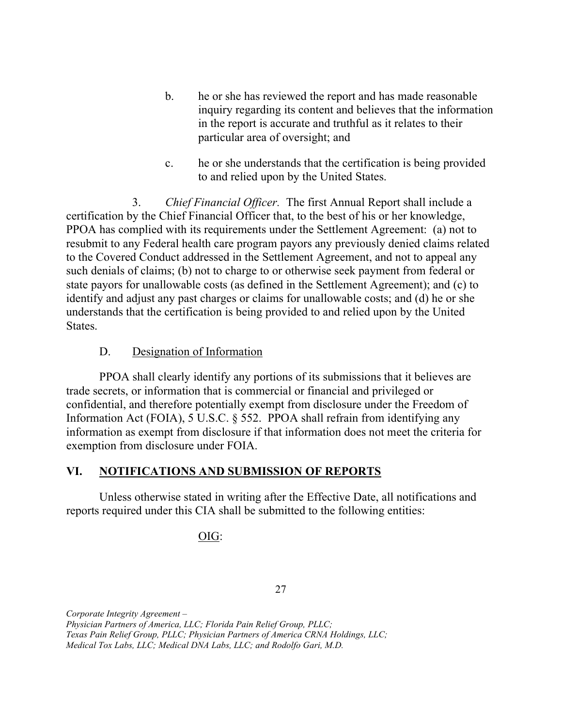b. he or she has reviewed the report and has made reasonable inquiry regarding its content and believes that the information in the report is accurate and truthful as it relates to their particular area of oversight; and

c. he or she understands that the certification is being provided to and relied upon by the United States.

3. *Chief Financial Officer*. The first Annual Report shall include a certification by the Chief Financial Officer that, to the best of his or her knowledge, PPOA has complied with its requirements under the Settlement Agreement: (a) not to resubmit to any Federal health care program payors any previously denied claims related to the Covered Conduct addressed in the Settlement Agreement, and not to appeal any such denials of claims; (b) not to charge to or otherwise seek payment from federal or state payors for unallowable costs (as defined in the Settlement Agreement); and (c) to identify and adjust any past charges or claims for unallowable costs; and (d) he or she understands that the certification is being provided to and relied upon by the United States.

D. Designation of Information

PPOA shall clearly identify any portions of its submissions that it believes are trade secrets, or information that is commercial or financial and privileged or confidential, and therefore potentially exempt from disclosure under the Freedom of Information Act (FOIA), 5 U.S.C. § 552. PPOA shall refrain from identifying any information as exempt from disclosure if that information does not meet the criteria for exemption from disclosure under FOIA.

## VI. NOTIFICATIONS AND SUBMISSION OF REPORTS

Unless otherwise stated in writing after the Effective Date, all notifications and reports required under this CIA shall be submitted to the following entities:

OIG: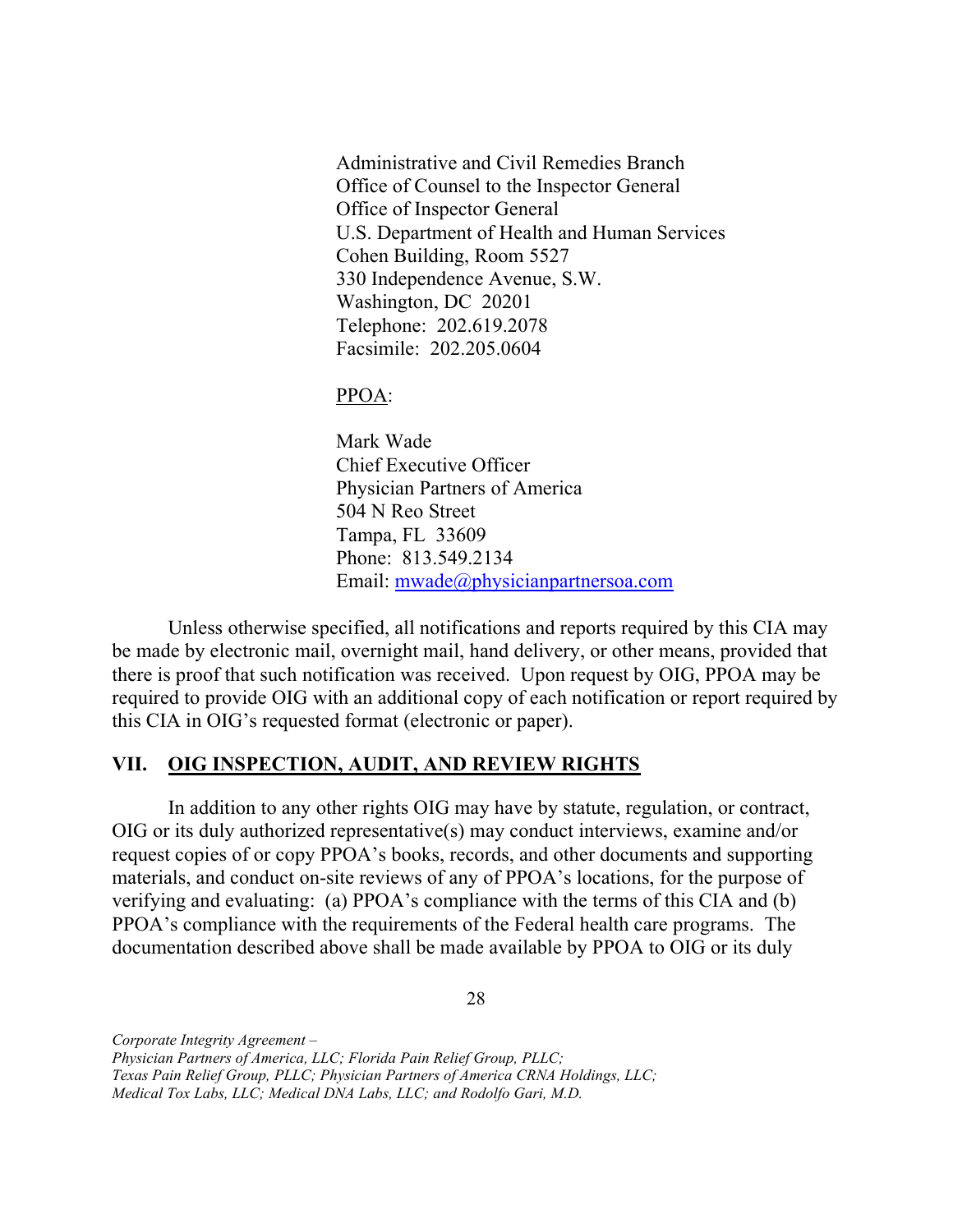Administrative and Civil Remedies Branch
Office of Counsel to the Inspector General
Office of Inspector General
U.S. Department of Health and Human Services
Cohen Building, Room 5527
330 Independence Avenue, S.W.
Washington, DC 20201
Telephone: 202.619.2078
Facsimile: 202.205.0604

PPOA:

Mark Wade
Chief Executive Officer
Physician Partners of America
504 N Reo Street
Tampa, FL 33609
Phone: 813.549.2134
Email: mwade@physicianpartnersoa.com

Unless otherwise specified, all notifications and reports required by this CIA may be made by electronic mail, overnight mail, hand delivery, or other means, provided that there is proof that such notification was received. Upon request by OIG, PPOA may be required to provide OIG with an additional copy of each notification or report required by this CIA in OIG's requested format (electronic or paper).

## VII. OIG INSPECTION, AUDIT, AND REVIEW RIGHTS

In addition to any other rights OIG may have by statute, regulation, or contract, OIG or its duly authorized representative(s) may conduct interviews, examine and/or request copies of or copy PPOA's books, records, and other documents and supporting materials, and conduct on-site reviews of any of PPOA's locations, for the purpose of verifying and evaluating: (a) PPOA's compliance with the terms of this CIA and (b) PPOA's compliance with the requirements of the Federal health care programs. The documentation described above shall be made available by PPOA to OIG or its duly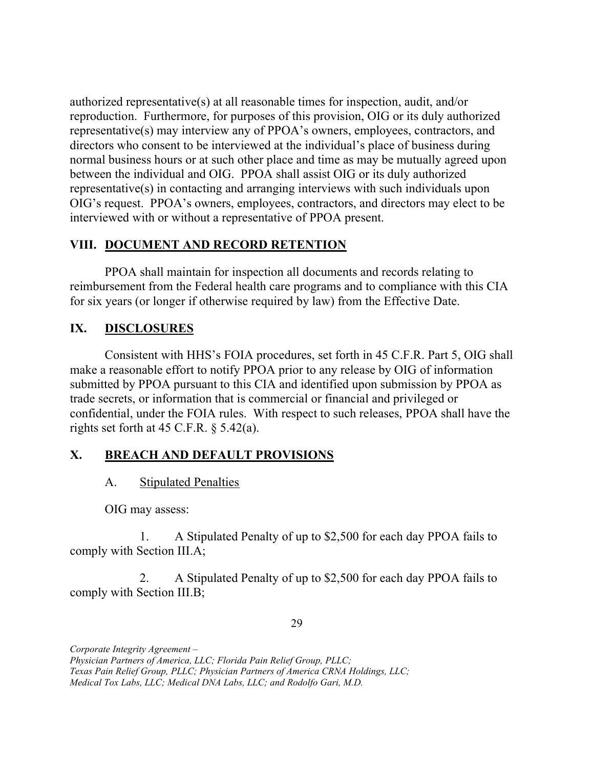authorized representative(s) at all reasonable times for inspection, audit, and/or reproduction. Furthermore, for purposes of this provision, OIG or its duly authorized representative(s) may interview any of PPOA's owners, employees, contractors, and directors who consent to be interviewed at the individual's place of business during normal business hours or at such other place and time as may be mutually agreed upon between the individual and OIG. PPOA shall assist OIG or its duly authorized representative(s) in contacting and arranging interviews with such individuals upon OIG's request. PPOA's owners, employees, contractors, and directors may elect to be interviewed with or without a representative of PPOA present.

## VIII. <u>DOCUMENT AND RECORD RETENTION</u>

PPOA shall maintain for inspection all documents and records relating to reimbursement from the Federal health care programs and to compliance with this CIA for six years (or longer if otherwise required by law) from the Effective Date.

## IX. <u>DISCLOSURES</u>

Consistent with HHS's FOIA procedures, set forth in 45 C.F.R. Part 5, OIG shall make a reasonable effort to notify PPOA prior to any release by OIG of information submitted by PPOA pursuant to this CIA and identified upon submission by PPOA as trade secrets, or information that is commercial or financial and privileged or confidential, under the FOIA rules. With respect to such releases, PPOA shall have the rights set forth at 45 C.F.R. § 5.42(a).

## X. <u>BREACH AND DEFAULT PROVISIONS</u>

### A. <u>Stipulated Penalties</u>

OIG may assess:

1. A Stipulated Penalty of up to $2,500 for each day PPOA fails to comply with Section III.A;

2. A Stipulated Penalty of up to $2,500 for each day PPOA fails to comply with Section III.B;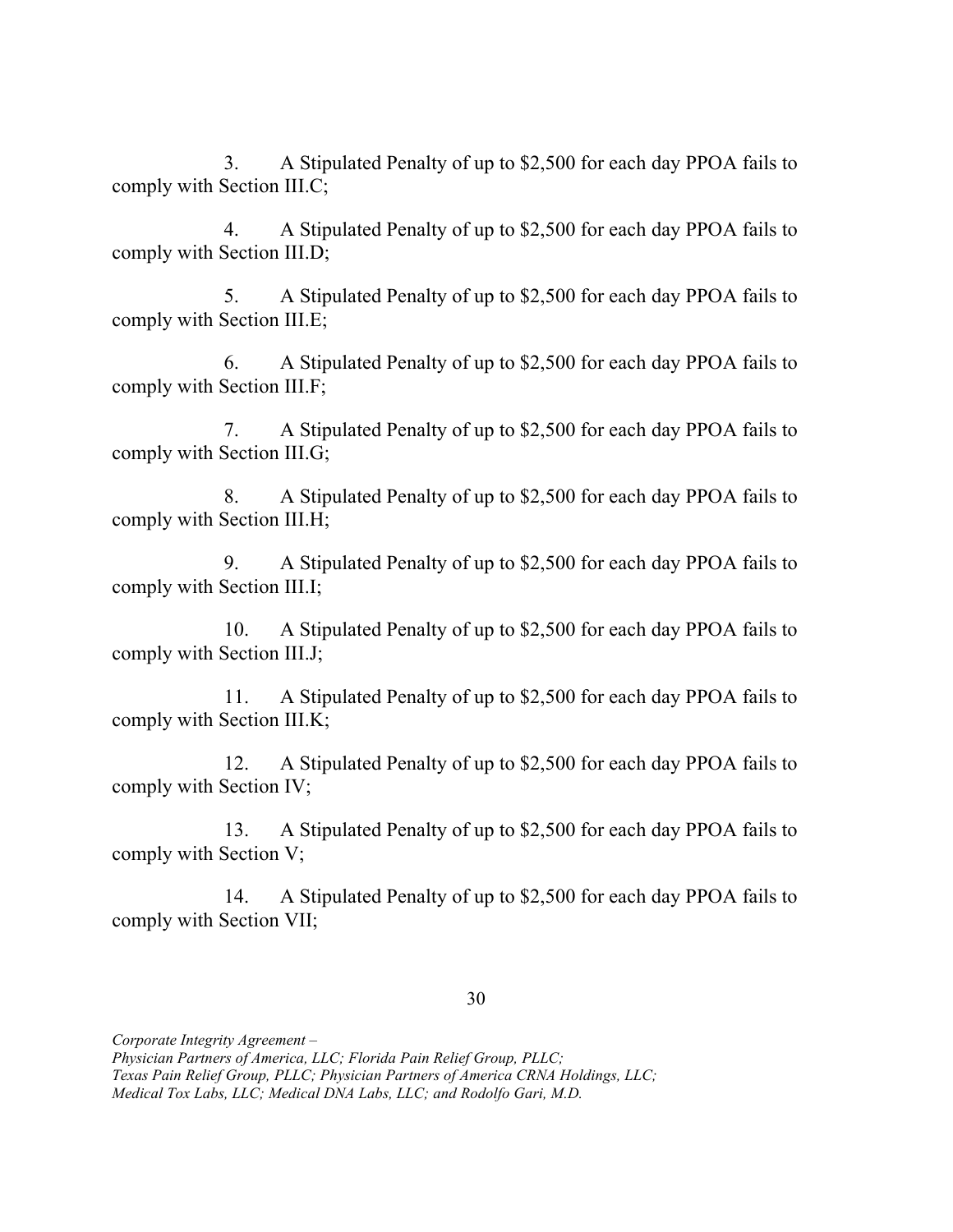3. A Stipulated Penalty of up to $2,500 for each day PPOA fails to comply with Section III.C;

4. A Stipulated Penalty of up to $2,500 for each day PPOA fails to comply with Section III.D;

5. A Stipulated Penalty of up to $2,500 for each day PPOA fails to comply with Section III.E;

6. A Stipulated Penalty of up to $2,500 for each day PPOA fails to comply with Section III.F;

7. A Stipulated Penalty of up to $2,500 for each day PPOA fails to comply with Section III.G;

8. A Stipulated Penalty of up to $2,500 for each day PPOA fails to comply with Section III.H;

9. A Stipulated Penalty of up to $2,500 for each day PPOA fails to comply with Section III.I;

10. A Stipulated Penalty of up to $2,500 for each day PPOA fails to comply with Section III.J;

11. A Stipulated Penalty of up to $2,500 for each day PPOA fails to comply with Section III.K;

12. A Stipulated Penalty of up to $2,500 for each day PPOA fails to comply with Section IV;

13. A Stipulated Penalty of up to $2,500 for each day PPOA fails to comply with Section V;

14. A Stipulated Penalty of up to $2,500 for each day PPOA fails to comply with Section VII;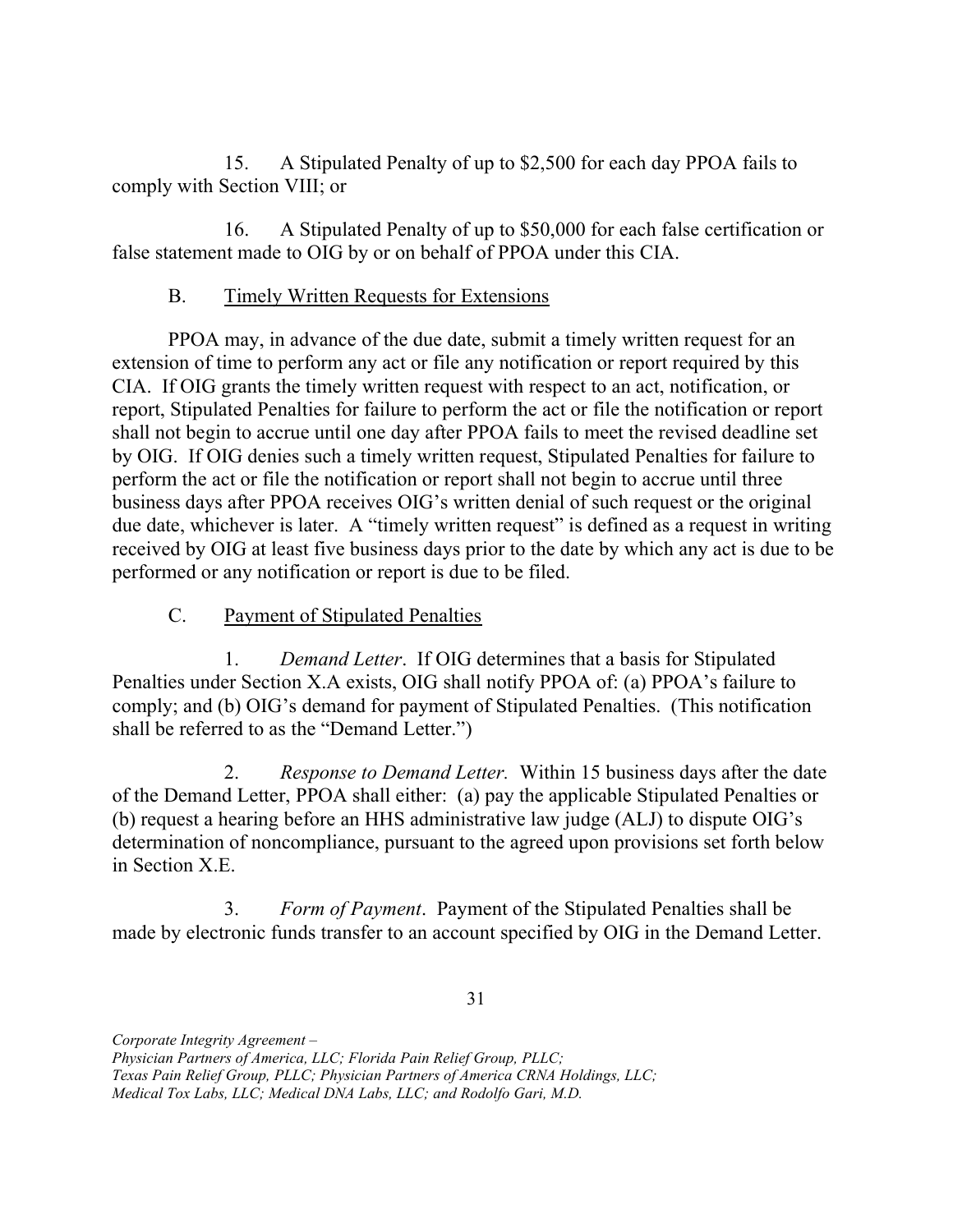15. A Stipulated Penalty of up to $2,500 for each day PPOA fails to comply with Section VIII; or

16. A Stipulated Penalty of up to $50,000 for each false certification or false statement made to OIG by or on behalf of PPOA under this CIA.

### B. Timely Written Requests for Extensions

PPOA may, in advance of the due date, submit a timely written request for an extension of time to perform any act or file any notification or report required by this CIA. If OIG grants the timely written request with respect to an act, notification, or report, Stipulated Penalties for failure to perform the act or file the notification or report shall not begin to accrue until one day after PPOA fails to meet the revised deadline set by OIG. If OIG denies such a timely written request, Stipulated Penalties for failure to perform the act or file the notification or report shall not begin to accrue until three business days after PPOA receives OIG's written denial of such request or the original due date, whichever is later. A "timely written request" is defined as a request in writing received by OIG at least five business days prior to the date by which any act is due to be performed or any notification or report is due to be filed.

### C. Payment of Stipulated Penalties

1. *Demand Letter*. If OIG determines that a basis for Stipulated Penalties under Section X.A exists, OIG shall notify PPOA of: (a) PPOA's failure to comply; and (b) OIG's demand for payment of Stipulated Penalties. (This notification shall be referred to as the "Demand Letter.")

2. *Response to Demand Letter.* Within 15 business days after the date of the Demand Letter, PPOA shall either: (a) pay the applicable Stipulated Penalties or (b) request a hearing before an HHS administrative law judge (ALJ) to dispute OIG's determination of noncompliance, pursuant to the agreed upon provisions set forth below in Section X.E.

3. *Form of Payment*. Payment of the Stipulated Penalties shall be made by electronic funds transfer to an account specified by OIG in the Demand Letter.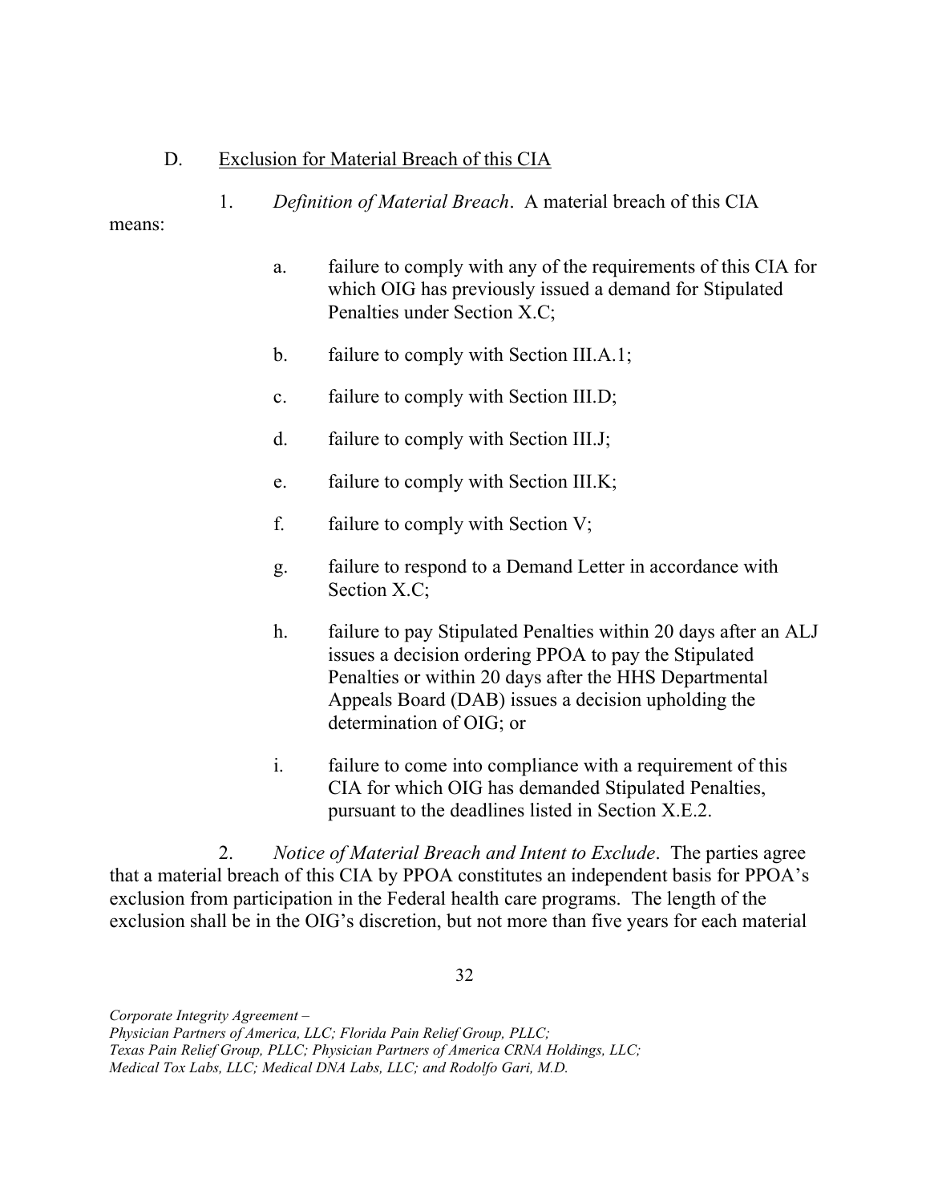D. <u>Exclusion for Material Breach of this CIA</u>

1. *Definition of Material Breach*. A material breach of this CIA means:

a. failure to comply with any of the requirements of this CIA for which OIG has previously issued a demand for Stipulated Penalties under Section X.C;

b. failure to comply with Section III.A.1;

c. failure to comply with Section III.D;

d. failure to comply with Section III.J;

e. failure to comply with Section III.K;

f. failure to comply with Section V;

g. failure to respond to a Demand Letter in accordance with Section X.C;

h. failure to pay Stipulated Penalties within 20 days after an ALJ issues a decision ordering PPOA to pay the Stipulated Penalties or within 20 days after the HHS Departmental Appeals Board (DAB) issues a decision upholding the determination of OIG; or

i. failure to come into compliance with a requirement of this CIA for which OIG has demanded Stipulated Penalties, pursuant to the deadlines listed in Section X.E.2.

2. *Notice of Material Breach and Intent to Exclude*. The parties agree that a material breach of this CIA by PPOA constitutes an independent basis for PPOA's exclusion from participation in the Federal health care programs. The length of the exclusion shall be in the OIG's discretion, but not more than five years for each material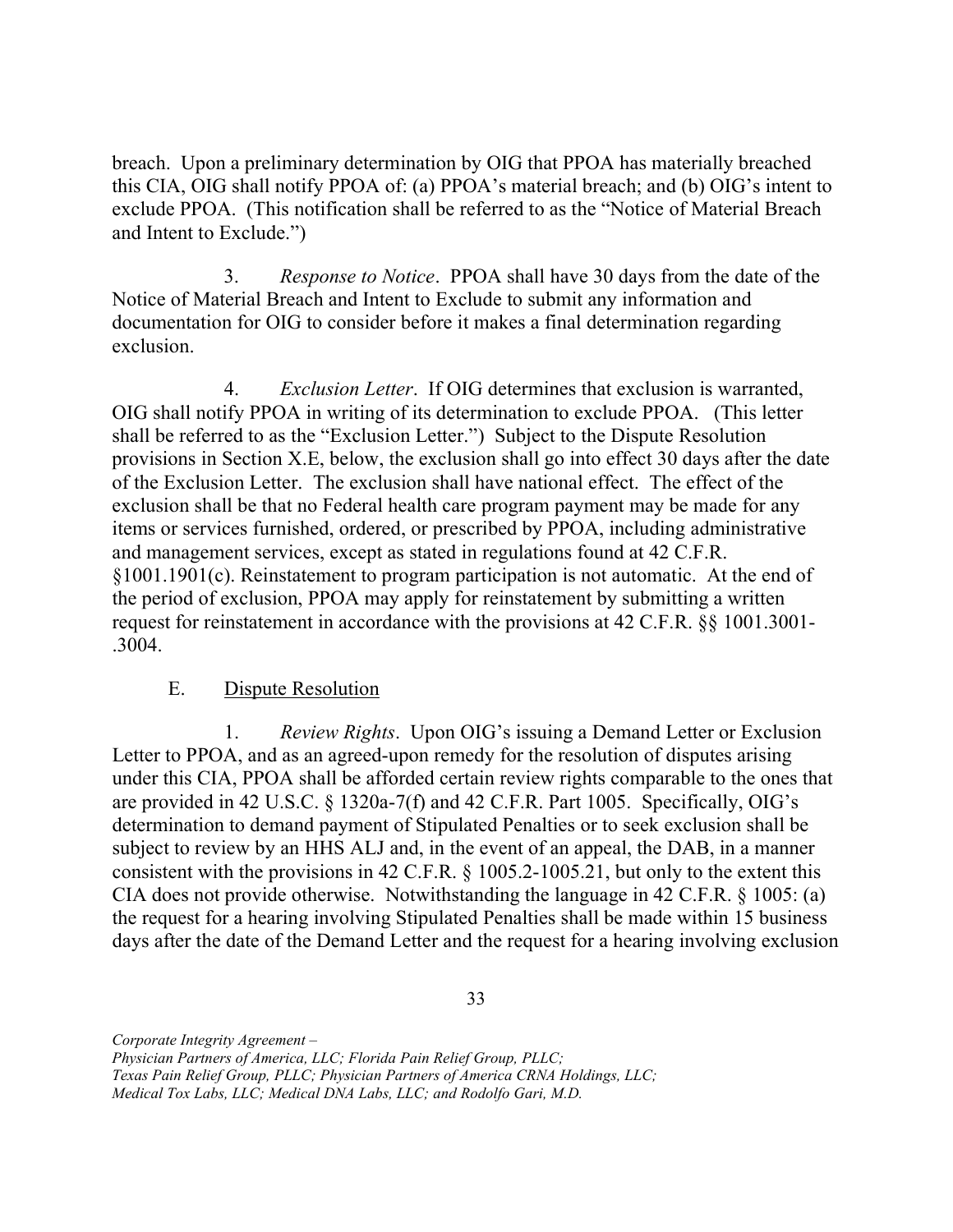breach. Upon a preliminary determination by OIG that PPOA has materially breached this CIA, OIG shall notify PPOA of: (a) PPOA's material breach; and (b) OIG's intent to exclude PPOA. (This notification shall be referred to as the "Notice of Material Breach and Intent to Exclude.")

3. *Response to Notice*. PPOA shall have 30 days from the date of the Notice of Material Breach and Intent to Exclude to submit any information and documentation for OIG to consider before it makes a final determination regarding exclusion.

4. *Exclusion Letter*. If OIG determines that exclusion is warranted, OIG shall notify PPOA in writing of its determination to exclude PPOA. (This letter shall be referred to as the "Exclusion Letter.") Subject to the Dispute Resolution provisions in Section X.E, below, the exclusion shall go into effect 30 days after the date of the Exclusion Letter. The exclusion shall have national effect. The effect of the exclusion shall be that no Federal health care program payment may be made for any items or services furnished, ordered, or prescribed by PPOA, including administrative and management services, except as stated in regulations found at 42 C.F.R. §1001.1901(c). Reinstatement to program participation is not automatic. At the end of the period of exclusion, PPOA may apply for reinstatement by submitting a written request for reinstatement in accordance with the provisions at 42 C.F.R. §§ 1001.3001-.3004.

E. Dispute Resolution

1. *Review Rights*. Upon OIG's issuing a Demand Letter or Exclusion Letter to PPOA, and as an agreed-upon remedy for the resolution of disputes arising under this CIA, PPOA shall be afforded certain review rights comparable to the ones that are provided in 42 U.S.C. § 1320a-7(f) and 42 C.F.R. Part 1005. Specifically, OIG's determination to demand payment of Stipulated Penalties or to seek exclusion shall be subject to review by an HHS ALJ and, in the event of an appeal, the DAB, in a manner consistent with the provisions in 42 C.F.R. § 1005.2-1005.21, but only to the extent this CIA does not provide otherwise. Notwithstanding the language in 42 C.F.R. § 1005: (a) the request for a hearing involving Stipulated Penalties shall be made within 15 business days after the date of the Demand Letter and the request for a hearing involving exclusion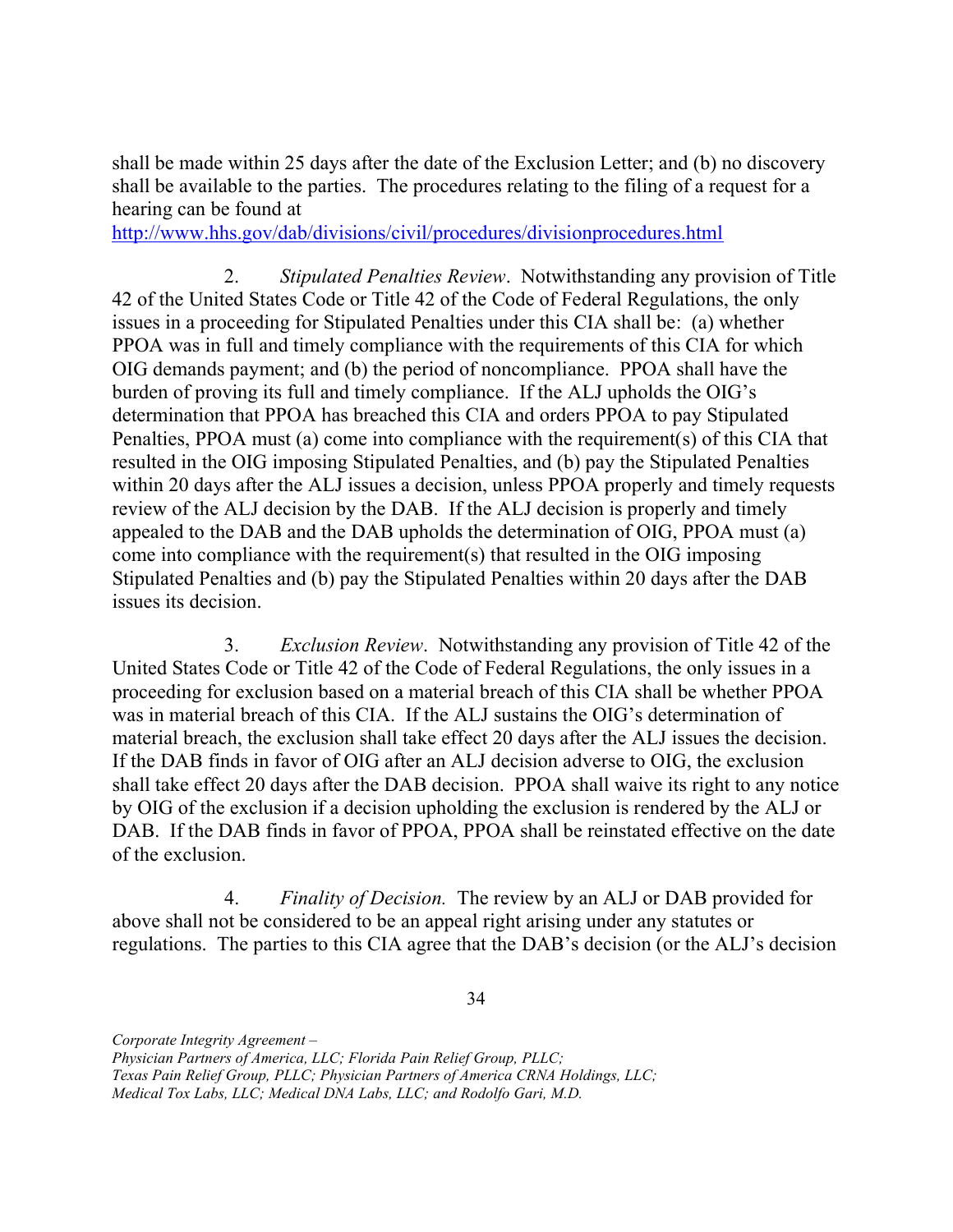shall be made within 25 days after the date of the Exclusion Letter; and (b) no discovery shall be available to the parties. The procedures relating to the filing of a request for a hearing can be found at
http://www.hhs.gov/dab/divisions/civil/procedures/divisionprocedures.html

2. *Stipulated Penalties Review*. Notwithstanding any provision of Title 42 of the United States Code or Title 42 of the Code of Federal Regulations, the only issues in a proceeding for Stipulated Penalties under this CIA shall be: (a) whether PPOA was in full and timely compliance with the requirements of this CIA for which OIG demands payment; and (b) the period of noncompliance. PPOA shall have the burden of proving its full and timely compliance. If the ALJ upholds the OIG's determination that PPOA has breached this CIA and orders PPOA to pay Stipulated Penalties, PPOA must (a) come into compliance with the requirement(s) of this CIA that resulted in the OIG imposing Stipulated Penalties, and (b) pay the Stipulated Penalties within 20 days after the ALJ issues a decision, unless PPOA properly and timely requests review of the ALJ decision by the DAB. If the ALJ decision is properly and timely appealed to the DAB and the DAB upholds the determination of OIG, PPOA must (a) come into compliance with the requirement(s) that resulted in the OIG imposing Stipulated Penalties and (b) pay the Stipulated Penalties within 20 days after the DAB issues its decision.

3. *Exclusion Review*. Notwithstanding any provision of Title 42 of the United States Code or Title 42 of the Code of Federal Regulations, the only issues in a proceeding for exclusion based on a material breach of this CIA shall be whether PPOA was in material breach of this CIA. If the ALJ sustains the OIG's determination of material breach, the exclusion shall take effect 20 days after the ALJ issues the decision. If the DAB finds in favor of OIG after an ALJ decision adverse to OIG, the exclusion shall take effect 20 days after the DAB decision. PPOA shall waive its right to any notice by OIG of the exclusion if a decision upholding the exclusion is rendered by the ALJ or DAB. If the DAB finds in favor of PPOA, PPOA shall be reinstated effective on the date of the exclusion.

4. *Finality of Decision.* The review by an ALJ or DAB provided for above shall not be considered to be an appeal right arising under any statutes or regulations. The parties to this CIA agree that the DAB's decision (or the ALJ's decision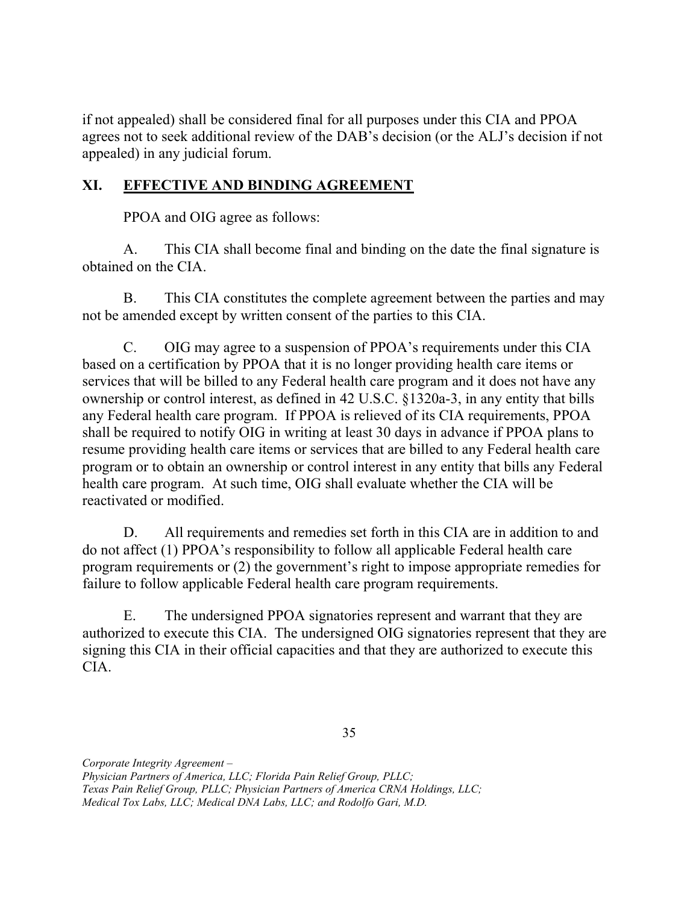if not appealed) shall be considered final for all purposes under this CIA and PPOA agrees not to seek additional review of the DAB's decision (or the ALJ's decision if not appealed) in any judicial forum.

## XI. EFFECTIVE AND BINDING AGREEMENT

PPOA and OIG agree as follows:

A. This CIA shall become final and binding on the date the final signature is obtained on the CIA.

B. This CIA constitutes the complete agreement between the parties and may not be amended except by written consent of the parties to this CIA.

C. OIG may agree to a suspension of PPOA's requirements under this CIA based on a certification by PPOA that it is no longer providing health care items or services that will be billed to any Federal health care program and it does not have any ownership or control interest, as defined in 42 U.S.C. §1320a-3, in any entity that bills any Federal health care program. If PPOA is relieved of its CIA requirements, PPOA shall be required to notify OIG in writing at least 30 days in advance if PPOA plans to resume providing health care items or services that are billed to any Federal health care program or to obtain an ownership or control interest in any entity that bills any Federal health care program. At such time, OIG shall evaluate whether the CIA will be reactivated or modified.

D. All requirements and remedies set forth in this CIA are in addition to and do not affect (1) PPOA's responsibility to follow all applicable Federal health care program requirements or (2) the government's right to impose appropriate remedies for failure to follow applicable Federal health care program requirements.

E. The undersigned PPOA signatories represent and warrant that they are authorized to execute this CIA. The undersigned OIG signatories represent that they are signing this CIA in their official capacities and that they are authorized to execute this CIA.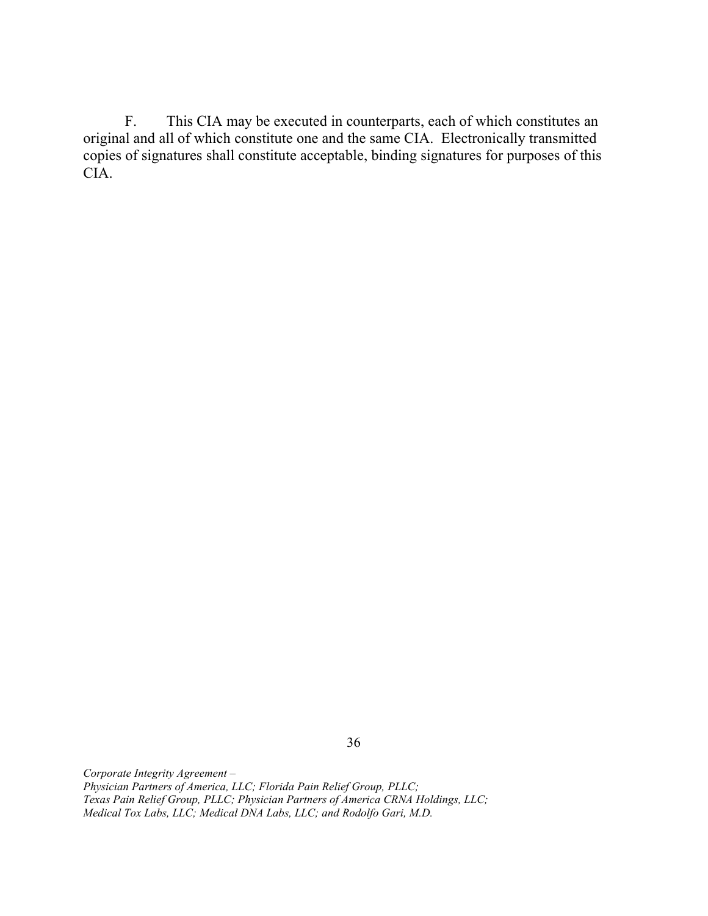F. This CIA may be executed in counterparts, each of which constitutes an original and all of which constitute one and the same CIA. Electronically transmitted copies of signatures shall constitute acceptable, binding signatures for purposes of this CIA.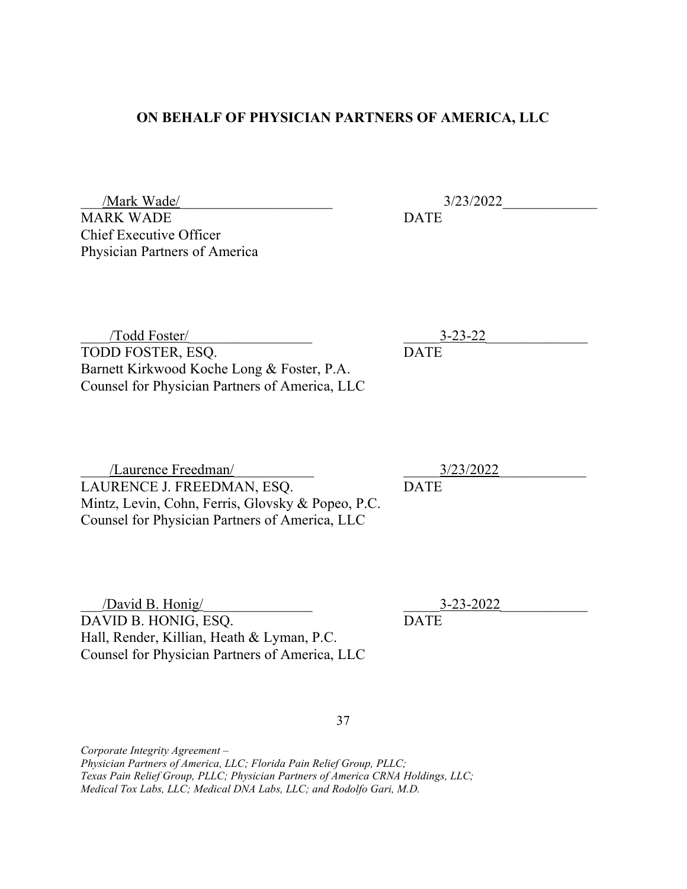**ON BEHALF OF PHYSICIAN PARTNERS OF AMERICA, LLC**

/Mark Wade/ — 3/23/2022

MARK WADE — DATE

Chief Executive Officer

Physician Partners of America

/Todd Foster/ — 3-23-22

TODD FOSTER, ESQ. — DATE

Barnett Kirkwood Koche Long & Foster, P.A.

Counsel for Physician Partners of America, LLC

/Laurence Freedman/ — 3/23/2022

LAURENCE J. FREEDMAN, ESQ. — DATE

Mintz, Levin, Cohn, Ferris, Glovsky & Popeo, P.C.

Counsel for Physician Partners of America, LLC

/David B. Honig/ — 3-23-2022

DAVID B. HONIG, ESQ. — DATE

Hall, Render, Killian, Heath & Lyman, P.C.

Counsel for Physician Partners of America, LLC

*Corporate Integrity Agreement –*
*Physician Partners of America, LLC; Florida Pain Relief Group, PLLC;*
*Texas Pain Relief Group, PLLC; Physician Partners of America CRNA Holdings, LLC;*
*Medical Tox Labs, LLC; Medical DNA Labs, LLC; and Rodolfo Gari, M.D.*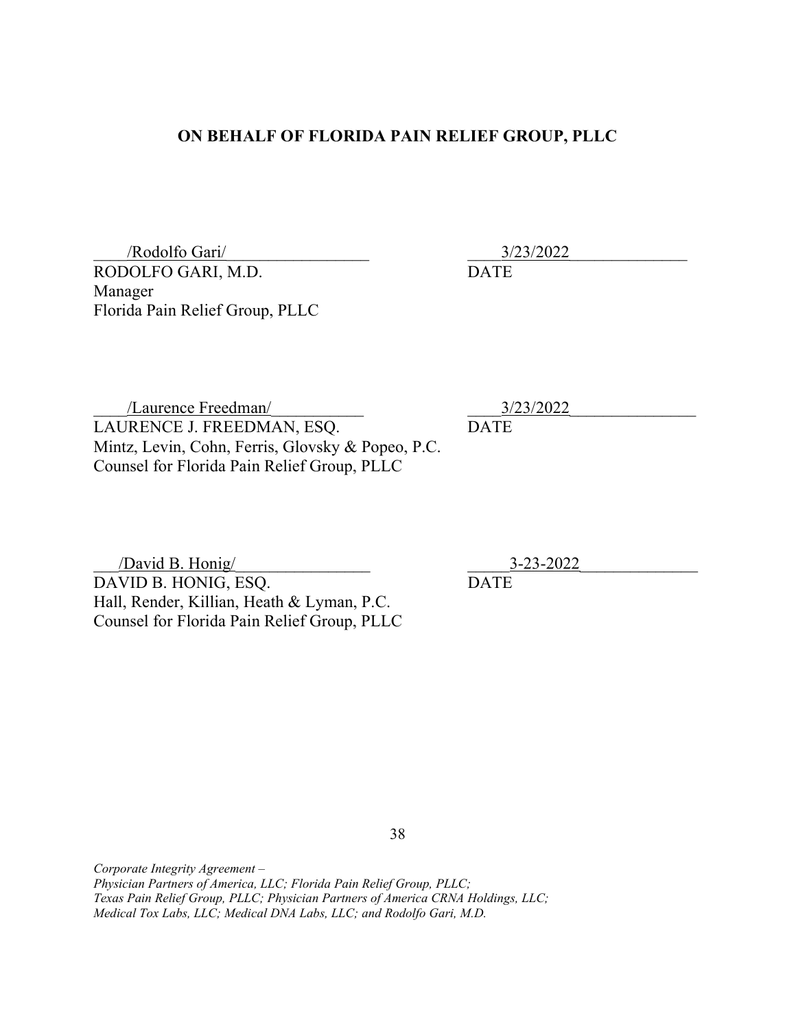**ON BEHALF OF FLORIDA PAIN RELIEF GROUP, PLLC**

/Rodolfo Gari/ 3/23/2022

RODOLFO GARI, M.D. DATE
Manager
Florida Pain Relief Group, PLLC

/Laurence Freedman/ 3/23/2022

LAURENCE J. FREEDMAN, ESQ. DATE
Mintz, Levin, Cohn, Ferris, Glovsky & Popeo, P.C.
Counsel for Florida Pain Relief Group, PLLC

/David B. Honig/ 3-23-2022

DAVID B. HONIG, ESQ. DATE
Hall, Render, Killian, Heath & Lyman, P.C.
Counsel for Florida Pain Relief Group, PLLC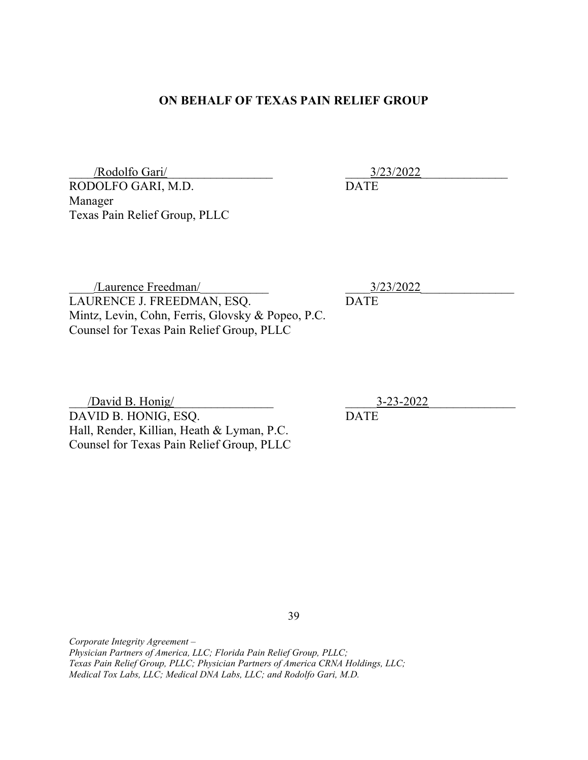**ON BEHALF OF TEXAS PAIN RELIEF GROUP**

/Rodolfo Gari/ 3/23/2022

RODOLFO GARI, M.D. DATE

Manager

Texas Pain Relief Group, PLLC

/Laurence Freedman/ 3/23/2022

LAURENCE J. FREEDMAN, ESQ. DATE

Mintz, Levin, Cohn, Ferris, Glovsky & Popeo, P.C.

Counsel for Texas Pain Relief Group, PLLC

/David B. Honig/ 3-23-2022

DAVID B. HONIG, ESQ. DATE

Hall, Render, Killian, Heath & Lyman, P.C.

Counsel for Texas Pain Relief Group, PLLC

*Corporate Integrity Agreement –*
*Physician Partners of America, LLC; Florida Pain Relief Group, PLLC;*
*Texas Pain Relief Group, PLLC; Physician Partners of America CRNA Holdings, LLC;*
*Medical Tox Labs, LLC; Medical DNA Labs, LLC; and Rodolfo Gari, M.D.*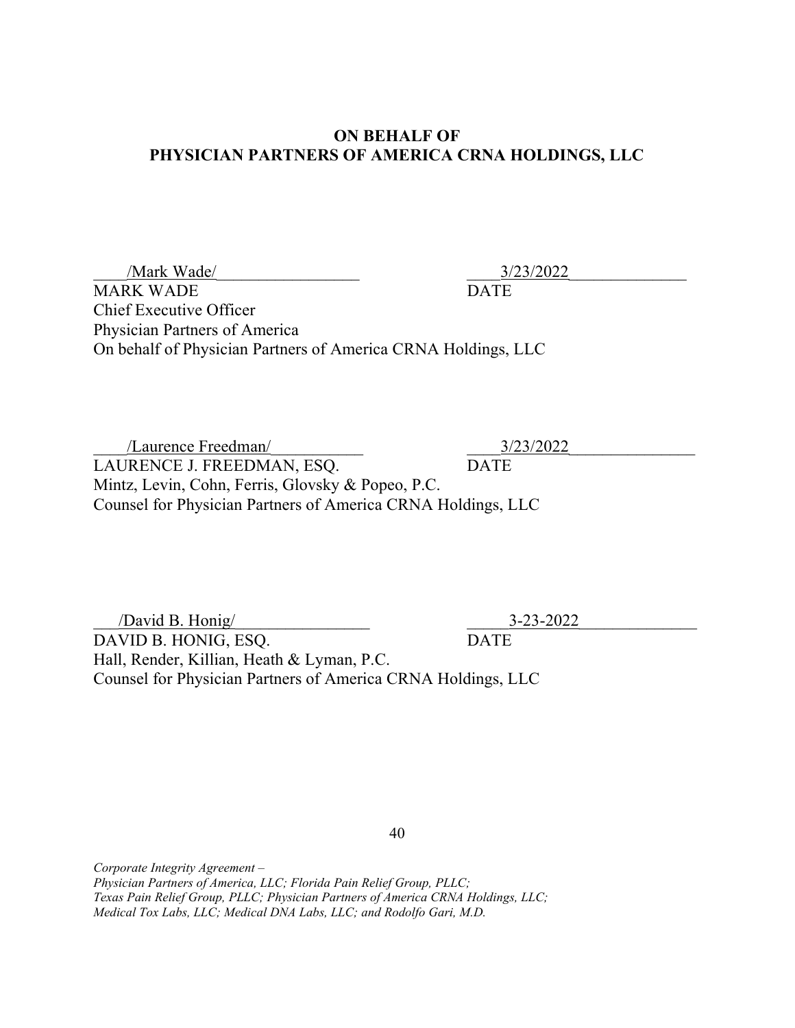**ON BEHALF OF**
**PHYSICIAN PARTNERS OF AMERICA CRNA HOLDINGS, LLC**

/Mark Wade/ — 3/23/2022

MARK WADE — DATE

Chief Executive Officer
Physician Partners of America
On behalf of Physician Partners of America CRNA Holdings, LLC

/Laurence Freedman/ — 3/23/2022

LAURENCE J. FREEDMAN, ESQ. — DATE

Mintz, Levin, Cohn, Ferris, Glovsky & Popeo, P.C.
Counsel for Physician Partners of America CRNA Holdings, LLC

/David B. Honig/ — 3-23-2022

DAVID B. HONIG, ESQ. — DATE

Hall, Render, Killian, Heath & Lyman, P.C.
Counsel for Physician Partners of America CRNA Holdings, LLC

*Corporate Integrity Agreement –*
*Physician Partners of America, LLC; Florida Pain Relief Group, PLLC;*
*Texas Pain Relief Group, PLLC; Physician Partners of America CRNA Holdings, LLC;*
*Medical Tox Labs, LLC; Medical DNA Labs, LLC; and Rodolfo Gari, M.D.*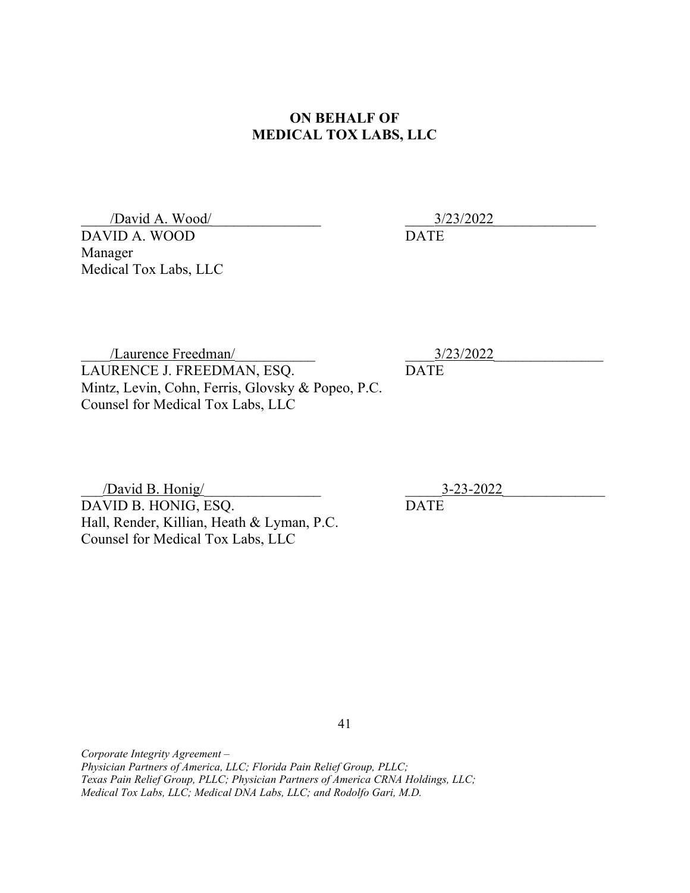**ON BEHALF OF**
**MEDICAL TOX LABS, LLC**

/David A. Wood/ — 3/23/2022

DAVID A. WOOD — DATE
Manager
Medical Tox Labs, LLC

/Laurence Freedman/ — 3/23/2022

LAURENCE J. FREEDMAN, ESQ. — DATE
Mintz, Levin, Cohn, Ferris, Glovsky & Popeo, P.C.
Counsel for Medical Tox Labs, LLC

/David B. Honig/ — 3-23-2022

DAVID B. HONIG, ESQ. — DATE
Hall, Render, Killian, Heath & Lyman, P.C.
Counsel for Medical Tox Labs, LLC

*Corporate Integrity Agreement –*
*Physician Partners of America, LLC; Florida Pain Relief Group, PLLC;*
*Texas Pain Relief Group, PLLC; Physician Partners of America CRNA Holdings, LLC;*
*Medical Tox Labs, LLC; Medical DNA Labs, LLC; and Rodolfo Gari, M.D.*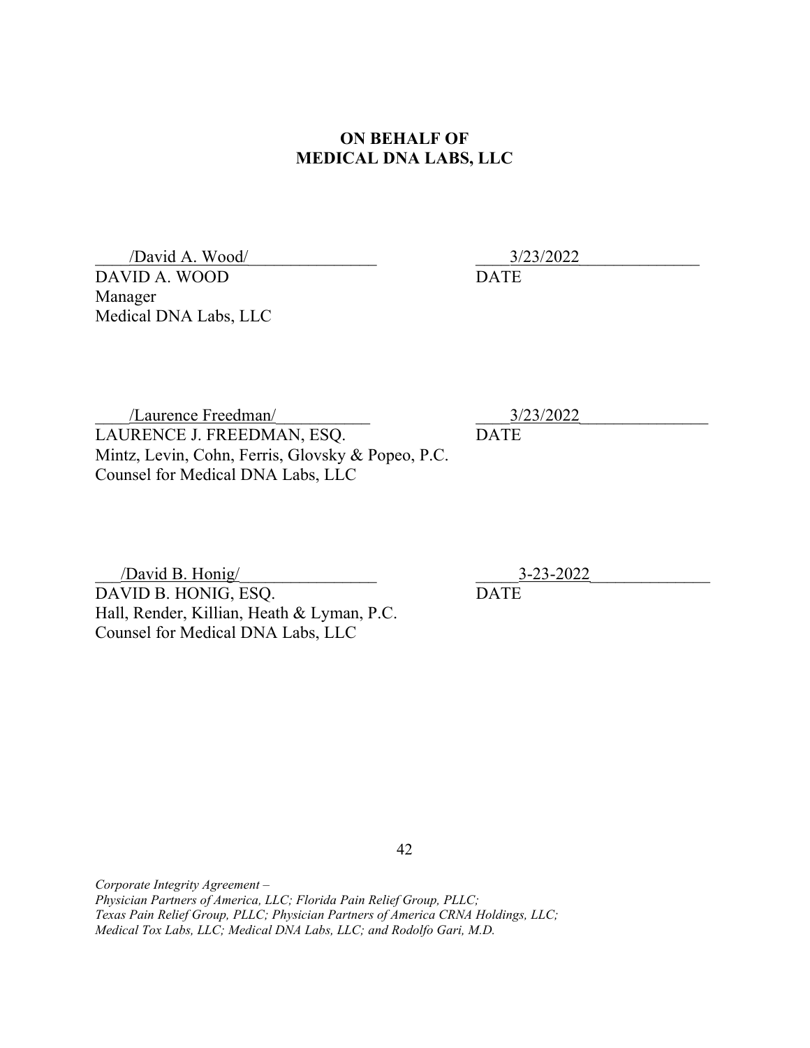**ON BEHALF OF**
**MEDICAL DNA LABS, LLC**

/David A. Wood/ — 3/23/2022

DAVID A. WOOD — DATE
Manager
Medical DNA Labs, LLC

/Laurence Freedman/ — 3/23/2022

LAURENCE J. FREEDMAN, ESQ. — DATE
Mintz, Levin, Cohn, Ferris, Glovsky & Popeo, P.C.
Counsel for Medical DNA Labs, LLC

/David B. Honig/ — 3-23-2022

DAVID B. HONIG, ESQ. — DATE
Hall, Render, Killian, Heath & Lyman, P.C.
Counsel for Medical DNA Labs, LLC

*Corporate Integrity Agreement –*
*Physician Partners of America, LLC; Florida Pain Relief Group, PLLC;*
*Texas Pain Relief Group, PLLC; Physician Partners of America CRNA Holdings, LLC;*
*Medical Tox Labs, LLC; Medical DNA Labs, LLC; and Rodolfo Gari, M.D.*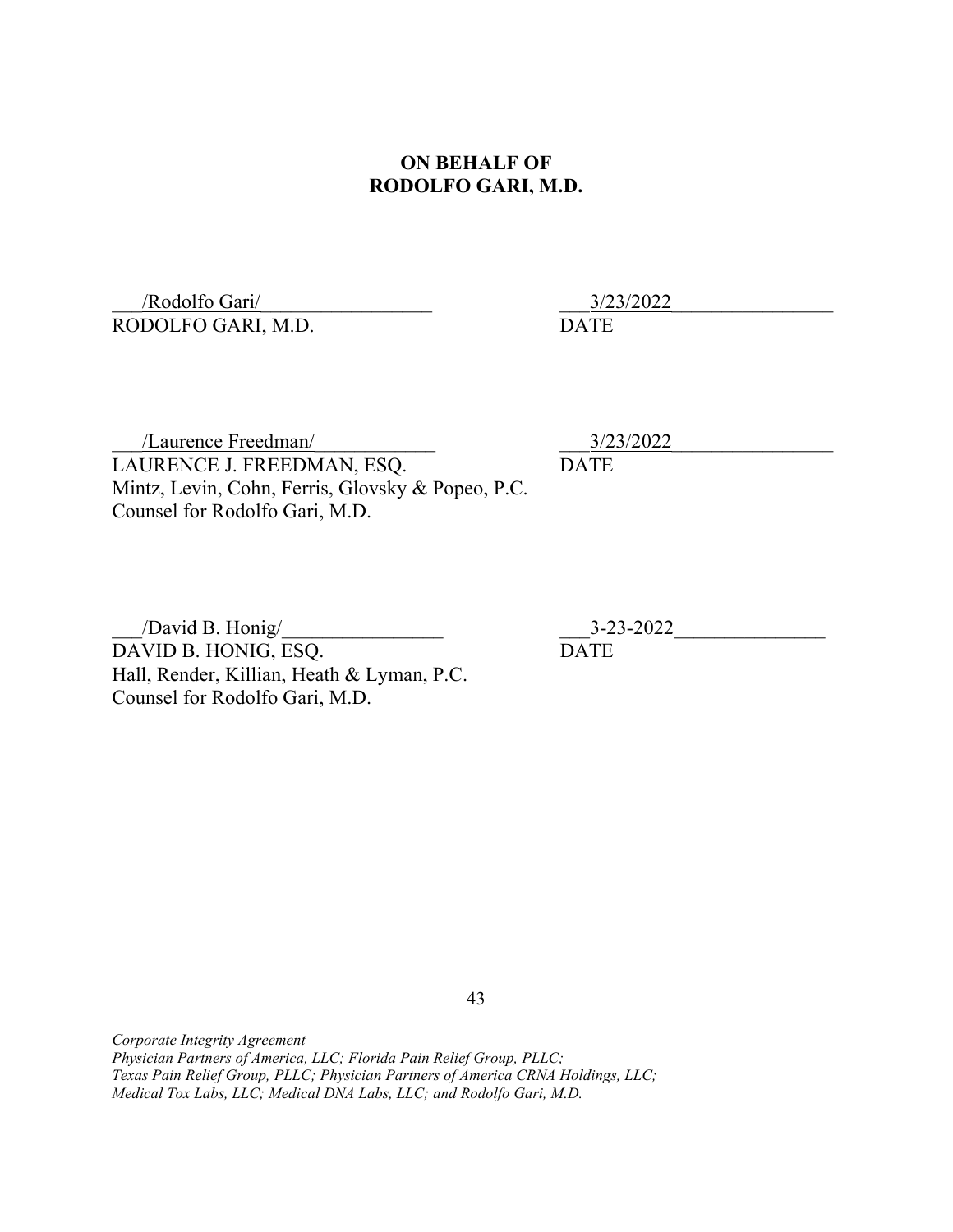**ON BEHALF OF**
**RODOLFO GARI, M.D.**

/Rodolfo Gari/
RODOLFO GARI, M.D.

3/23/2022
DATE

/Laurence Freedman/
LAURENCE J. FREEDMAN, ESQ.
Mintz, Levin, Cohn, Ferris, Glovsky & Popeo, P.C.
Counsel for Rodolfo Gari, M.D.

3/23/2022
DATE

/David B. Honig/
DAVID B. HONIG, ESQ.
Hall, Render, Killian, Heath & Lyman, P.C.
Counsel for Rodolfo Gari, M.D.

3-23-2022
DATE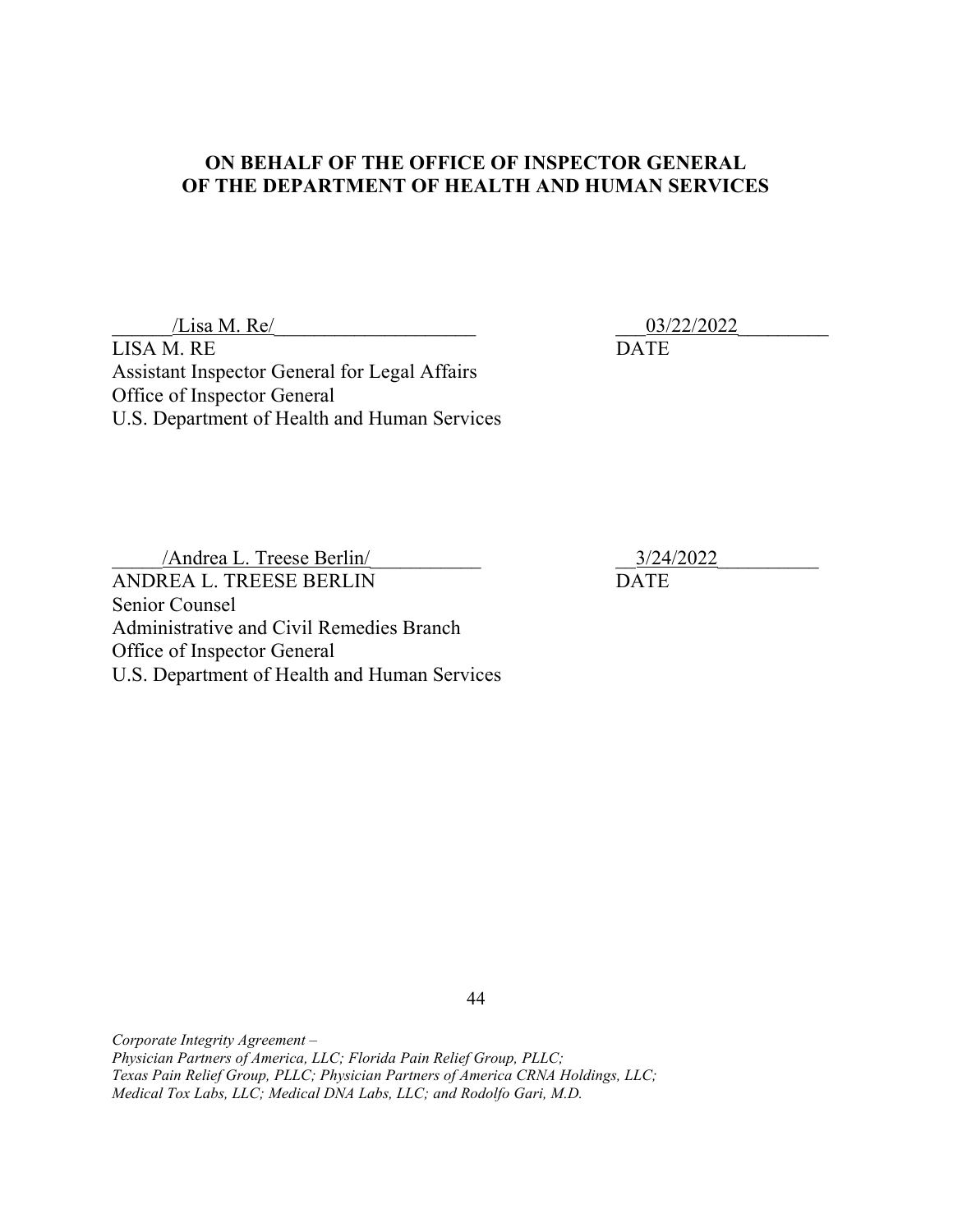**ON BEHALF OF THE OFFICE OF INSPECTOR GENERAL OF THE DEPARTMENT OF HEALTH AND HUMAN SERVICES**

/Lisa M. Re/ — 03/22/2022

LISA M. RE — DATE
Assistant Inspector General for Legal Affairs
Office of Inspector General
U.S. Department of Health and Human Services

/Andrea L. Treese Berlin/ — 3/24/2022

ANDREA L. TREESE BERLIN — DATE
Senior Counsel
Administrative and Civil Remedies Branch
Office of Inspector General
U.S. Department of Health and Human Services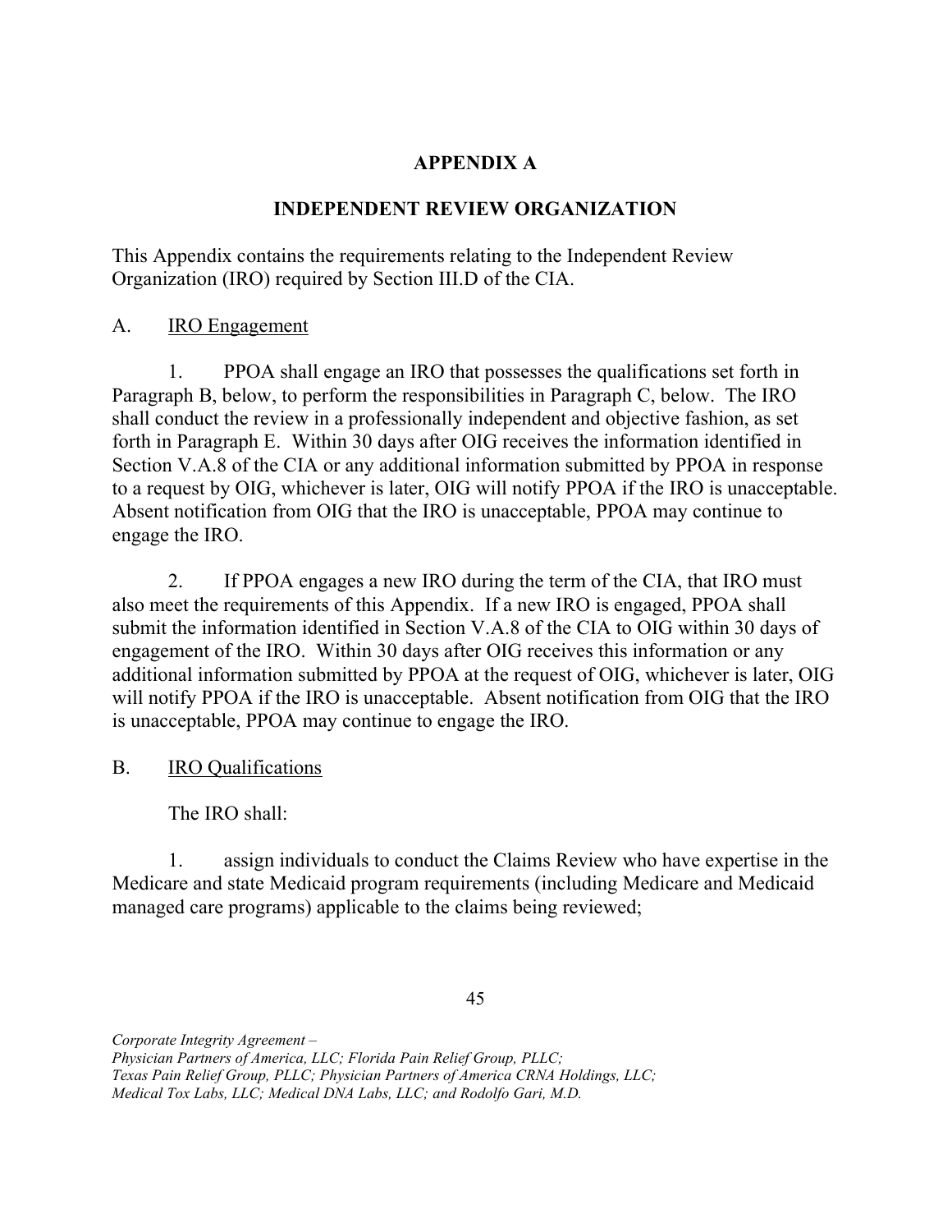## APPENDIX A

## INDEPENDENT REVIEW ORGANIZATION

This Appendix contains the requirements relating to the Independent Review Organization (IRO) required by Section III.D of the CIA.

A. <u>IRO Engagement</u>

1. PPOA shall engage an IRO that possesses the qualifications set forth in Paragraph B, below, to perform the responsibilities in Paragraph C, below. The IRO shall conduct the review in a professionally independent and objective fashion, as set forth in Paragraph E. Within 30 days after OIG receives the information identified in Section V.A.8 of the CIA or any additional information submitted by PPOA in response to a request by OIG, whichever is later, OIG will notify PPOA if the IRO is unacceptable. Absent notification from OIG that the IRO is unacceptable, PPOA may continue to engage the IRO.

2. If PPOA engages a new IRO during the term of the CIA, that IRO must also meet the requirements of this Appendix. If a new IRO is engaged, PPOA shall submit the information identified in Section V.A.8 of the CIA to OIG within 30 days of engagement of the IRO. Within 30 days after OIG receives this information or any additional information submitted by PPOA at the request of OIG, whichever is later, OIG will notify PPOA if the IRO is unacceptable. Absent notification from OIG that the IRO is unacceptable, PPOA may continue to engage the IRO.

B. <u>IRO Qualifications</u>

The IRO shall:

1. assign individuals to conduct the Claims Review who have expertise in the Medicare and state Medicaid program requirements (including Medicare and Medicaid managed care programs) applicable to the claims being reviewed;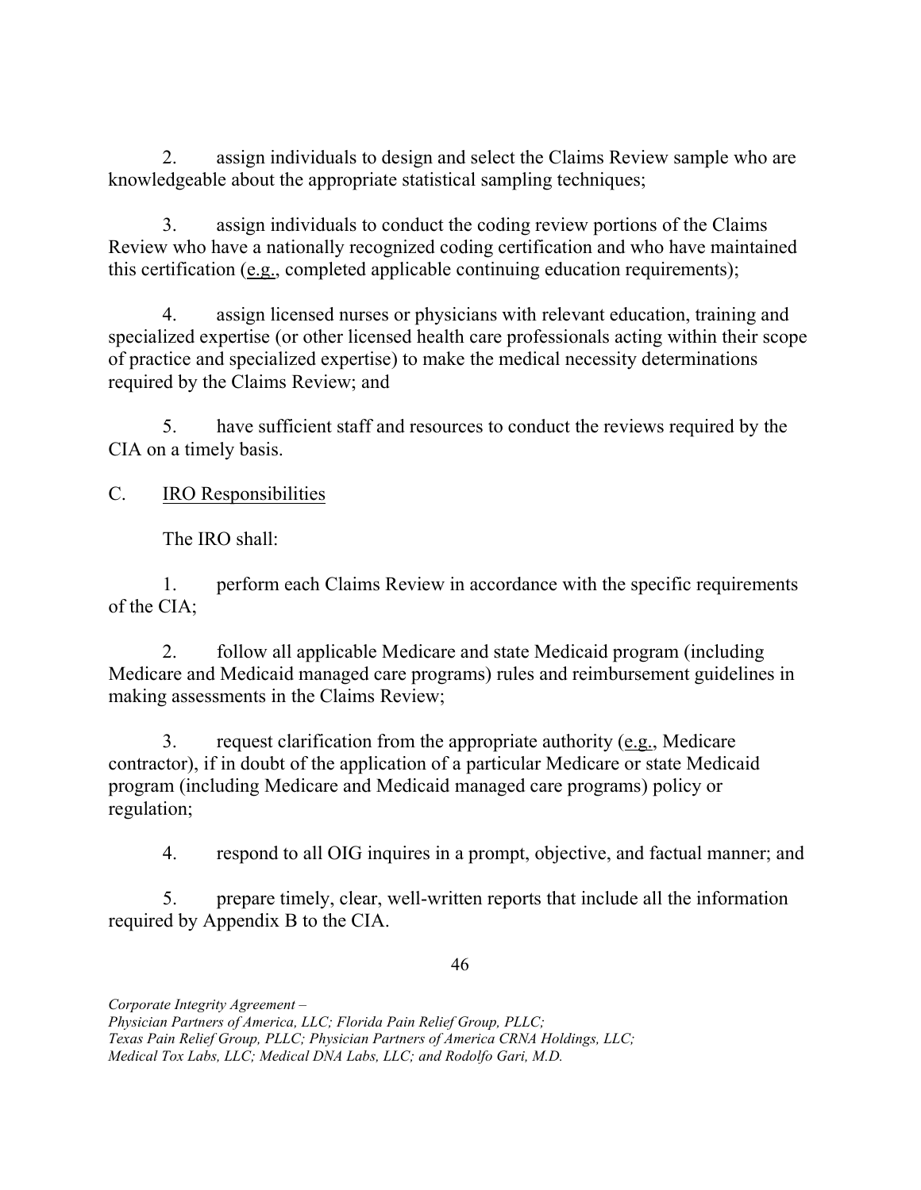2. assign individuals to design and select the Claims Review sample who are knowledgeable about the appropriate statistical sampling techniques;

3. assign individuals to conduct the coding review portions of the Claims Review who have a nationally recognized coding certification and who have maintained this certification (e.g., completed applicable continuing education requirements);

4. assign licensed nurses or physicians with relevant education, training and specialized expertise (or other licensed health care professionals acting within their scope of practice and specialized expertise) to make the medical necessity determinations required by the Claims Review; and

5. have sufficient staff and resources to conduct the reviews required by the CIA on a timely basis.

C. IRO Responsibilities

The IRO shall:

1. perform each Claims Review in accordance with the specific requirements of the CIA;

2. follow all applicable Medicare and state Medicaid program (including Medicare and Medicaid managed care programs) rules and reimbursement guidelines in making assessments in the Claims Review;

3. request clarification from the appropriate authority (e.g., Medicare contractor), if in doubt of the application of a particular Medicare or state Medicaid program (including Medicare and Medicaid managed care programs) policy or regulation;

4. respond to all OIG inquires in a prompt, objective, and factual manner; and

5. prepare timely, clear, well-written reports that include all the information required by Appendix B to the CIA.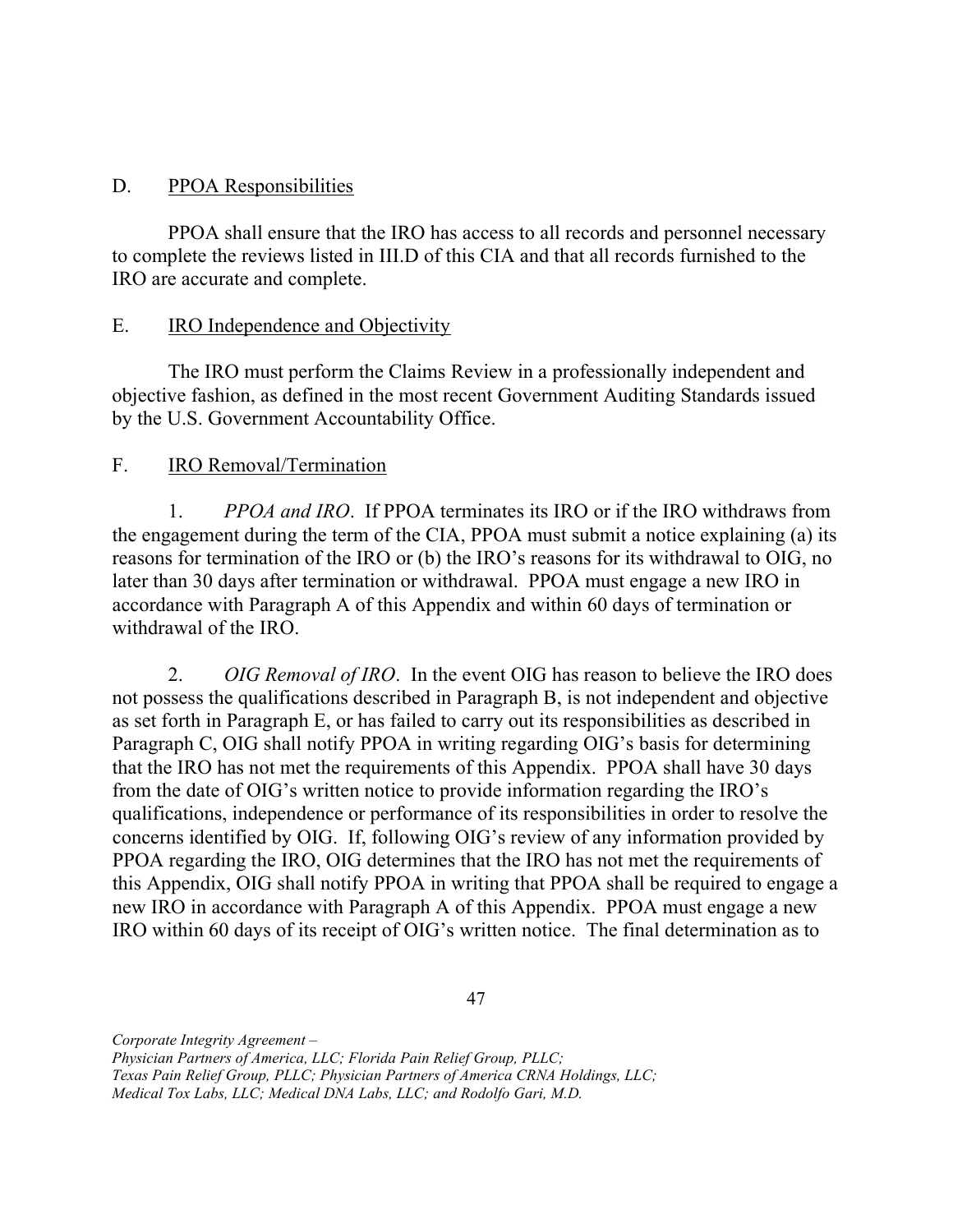D. <u>PPOA Responsibilities</u>

PPOA shall ensure that the IRO has access to all records and personnel necessary to complete the reviews listed in III.D of this CIA and that all records furnished to the IRO are accurate and complete.

E. <u>IRO Independence and Objectivity</u>

The IRO must perform the Claims Review in a professionally independent and objective fashion, as defined in the most recent Government Auditing Standards issued by the U.S. Government Accountability Office.

F. <u>IRO Removal/Termination</u>

1. *PPOA and IRO*. If PPOA terminates its IRO or if the IRO withdraws from the engagement during the term of the CIA, PPOA must submit a notice explaining (a) its reasons for termination of the IRO or (b) the IRO's reasons for its withdrawal to OIG, no later than 30 days after termination or withdrawal. PPOA must engage a new IRO in accordance with Paragraph A of this Appendix and within 60 days of termination or withdrawal of the IRO.

2. *OIG Removal of IRO*. In the event OIG has reason to believe the IRO does not possess the qualifications described in Paragraph B, is not independent and objective as set forth in Paragraph E, or has failed to carry out its responsibilities as described in Paragraph C, OIG shall notify PPOA in writing regarding OIG's basis for determining that the IRO has not met the requirements of this Appendix. PPOA shall have 30 days from the date of OIG's written notice to provide information regarding the IRO's qualifications, independence or performance of its responsibilities in order to resolve the concerns identified by OIG. If, following OIG's review of any information provided by PPOA regarding the IRO, OIG determines that the IRO has not met the requirements of this Appendix, OIG shall notify PPOA in writing that PPOA shall be required to engage a new IRO in accordance with Paragraph A of this Appendix. PPOA must engage a new IRO within 60 days of its receipt of OIG's written notice. The final determination as to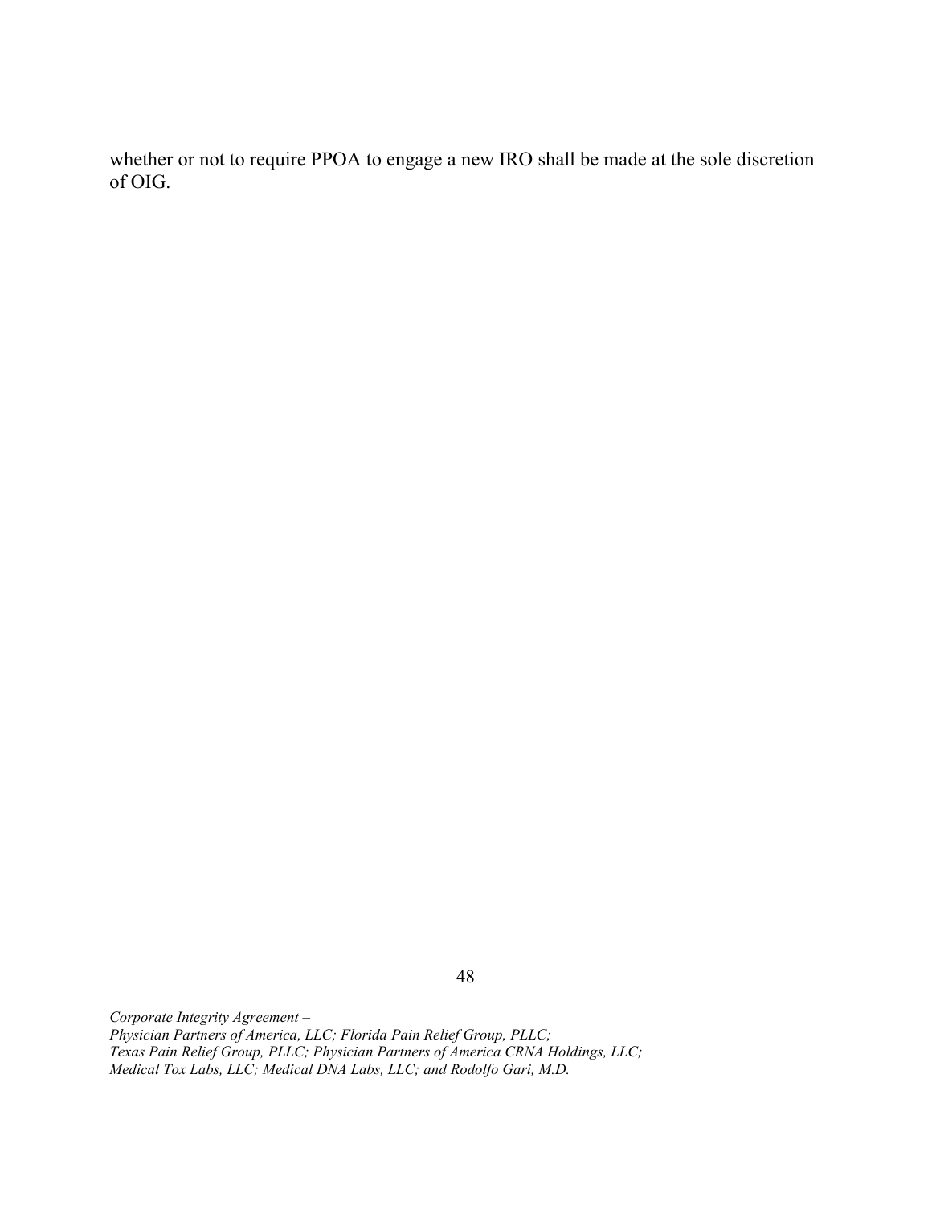whether or not to require PPOA to engage a new IRO shall be made at the sole discretion of OIG.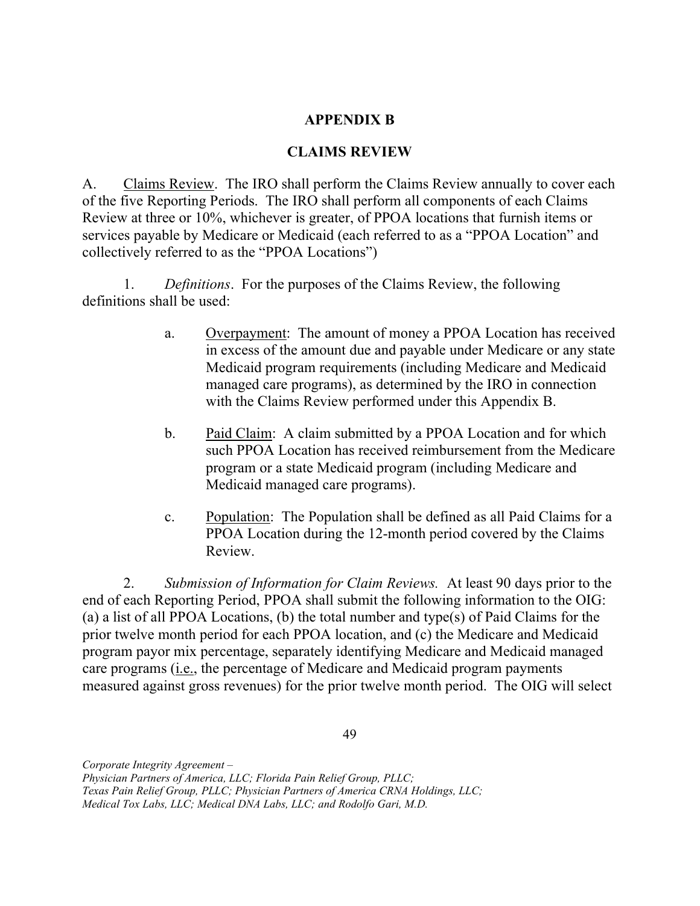## APPENDIX B

## CLAIMS REVIEW

A. Claims Review. The IRO shall perform the Claims Review annually to cover each of the five Reporting Periods. The IRO shall perform all components of each Claims Review at three or 10%, whichever is greater, of PPOA locations that furnish items or services payable by Medicare or Medicaid (each referred to as a "PPOA Location" and collectively referred to as the "PPOA Locations")

1. *Definitions*. For the purposes of the Claims Review, the following definitions shall be used:

   a. Overpayment: The amount of money a PPOA Location has received in excess of the amount due and payable under Medicare or any state Medicaid program requirements (including Medicare and Medicaid managed care programs), as determined by the IRO in connection with the Claims Review performed under this Appendix B.

   b. Paid Claim: A claim submitted by a PPOA Location and for which such PPOA Location has received reimbursement from the Medicare program or a state Medicaid program (including Medicare and Medicaid managed care programs).

   c. Population: The Population shall be defined as all Paid Claims for a PPOA Location during the 12-month period covered by the Claims Review.

2. *Submission of Information for Claim Reviews.* At least 90 days prior to the end of each Reporting Period, PPOA shall submit the following information to the OIG: (a) a list of all PPOA Locations, (b) the total number and type(s) of Paid Claims for the prior twelve month period for each PPOA location, and (c) the Medicare and Medicaid program payor mix percentage, separately identifying Medicare and Medicaid managed care programs (i.e., the percentage of Medicare and Medicaid program payments measured against gross revenues) for the prior twelve month period. The OIG will select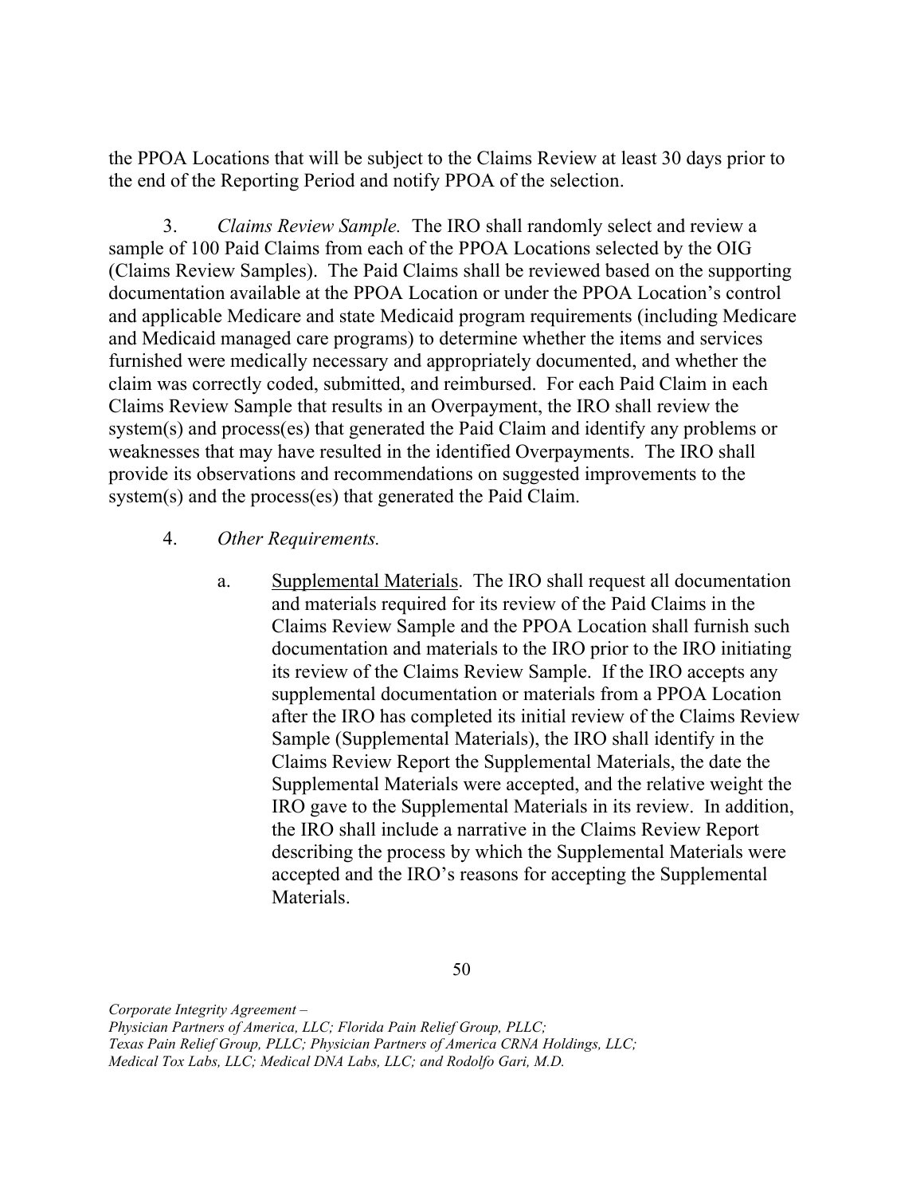the PPOA Locations that will be subject to the Claims Review at least 30 days prior to the end of the Reporting Period and notify PPOA of the selection.

3. *Claims Review Sample.* The IRO shall randomly select and review a sample of 100 Paid Claims from each of the PPOA Locations selected by the OIG (Claims Review Samples). The Paid Claims shall be reviewed based on the supporting documentation available at the PPOA Location or under the PPOA Location's control and applicable Medicare and state Medicaid program requirements (including Medicare and Medicaid managed care programs) to determine whether the items and services furnished were medically necessary and appropriately documented, and whether the claim was correctly coded, submitted, and reimbursed. For each Paid Claim in each Claims Review Sample that results in an Overpayment, the IRO shall review the system(s) and process(es) that generated the Paid Claim and identify any problems or weaknesses that may have resulted in the identified Overpayments. The IRO shall provide its observations and recommendations on suggested improvements to the system(s) and the process(es) that generated the Paid Claim.

4. *Other Requirements.*

a. Supplemental Materials. The IRO shall request all documentation and materials required for its review of the Paid Claims in the Claims Review Sample and the PPOA Location shall furnish such documentation and materials to the IRO prior to the IRO initiating its review of the Claims Review Sample. If the IRO accepts any supplemental documentation or materials from a PPOA Location after the IRO has completed its initial review of the Claims Review Sample (Supplemental Materials), the IRO shall identify in the Claims Review Report the Supplemental Materials, the date the Supplemental Materials were accepted, and the relative weight the IRO gave to the Supplemental Materials in its review. In addition, the IRO shall include a narrative in the Claims Review Report describing the process by which the Supplemental Materials were accepted and the IRO's reasons for accepting the Supplemental Materials.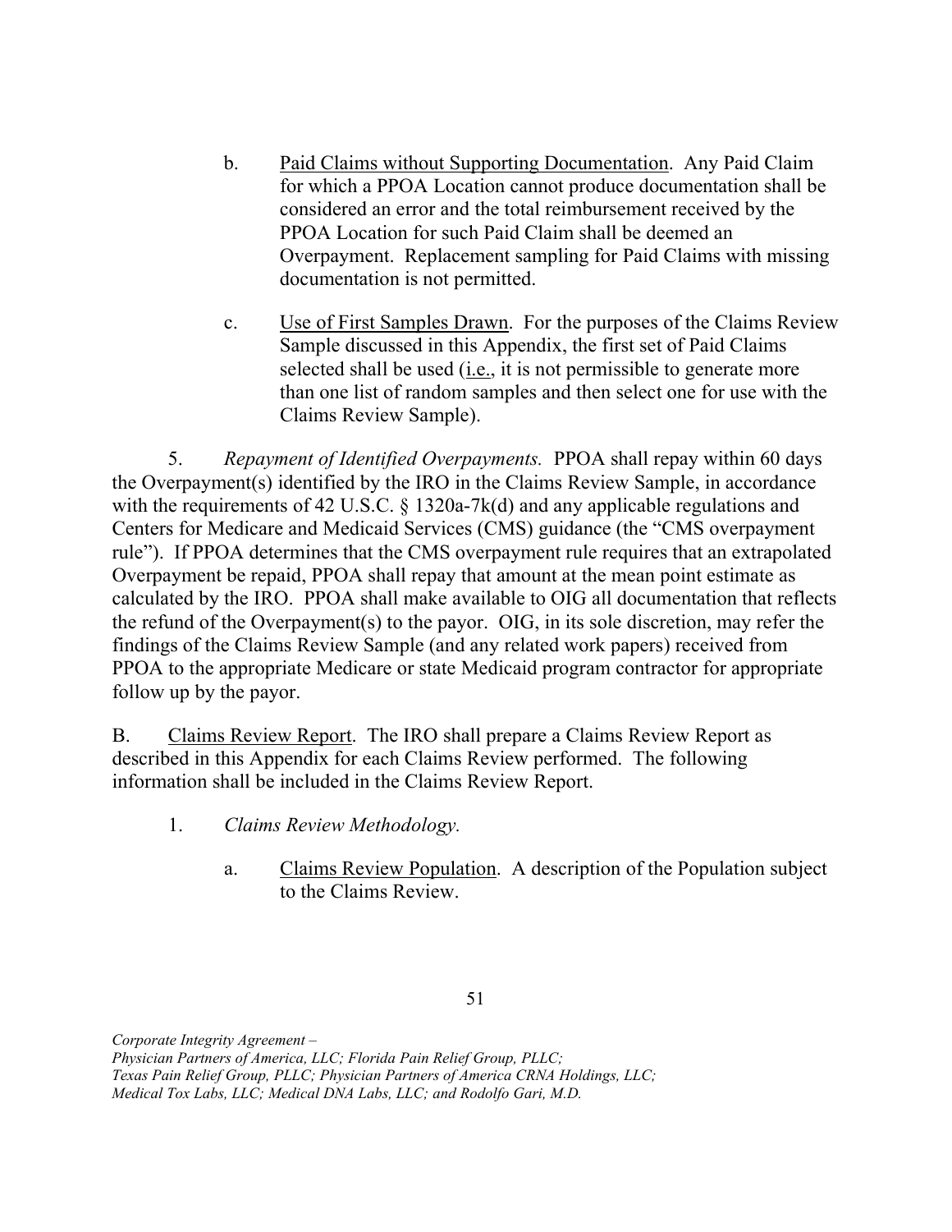b. Paid Claims without Supporting Documentation. Any Paid Claim for which a PPOA Location cannot produce documentation shall be considered an error and the total reimbursement received by the PPOA Location for such Paid Claim shall be deemed an Overpayment. Replacement sampling for Paid Claims with missing documentation is not permitted.

c. Use of First Samples Drawn. For the purposes of the Claims Review Sample discussed in this Appendix, the first set of Paid Claims selected shall be used (i.e., it is not permissible to generate more than one list of random samples and then select one for use with the Claims Review Sample).

5. *Repayment of Identified Overpayments.* PPOA shall repay within 60 days the Overpayment(s) identified by the IRO in the Claims Review Sample, in accordance with the requirements of 42 U.S.C. § 1320a-7k(d) and any applicable regulations and Centers for Medicare and Medicaid Services (CMS) guidance (the "CMS overpayment rule"). If PPOA determines that the CMS overpayment rule requires that an extrapolated Overpayment be repaid, PPOA shall repay that amount at the mean point estimate as calculated by the IRO. PPOA shall make available to OIG all documentation that reflects the refund of the Overpayment(s) to the payor. OIG, in its sole discretion, may refer the findings of the Claims Review Sample (and any related work papers) received from PPOA to the appropriate Medicare or state Medicaid program contractor for appropriate follow up by the payor.

B. Claims Review Report. The IRO shall prepare a Claims Review Report as described in this Appendix for each Claims Review performed. The following information shall be included in the Claims Review Report.

1. *Claims Review Methodology.*

a. Claims Review Population. A description of the Population subject to the Claims Review.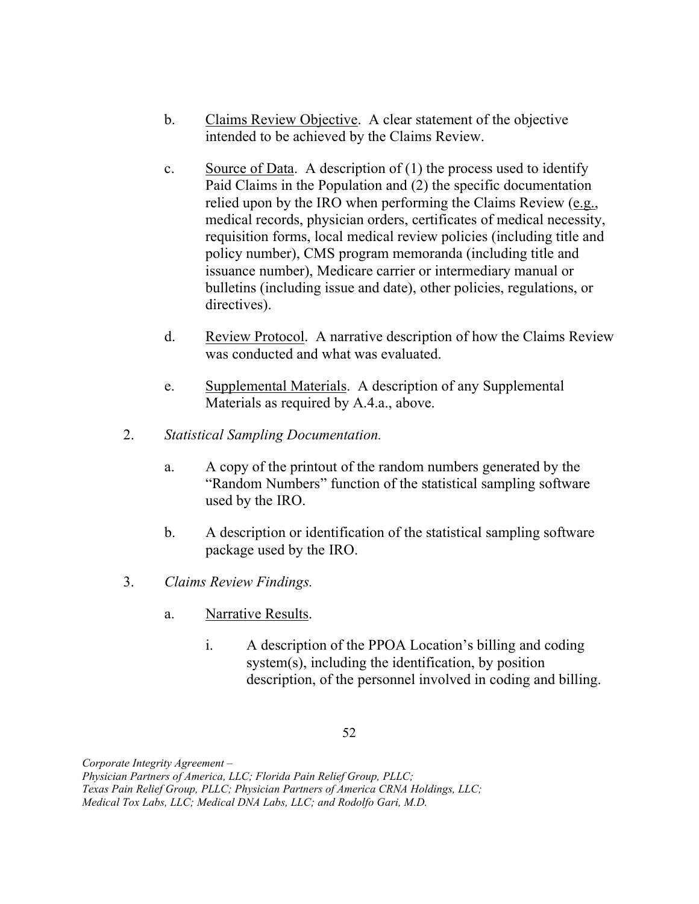b. Claims Review Objective. A clear statement of the objective intended to be achieved by the Claims Review.

c. Source of Data. A description of (1) the process used to identify Paid Claims in the Population and (2) the specific documentation relied upon by the IRO when performing the Claims Review (e.g., medical records, physician orders, certificates of medical necessity, requisition forms, local medical review policies (including title and policy number), CMS program memoranda (including title and issuance number), Medicare carrier or intermediary manual or bulletins (including issue and date), other policies, regulations, or directives).

d. Review Protocol. A narrative description of how the Claims Review was conducted and what was evaluated.

e. Supplemental Materials. A description of any Supplemental Materials as required by A.4.a., above.

2. *Statistical Sampling Documentation.*

a. A copy of the printout of the random numbers generated by the "Random Numbers" function of the statistical sampling software used by the IRO.

b. A description or identification of the statistical sampling software package used by the IRO.

3. *Claims Review Findings.*

a. Narrative Results.

i. A description of the PPOA Location's billing and coding system(s), including the identification, by position description, of the personnel involved in coding and billing.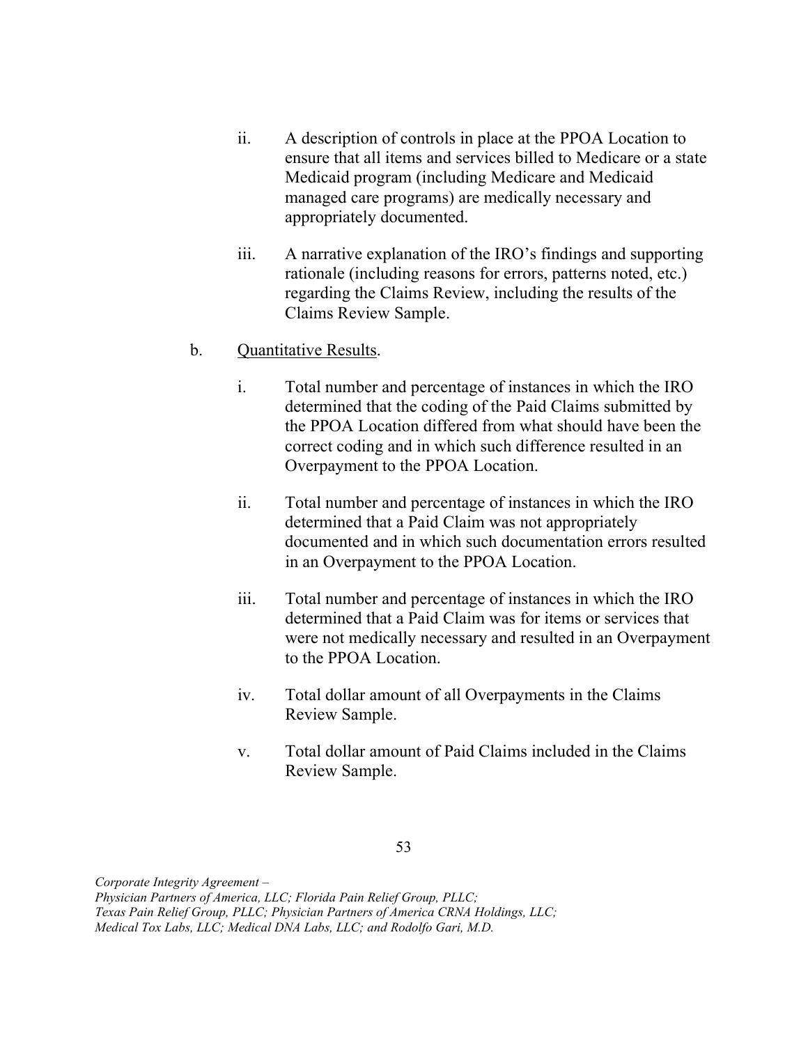ii. A description of controls in place at the PPOA Location to ensure that all items and services billed to Medicare or a state Medicaid program (including Medicare and Medicaid managed care programs) are medically necessary and appropriately documented.

iii. A narrative explanation of the IRO's findings and supporting rationale (including reasons for errors, patterns noted, etc.) regarding the Claims Review, including the results of the Claims Review Sample.

b. Quantitative Results.

i. Total number and percentage of instances in which the IRO determined that the coding of the Paid Claims submitted by the PPOA Location differed from what should have been the correct coding and in which such difference resulted in an Overpayment to the PPOA Location.

ii. Total number and percentage of instances in which the IRO determined that a Paid Claim was not appropriately documented and in which such documentation errors resulted in an Overpayment to the PPOA Location.

iii. Total number and percentage of instances in which the IRO determined that a Paid Claim was for items or services that were not medically necessary and resulted in an Overpayment to the PPOA Location.

iv. Total dollar amount of all Overpayments in the Claims Review Sample.

v. Total dollar amount of Paid Claims included in the Claims Review Sample.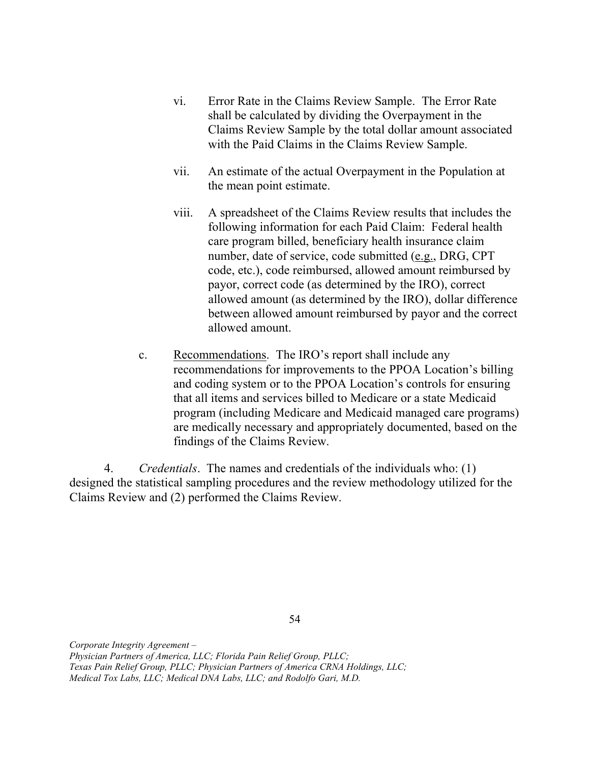vi. Error Rate in the Claims Review Sample. The Error Rate shall be calculated by dividing the Overpayment in the Claims Review Sample by the total dollar amount associated with the Paid Claims in the Claims Review Sample.

vii. An estimate of the actual Overpayment in the Population at the mean point estimate.

viii. A spreadsheet of the Claims Review results that includes the following information for each Paid Claim: Federal health care program billed, beneficiary health insurance claim number, date of service, code submitted (e.g., DRG, CPT code, etc.), code reimbursed, allowed amount reimbursed by payor, correct code (as determined by the IRO), correct allowed amount (as determined by the IRO), dollar difference between allowed amount reimbursed by payor and the correct allowed amount.

c. Recommendations. The IRO's report shall include any recommendations for improvements to the PPOA Location's billing and coding system or to the PPOA Location's controls for ensuring that all items and services billed to Medicare or a state Medicaid program (including Medicare and Medicaid managed care programs) are medically necessary and appropriately documented, based on the findings of the Claims Review.

4. *Credentials*. The names and credentials of the individuals who: (1) designed the statistical sampling procedures and the review methodology utilized for the Claims Review and (2) performed the Claims Review.